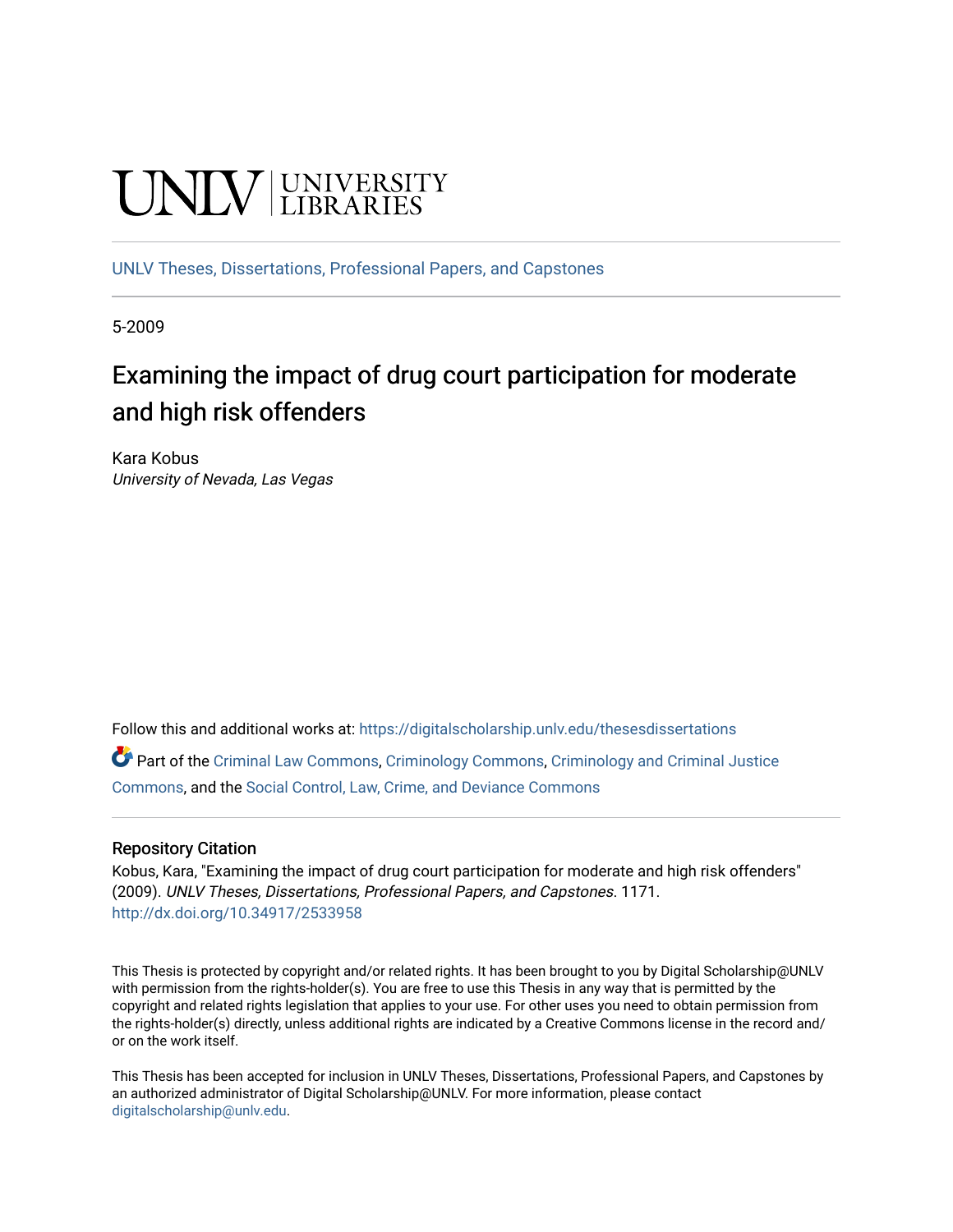UNLV | UNIVERSITY LIBRARIES

UNLV Theses, Dissertations, Professional Papers, and Capstones

5-2009

# Examining the impact of drug court participation for moderate and high risk offenders

Kara Kobus
*University of Nevada, Las Vegas*

Follow this and additional works at: https://digitalscholarship.unlv.edu/thesesdissertations

Part of the Criminal Law Commons, Criminology Commons, Criminology and Criminal Justice Commons, and the Social Control, Law, Crime, and Deviance Commons

### Repository Citation

Kobus, Kara, "Examining the impact of drug court participation for moderate and high risk offenders" (2009). *UNLV Theses, Dissertations, Professional Papers, and Capstones*. 1171.
http://dx.doi.org/10.34917/2533958

This Thesis is protected by copyright and/or related rights. It has been brought to you by Digital Scholarship@UNLV with permission from the rights-holder(s). You are free to use this Thesis in any way that is permitted by the copyright and related rights legislation that applies to your use. For other uses you need to obtain permission from the rights-holder(s) directly, unless additional rights are indicated by a Creative Commons license in the record and/or on the work itself.

This Thesis has been accepted for inclusion in UNLV Theses, Dissertations, Professional Papers, and Capstones by an authorized administrator of Digital Scholarship@UNLV. For more information, please contact digitalscholarship@unlv.edu.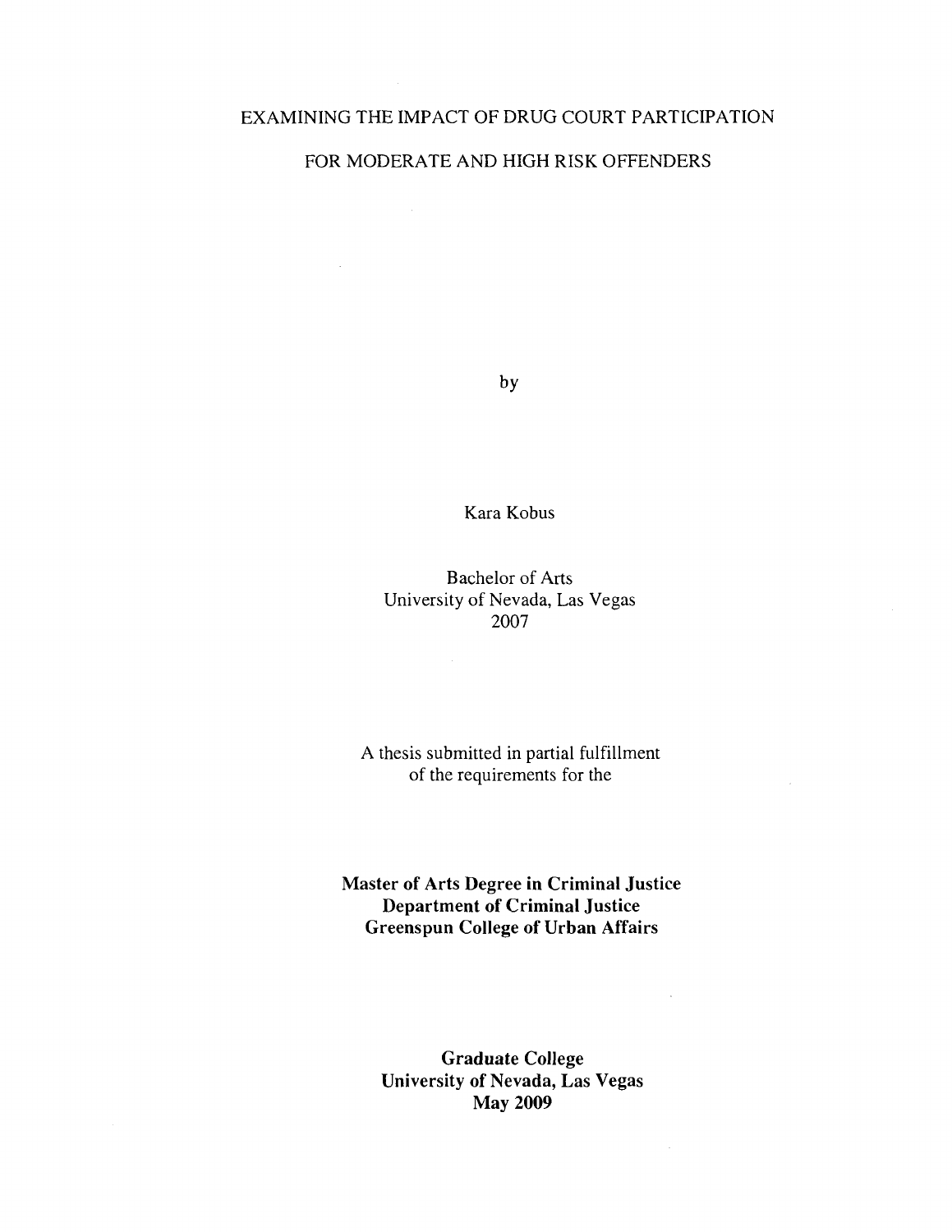# EXAMINING THE IMPACT OF DRUG COURT PARTICIPATION FOR MODERATE AND HIGH RISK OFFENDERS

by

Kara Kobus

Bachelor of Arts
University of Nevada, Las Vegas
2007

A thesis submitted in partial fulfillment
of the requirements for the

**Master of Arts Degree in Criminal Justice**
**Department of Criminal Justice**
**Greenspun College of Urban Affairs**

**Graduate College**
**University of Nevada, Las Vegas**
**May 2009**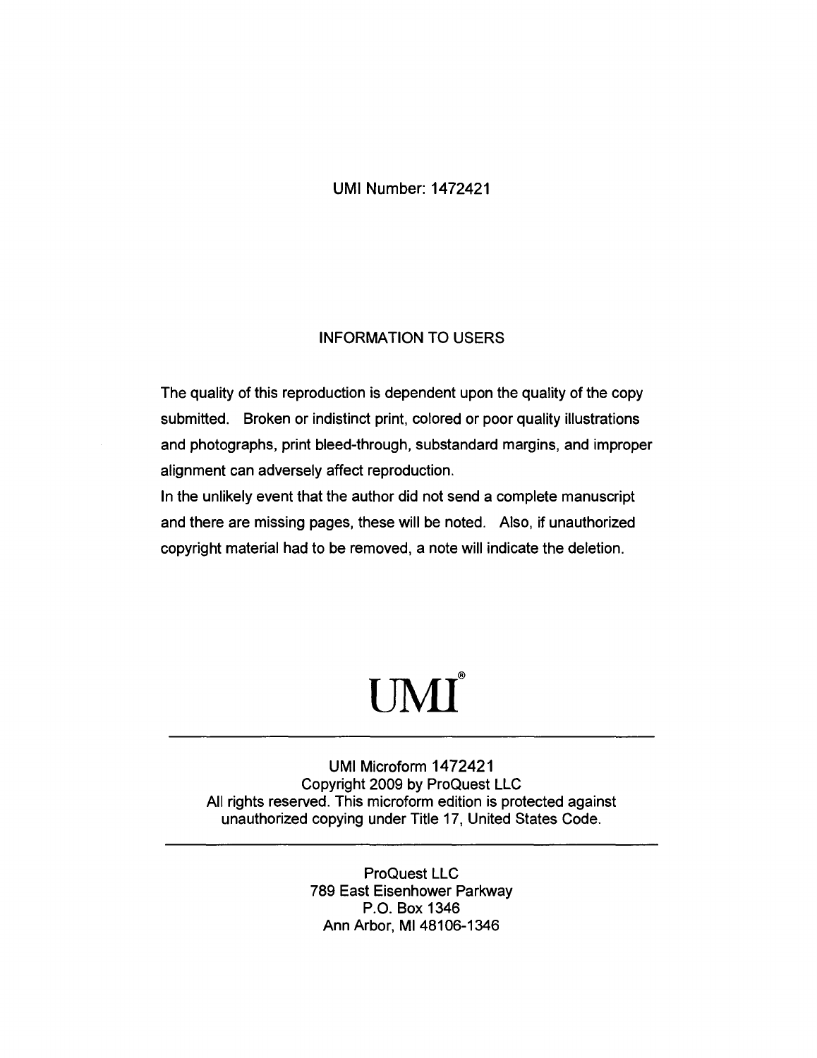UMI Number: 1472421

INFORMATION TO USERS

The quality of this reproduction is dependent upon the quality of the copy submitted. Broken or indistinct print, colored or poor quality illustrations and photographs, print bleed-through, substandard margins, and improper alignment can adversely affect reproduction.

In the unlikely event that the author did not send a complete manuscript and there are missing pages, these will be noted. Also, if unauthorized copyright material had to be removed, a note will indicate the deletion.

UMI®

---

UMI Microform 1472421
Copyright 2009 by ProQuest LLC
All rights reserved. This microform edition is protected against unauthorized copying under Title 17, United States Code.

---

ProQuest LLC
789 East Eisenhower Parkway
P.O. Box 1346
Ann Arbor, MI 48106-1346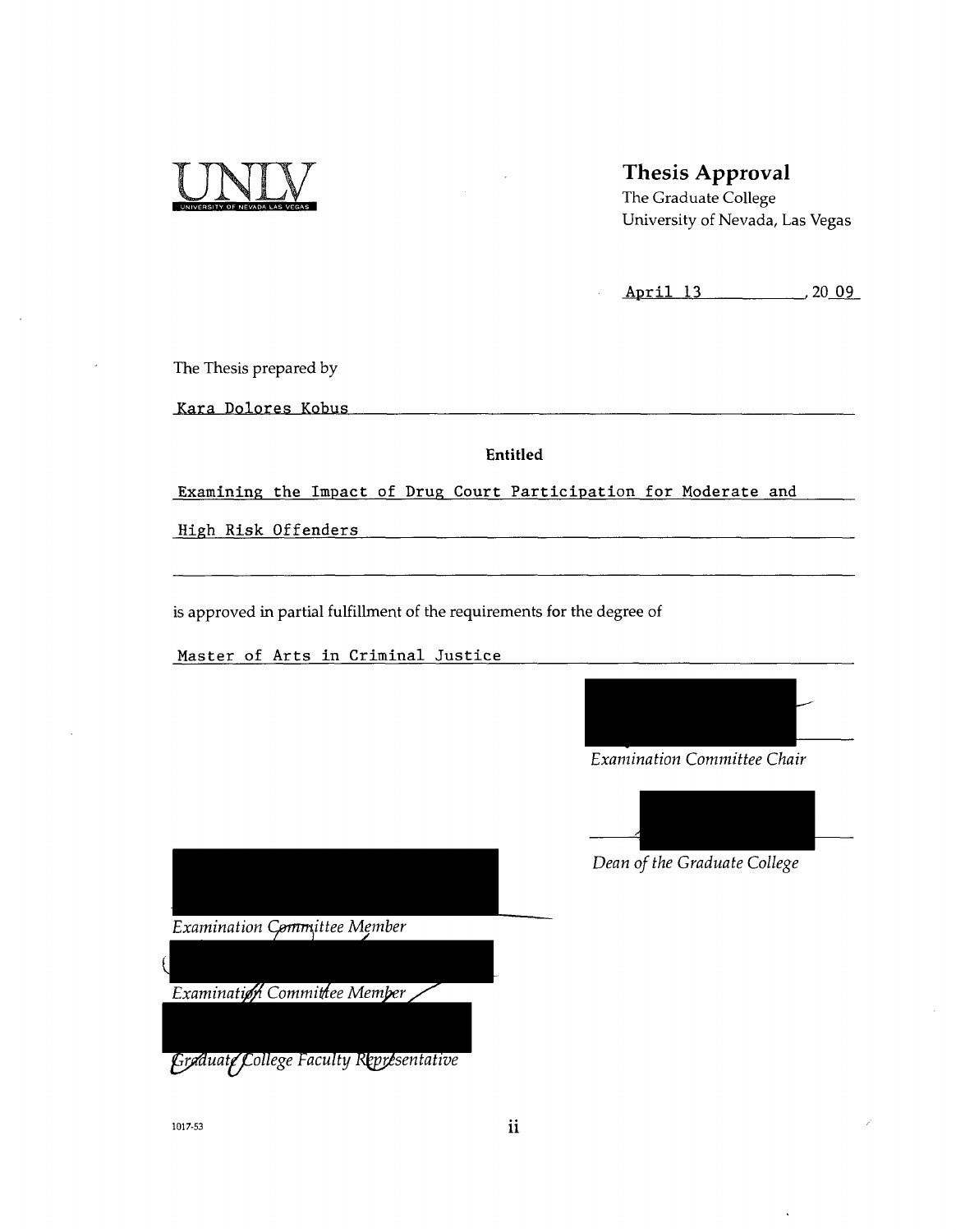UNLV
UNIVERSITY OF NEVADA LAS VEGAS

## Thesis Approval

The Graduate College
University of Nevada, Las Vegas

April 13, 2009

The Thesis prepared by

Kara Dolores Kobus

**Entitled**

Examining the Impact of Drug Court Participation for Moderate and High Risk Offenders

is approved in partial fulfillment of the requirements for the degree of

Master of Arts in Criminal Justice

*Examination Committee Chair*

*Dean of the Graduate College*

*Examination Committee Member*

*Examination Committee Member*

*Graduate College Faculty Representative*

1017-53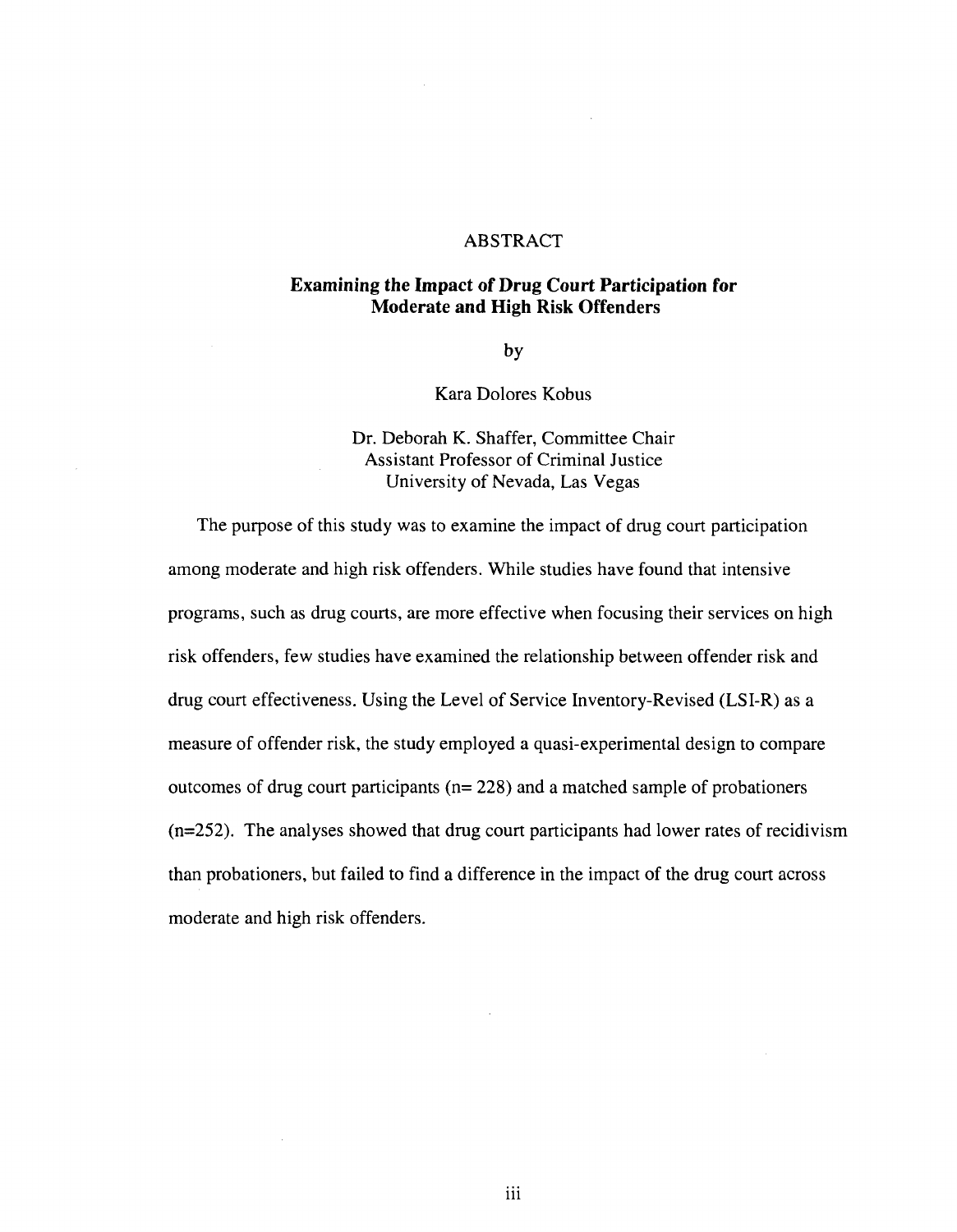# ABSTRACT

## Examining the Impact of Drug Court Participation for Moderate and High Risk Offenders

by

Kara Dolores Kobus

Dr. Deborah K. Shaffer, Committee Chair
Assistant Professor of Criminal Justice
University of Nevada, Las Vegas

The purpose of this study was to examine the impact of drug court participation among moderate and high risk offenders. While studies have found that intensive programs, such as drug courts, are more effective when focusing their services on high risk offenders, few studies have examined the relationship between offender risk and drug court effectiveness. Using the Level of Service Inventory-Revised (LSI-R) as a measure of offender risk, the study employed a quasi-experimental design to compare outcomes of drug court participants (n= 228) and a matched sample of probationers (n=252). The analyses showed that drug court participants had lower rates of recidivism than probationers, but failed to find a difference in the impact of the drug court across moderate and high risk offenders.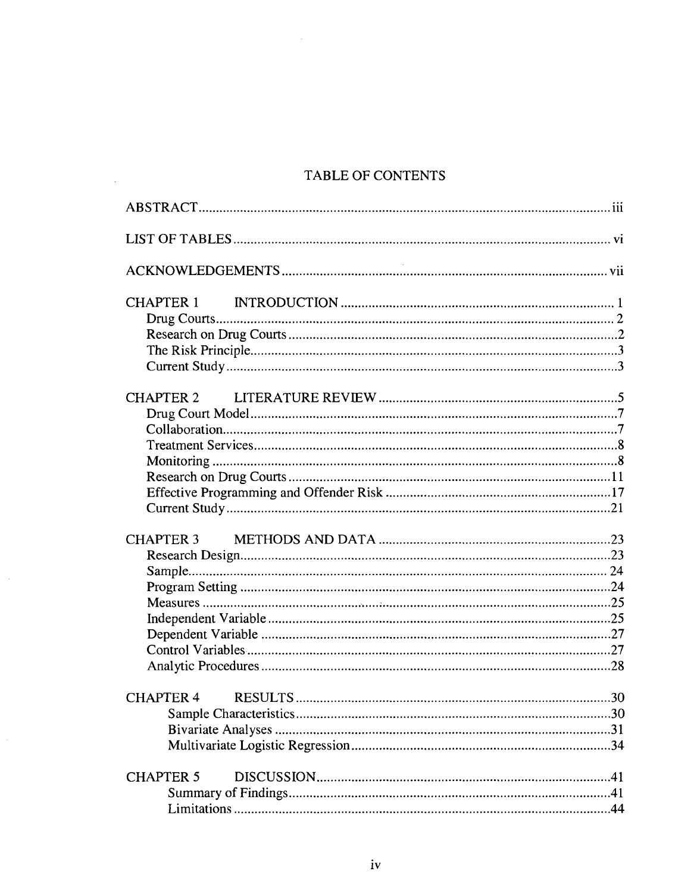# TABLE OF CONTENTS

ABSTRACT .......... iii

LIST OF TABLES .......... vi

ACKNOWLEDGEMENTS .......... vii

CHAPTER 1 INTRODUCTION .......... 1
- Drug Courts .......... 2
- Research on Drug Courts .......... 2
- The Risk Principle .......... 3
- Current Study .......... 3

CHAPTER 2 LITERATURE REVIEW .......... 5
- Drug Court Model .......... 7
- Collaboration .......... 7
- Treatment Services .......... 8
- Monitoring .......... 8
- Research on Drug Courts .......... 11
- Effective Programming and Offender Risk .......... 17
- Current Study .......... 21

CHAPTER 3 METHODS AND DATA .......... 23
- Research Design .......... 23
- Sample .......... 24
- Program Setting .......... 24
- Measures .......... 25
- Independent Variable .......... 25
- Dependent Variable .......... 27
- Control Variables .......... 27
- Analytic Procedures .......... 28

CHAPTER 4 RESULTS .......... 30
- Sample Characteristics .......... 30
- Bivariate Analyses .......... 31
- Multivariate Logistic Regression .......... 34

CHAPTER 5 DISCUSSION .......... 41
- Summary of Findings .......... 41
- Limitations .......... 44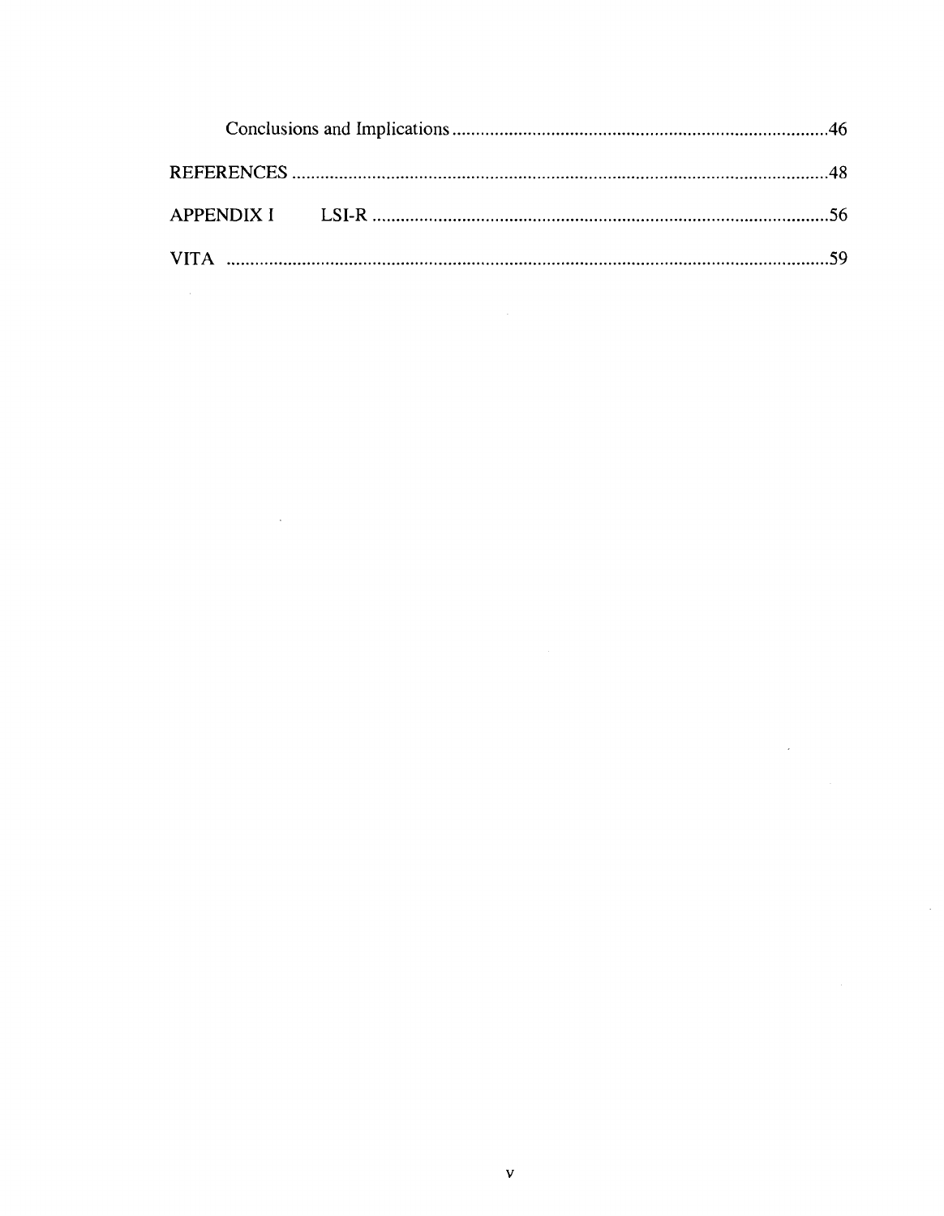Conclusions and Implications .......................................................................................46

REFERENCES ..........................................................................................................................48

APPENDIX I LSI-R ..............................................................................................................56

VITA ............................................................................................................................................59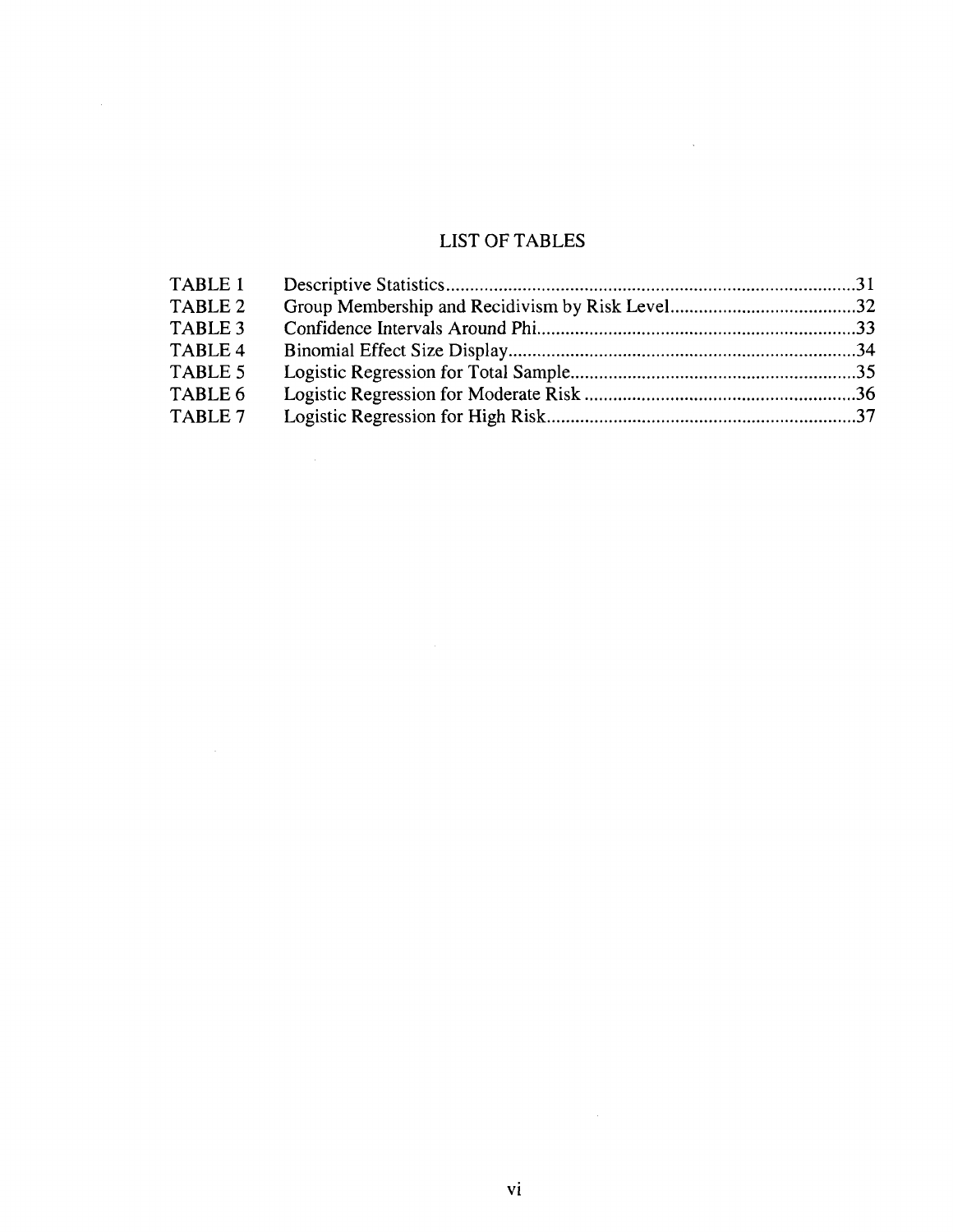# LIST OF TABLES

| | | |
|---|---|---|
| TABLE 1 | Descriptive Statistics | 31 |
| TABLE 2 | Group Membership and Recidivism by Risk Level | 32 |
| TABLE 3 | Confidence Intervals Around Phi | 33 |
| TABLE 4 | Binomial Effect Size Display | 34 |
| TABLE 5 | Logistic Regression for Total Sample | 35 |
| TABLE 6 | Logistic Regression for Moderate Risk | 36 |
| TABLE 7 | Logistic Regression for High Risk | 37 |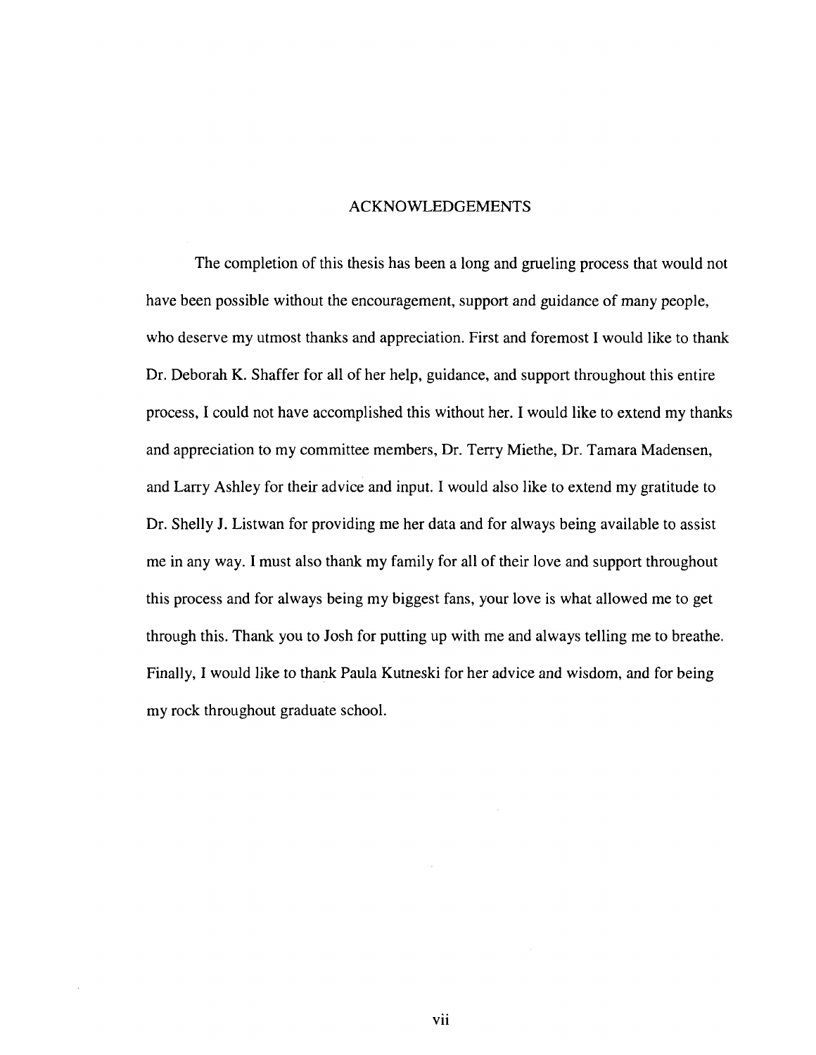# ACKNOWLEDGEMENTS

The completion of this thesis has been a long and grueling process that would not have been possible without the encouragement, support and guidance of many people, who deserve my utmost thanks and appreciation. First and foremost I would like to thank Dr. Deborah K. Shaffer for all of her help, guidance, and support throughout this entire process, I could not have accomplished this without her. I would like to extend my thanks and appreciation to my committee members, Dr. Terry Miethe, Dr. Tamara Madensen, and Larry Ashley for their advice and input. I would also like to extend my gratitude to Dr. Shelly J. Listwan for providing me her data and for always being available to assist me in any way. I must also thank my family for all of their love and support throughout this process and for always being my biggest fans, your love is what allowed me to get through this. Thank you to Josh for putting up with me and always telling me to breathe. Finally, I would like to thank Paula Kutneski for her advice and wisdom, and for being my rock throughout graduate school.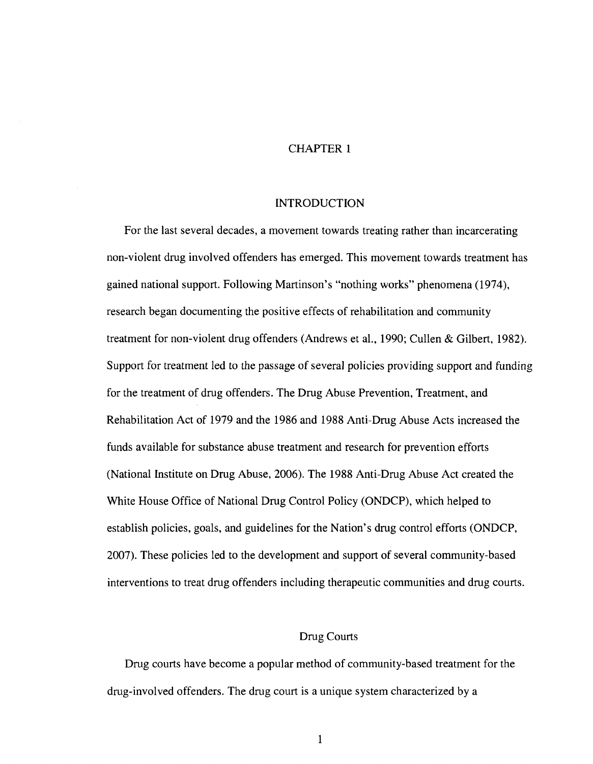# CHAPTER 1

# INTRODUCTION

For the last several decades, a movement towards treating rather than incarcerating non-violent drug involved offenders has emerged. This movement towards treatment has gained national support. Following Martinson's "nothing works" phenomena (1974), research began documenting the positive effects of rehabilitation and community treatment for non-violent drug offenders (Andrews et al., 1990; Cullen & Gilbert, 1982). Support for treatment led to the passage of several policies providing support and funding for the treatment of drug offenders. The Drug Abuse Prevention, Treatment, and Rehabilitation Act of 1979 and the 1986 and 1988 Anti-Drug Abuse Acts increased the funds available for substance abuse treatment and research for prevention efforts (National Institute on Drug Abuse, 2006). The 1988 Anti-Drug Abuse Act created the White House Office of National Drug Control Policy (ONDCP), which helped to establish policies, goals, and guidelines for the Nation's drug control efforts (ONDCP, 2007). These policies led to the development and support of several community-based interventions to treat drug offenders including therapeutic communities and drug courts.

## Drug Courts

Drug courts have become a popular method of community-based treatment for the drug-involved offenders. The drug court is a unique system characterized by a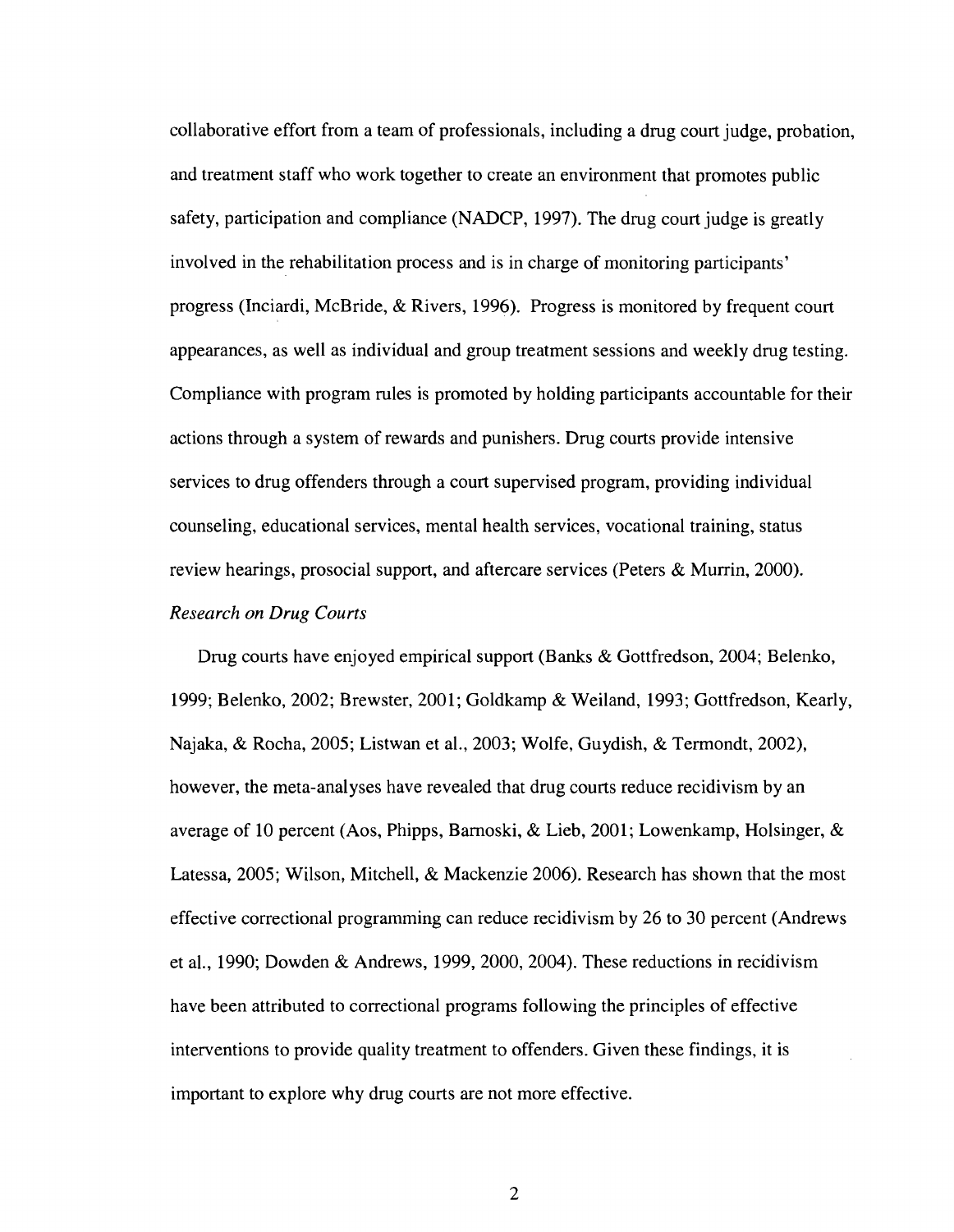collaborative effort from a team of professionals, including a drug court judge, probation, and treatment staff who work together to create an environment that promotes public safety, participation and compliance (NADCP, 1997). The drug court judge is greatly involved in the rehabilitation process and is in charge of monitoring participants' progress (Inciardi, McBride, & Rivers, 1996). Progress is monitored by frequent court appearances, as well as individual and group treatment sessions and weekly drug testing. Compliance with program rules is promoted by holding participants accountable for their actions through a system of rewards and punishers. Drug courts provide intensive services to drug offenders through a court supervised program, providing individual counseling, educational services, mental health services, vocational training, status review hearings, prosocial support, and aftercare services (Peters & Murrin, 2000).

### *Research on Drug Courts*

Drug courts have enjoyed empirical support (Banks & Gottfredson, 2004; Belenko, 1999; Belenko, 2002; Brewster, 2001; Goldkamp & Weiland, 1993; Gottfredson, Kearly, Najaka, & Rocha, 2005; Listwan et al., 2003; Wolfe, Guydish, & Termondt, 2002), however, the meta-analyses have revealed that drug courts reduce recidivism by an average of 10 percent (Aos, Phipps, Barnoski, & Lieb, 2001; Lowenkamp, Holsinger, & Latessa, 2005; Wilson, Mitchell, & Mackenzie 2006). Research has shown that the most effective correctional programming can reduce recidivism by 26 to 30 percent (Andrews et al., 1990; Dowden & Andrews, 1999, 2000, 2004). These reductions in recidivism have been attributed to correctional programs following the principles of effective interventions to provide quality treatment to offenders. Given these findings, it is important to explore why drug courts are not more effective.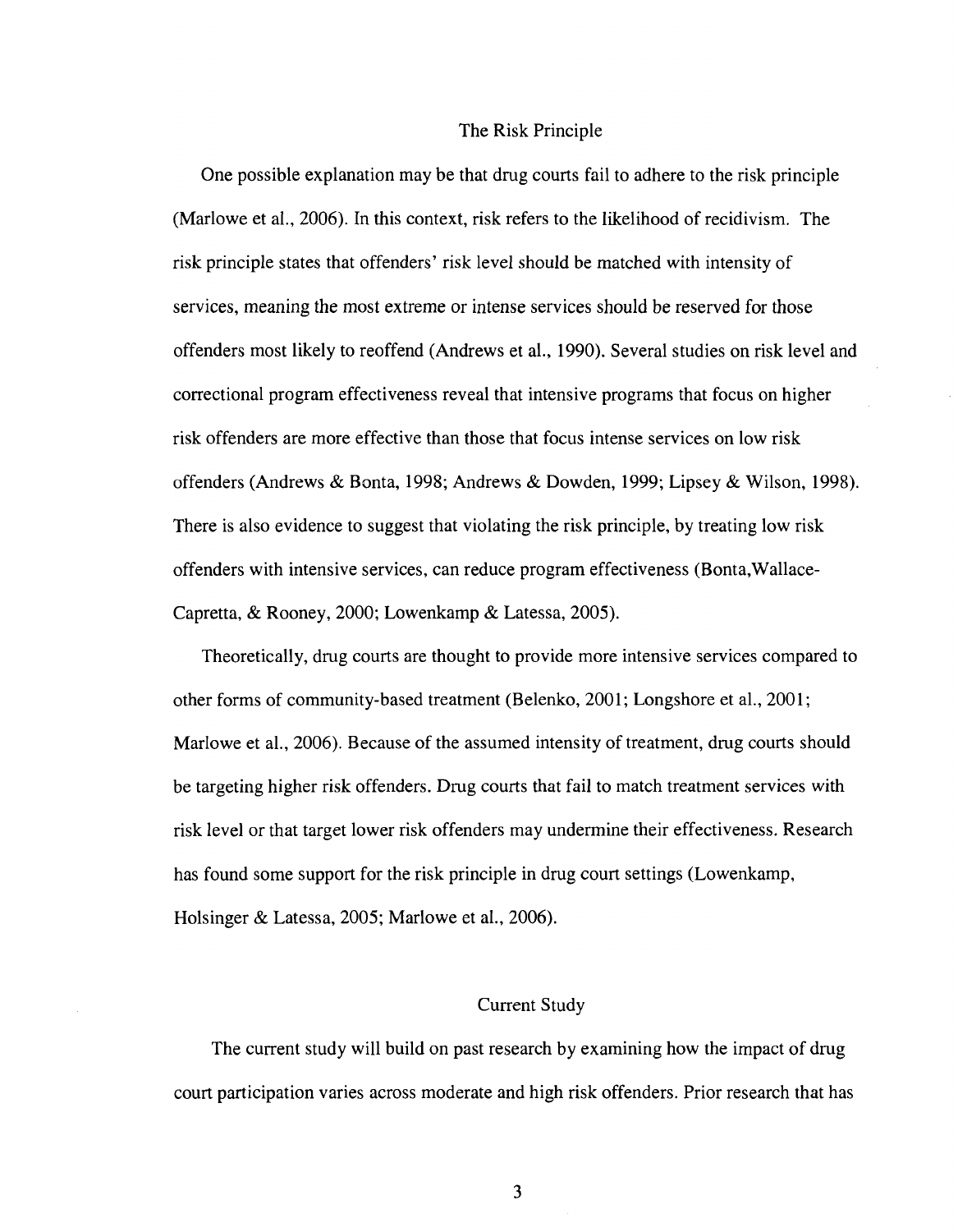## The Risk Principle

One possible explanation may be that drug courts fail to adhere to the risk principle (Marlowe et al., 2006). In this context, risk refers to the likelihood of recidivism. The risk principle states that offenders' risk level should be matched with intensity of services, meaning the most extreme or intense services should be reserved for those offenders most likely to reoffend (Andrews et al., 1990). Several studies on risk level and correctional program effectiveness reveal that intensive programs that focus on higher risk offenders are more effective than those that focus intense services on low risk offenders (Andrews & Bonta, 1998; Andrews & Dowden, 1999; Lipsey & Wilson, 1998). There is also evidence to suggest that violating the risk principle, by treating low risk offenders with intensive services, can reduce program effectiveness (Bonta,Wallace-Capretta, & Rooney, 2000; Lowenkamp & Latessa, 2005).

Theoretically, drug courts are thought to provide more intensive services compared to other forms of community-based treatment (Belenko, 2001; Longshore et al., 2001; Marlowe et al., 2006). Because of the assumed intensity of treatment, drug courts should be targeting higher risk offenders. Drug courts that fail to match treatment services with risk level or that target lower risk offenders may undermine their effectiveness. Research has found some support for the risk principle in drug court settings (Lowenkamp, Holsinger & Latessa, 2005; Marlowe et al., 2006).

## Current Study

The current study will build on past research by examining how the impact of drug court participation varies across moderate and high risk offenders. Prior research that has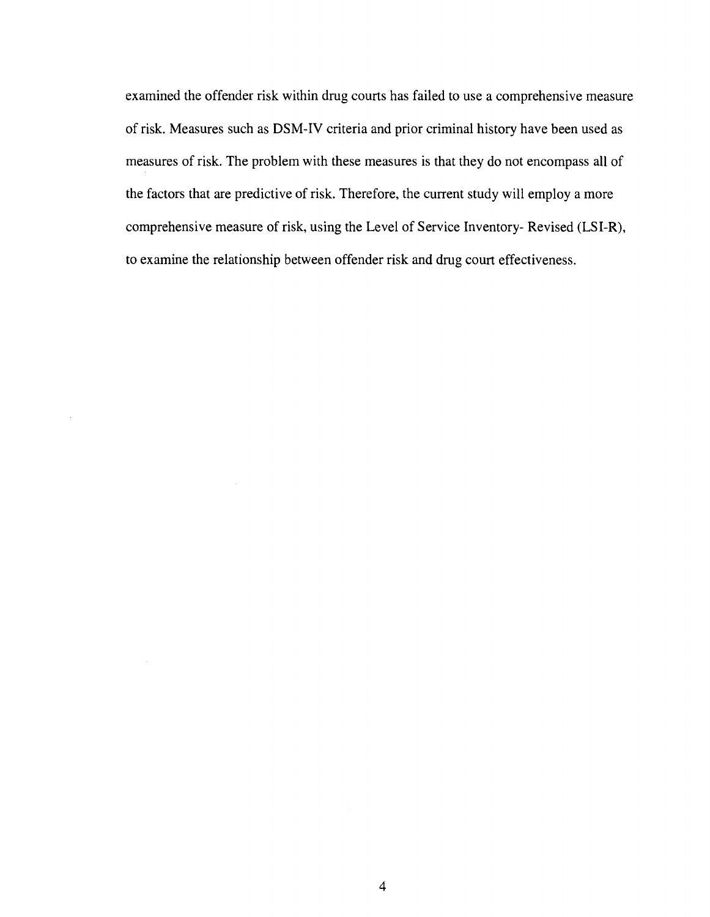examined the offender risk within drug courts has failed to use a comprehensive measure of risk. Measures such as DSM-IV criteria and prior criminal history have been used as measures of risk. The problem with these measures is that they do not encompass all of the factors that are predictive of risk. Therefore, the current study will employ a more comprehensive measure of risk, using the Level of Service Inventory- Revised (LSI-R), to examine the relationship between offender risk and drug court effectiveness.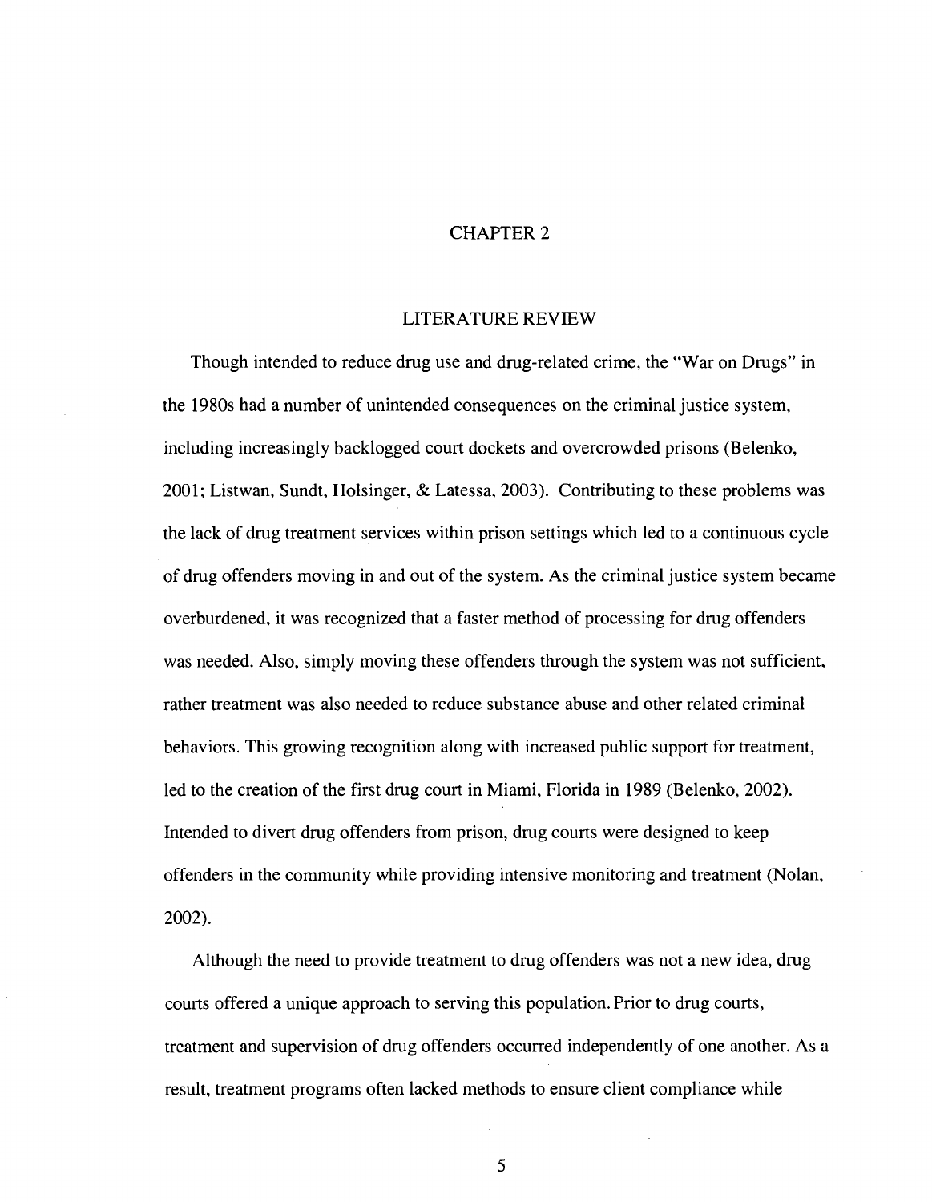# CHAPTER 2

## LITERATURE REVIEW

Though intended to reduce drug use and drug-related crime, the "War on Drugs" in the 1980s had a number of unintended consequences on the criminal justice system, including increasingly backlogged court dockets and overcrowded prisons (Belenko, 2001; Listwan, Sundt, Holsinger, & Latessa, 2003). Contributing to these problems was the lack of drug treatment services within prison settings which led to a continuous cycle of drug offenders moving in and out of the system. As the criminal justice system became overburdened, it was recognized that a faster method of processing for drug offenders was needed. Also, simply moving these offenders through the system was not sufficient, rather treatment was also needed to reduce substance abuse and other related criminal behaviors. This growing recognition along with increased public support for treatment, led to the creation of the first drug court in Miami, Florida in 1989 (Belenko, 2002). Intended to divert drug offenders from prison, drug courts were designed to keep offenders in the community while providing intensive monitoring and treatment (Nolan, 2002).

Although the need to provide treatment to drug offenders was not a new idea, drug courts offered a unique approach to serving this population. Prior to drug courts, treatment and supervision of drug offenders occurred independently of one another. As a result, treatment programs often lacked methods to ensure client compliance while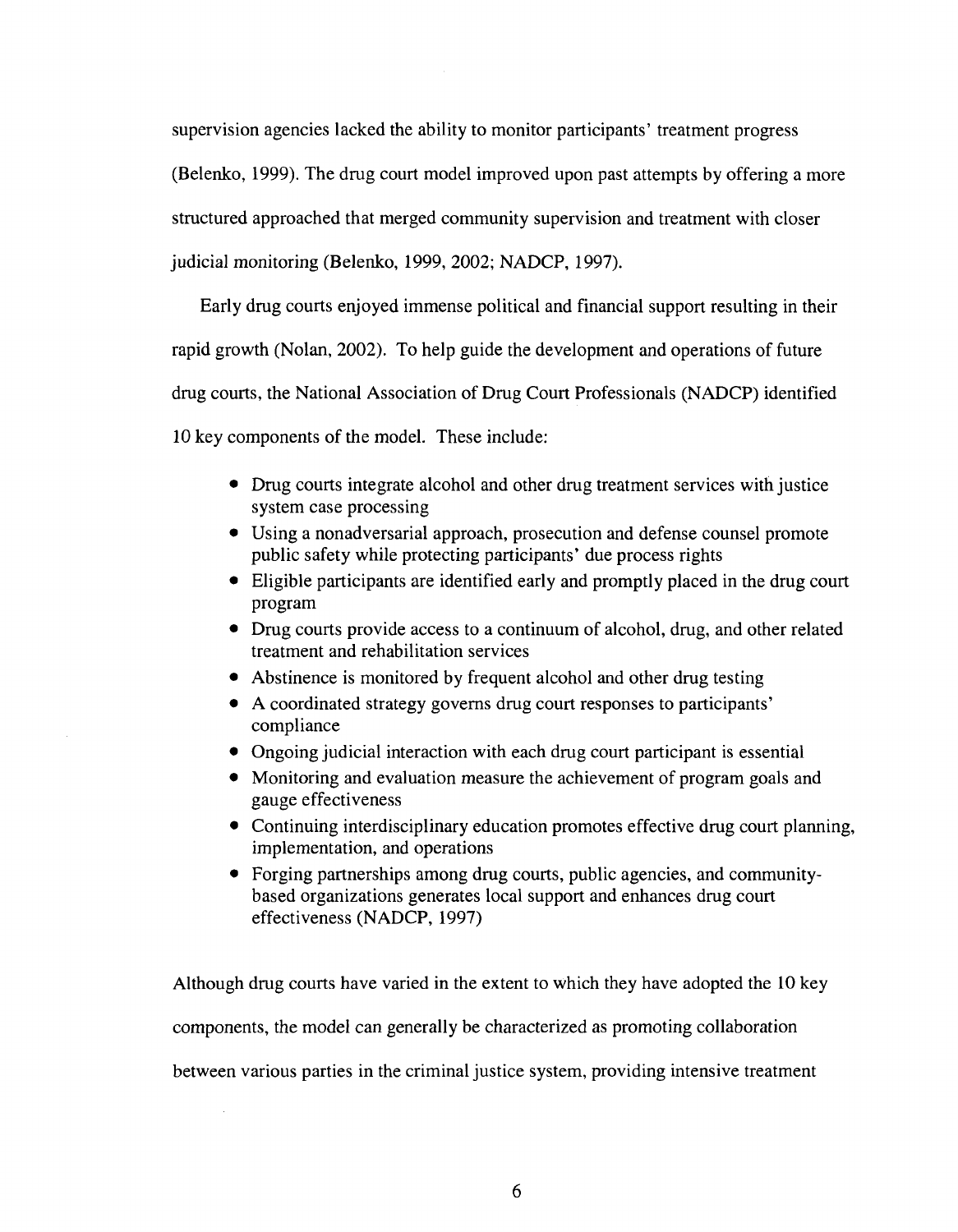supervision agencies lacked the ability to monitor participants' treatment progress (Belenko, 1999). The drug court model improved upon past attempts by offering a more structured approached that merged community supervision and treatment with closer judicial monitoring (Belenko, 1999, 2002; NADCP, 1997).

Early drug courts enjoyed immense political and financial support resulting in their rapid growth (Nolan, 2002). To help guide the development and operations of future drug courts, the National Association of Drug Court Professionals (NADCP) identified 10 key components of the model. These include:

- Drug courts integrate alcohol and other drug treatment services with justice system case processing
- Using a nonadversarial approach, prosecution and defense counsel promote public safety while protecting participants' due process rights
- Eligible participants are identified early and promptly placed in the drug court program
- Drug courts provide access to a continuum of alcohol, drug, and other related treatment and rehabilitation services
- Abstinence is monitored by frequent alcohol and other drug testing
- A coordinated strategy governs drug court responses to participants' compliance
- Ongoing judicial interaction with each drug court participant is essential
- Monitoring and evaluation measure the achievement of program goals and gauge effectiveness
- Continuing interdisciplinary education promotes effective drug court planning, implementation, and operations
- Forging partnerships among drug courts, public agencies, and community-based organizations generates local support and enhances drug court effectiveness (NADCP, 1997)

Although drug courts have varied in the extent to which they have adopted the 10 key components, the model can generally be characterized as promoting collaboration between various parties in the criminal justice system, providing intensive treatment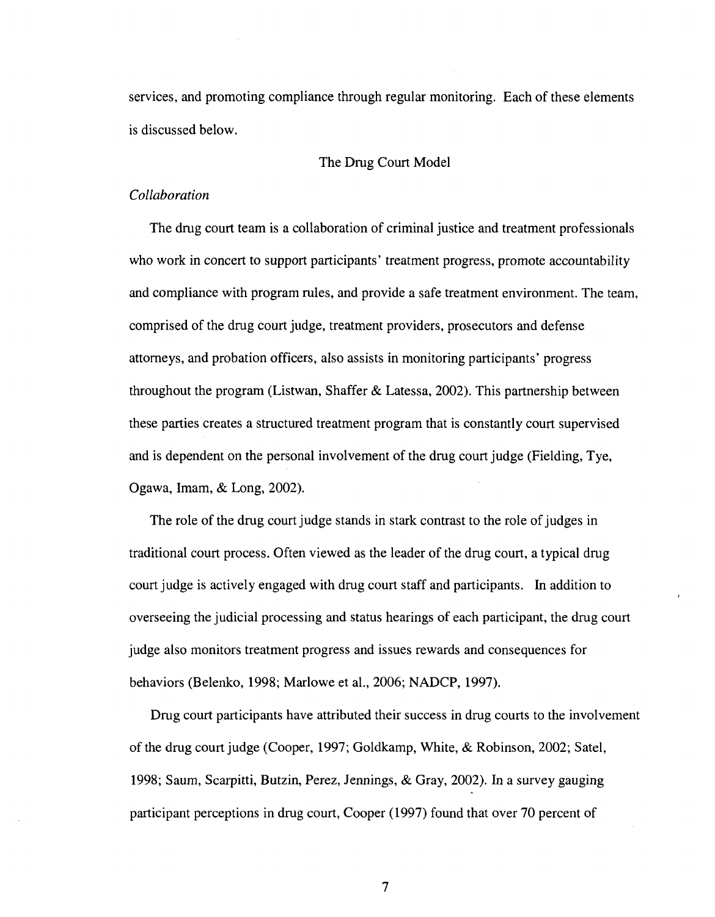services, and promoting compliance through regular monitoring. Each of these elements is discussed below.

## The Drug Court Model

### *Collaboration*

The drug court team is a collaboration of criminal justice and treatment professionals who work in concert to support participants' treatment progress, promote accountability and compliance with program rules, and provide a safe treatment environment. The team, comprised of the drug court judge, treatment providers, prosecutors and defense attorneys, and probation officers, also assists in monitoring participants' progress throughout the program (Listwan, Shaffer & Latessa, 2002). This partnership between these parties creates a structured treatment program that is constantly court supervised and is dependent on the personal involvement of the drug court judge (Fielding, Tye, Ogawa, Imam, & Long, 2002).

The role of the drug court judge stands in stark contrast to the role of judges in traditional court process. Often viewed as the leader of the drug court, a typical drug court judge is actively engaged with drug court staff and participants. In addition to overseeing the judicial processing and status hearings of each participant, the drug court judge also monitors treatment progress and issues rewards and consequences for behaviors (Belenko, 1998; Marlowe et al., 2006; NADCP, 1997).

Drug court participants have attributed their success in drug courts to the involvement of the drug court judge (Cooper, 1997; Goldkamp, White, & Robinson, 2002; Satel, 1998; Saum, Scarpitti, Butzin, Perez, Jennings, & Gray, 2002). In a survey gauging participant perceptions in drug court, Cooper (1997) found that over 70 percent of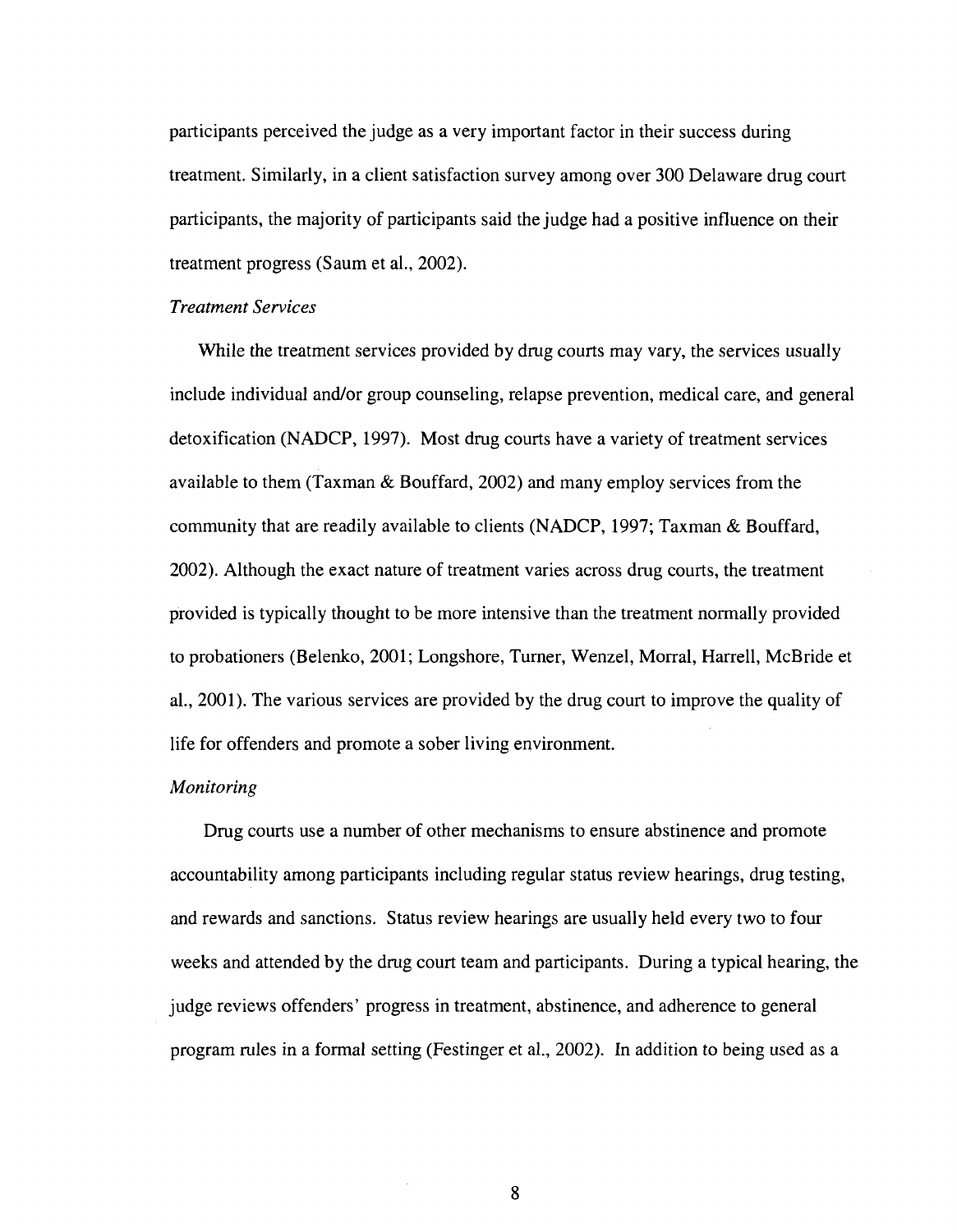participants perceived the judge as a very important factor in their success during treatment. Similarly, in a client satisfaction survey among over 300 Delaware drug court participants, the majority of participants said the judge had a positive influence on their treatment progress (Saum et al., 2002).

### *Treatment Services*

While the treatment services provided by drug courts may vary, the services usually include individual and/or group counseling, relapse prevention, medical care, and general detoxification (NADCP, 1997). Most drug courts have a variety of treatment services available to them (Taxman & Bouffard, 2002) and many employ services from the community that are readily available to clients (NADCP, 1997; Taxman & Bouffard, 2002). Although the exact nature of treatment varies across drug courts, the treatment provided is typically thought to be more intensive than the treatment normally provided to probationers (Belenko, 2001; Longshore, Turner, Wenzel, Morral, Harrell, McBride et al., 2001). The various services are provided by the drug court to improve the quality of life for offenders and promote a sober living environment.

### *Monitoring*

Drug courts use a number of other mechanisms to ensure abstinence and promote accountability among participants including regular status review hearings, drug testing, and rewards and sanctions. Status review hearings are usually held every two to four weeks and attended by the drug court team and participants. During a typical hearing, the judge reviews offenders' progress in treatment, abstinence, and adherence to general program rules in a formal setting (Festinger et al., 2002). In addition to being used as a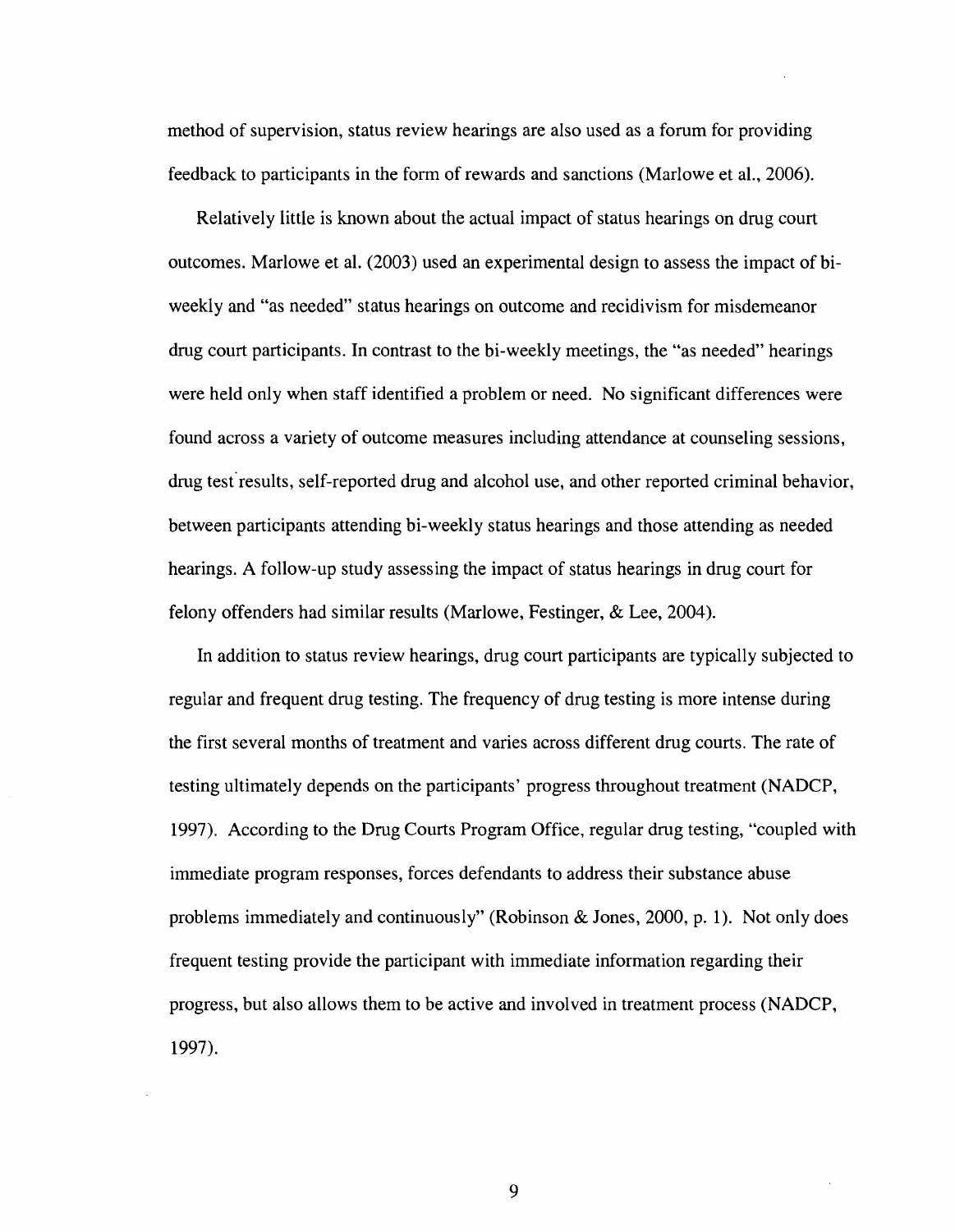method of supervision, status review hearings are also used as a forum for providing feedback to participants in the form of rewards and sanctions (Marlowe et al., 2006).

Relatively little is known about the actual impact of status hearings on drug court outcomes. Marlowe et al. (2003) used an experimental design to assess the impact of bi-weekly and "as needed" status hearings on outcome and recidivism for misdemeanor drug court participants. In contrast to the bi-weekly meetings, the "as needed" hearings were held only when staff identified a problem or need. No significant differences were found across a variety of outcome measures including attendance at counseling sessions, drug test results, self-reported drug and alcohol use, and other reported criminal behavior, between participants attending bi-weekly status hearings and those attending as needed hearings. A follow-up study assessing the impact of status hearings in drug court for felony offenders had similar results (Marlowe, Festinger, & Lee, 2004).

In addition to status review hearings, drug court participants are typically subjected to regular and frequent drug testing. The frequency of drug testing is more intense during the first several months of treatment and varies across different drug courts. The rate of testing ultimately depends on the participants' progress throughout treatment (NADCP, 1997). According to the Drug Courts Program Office, regular drug testing, "coupled with immediate program responses, forces defendants to address their substance abuse problems immediately and continuously" (Robinson & Jones, 2000, p. 1). Not only does frequent testing provide the participant with immediate information regarding their progress, but also allows them to be active and involved in treatment process (NADCP, 1997).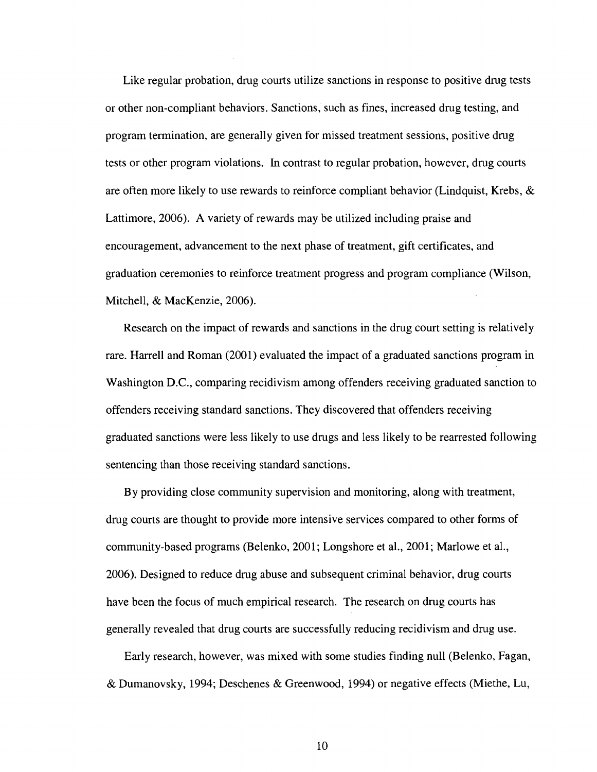Like regular probation, drug courts utilize sanctions in response to positive drug tests or other non-compliant behaviors. Sanctions, such as fines, increased drug testing, and program termination, are generally given for missed treatment sessions, positive drug tests or other program violations. In contrast to regular probation, however, drug courts are often more likely to use rewards to reinforce compliant behavior (Lindquist, Krebs, & Lattimore, 2006). A variety of rewards may be utilized including praise and encouragement, advancement to the next phase of treatment, gift certificates, and graduation ceremonies to reinforce treatment progress and program compliance (Wilson, Mitchell, & MacKenzie, 2006).

Research on the impact of rewards and sanctions in the drug court setting is relatively rare. Harrell and Roman (2001) evaluated the impact of a graduated sanctions program in Washington D.C., comparing recidivism among offenders receiving graduated sanction to offenders receiving standard sanctions. They discovered that offenders receiving graduated sanctions were less likely to use drugs and less likely to be rearrested following sentencing than those receiving standard sanctions.

By providing close community supervision and monitoring, along with treatment, drug courts are thought to provide more intensive services compared to other forms of community-based programs (Belenko, 2001; Longshore et al., 2001; Marlowe et al., 2006). Designed to reduce drug abuse and subsequent criminal behavior, drug courts have been the focus of much empirical research. The research on drug courts has generally revealed that drug courts are successfully reducing recidivism and drug use.

Early research, however, was mixed with some studies finding null (Belenko, Fagan, & Dumanovsky, 1994; Deschenes & Greenwood, 1994) or negative effects (Miethe, Lu,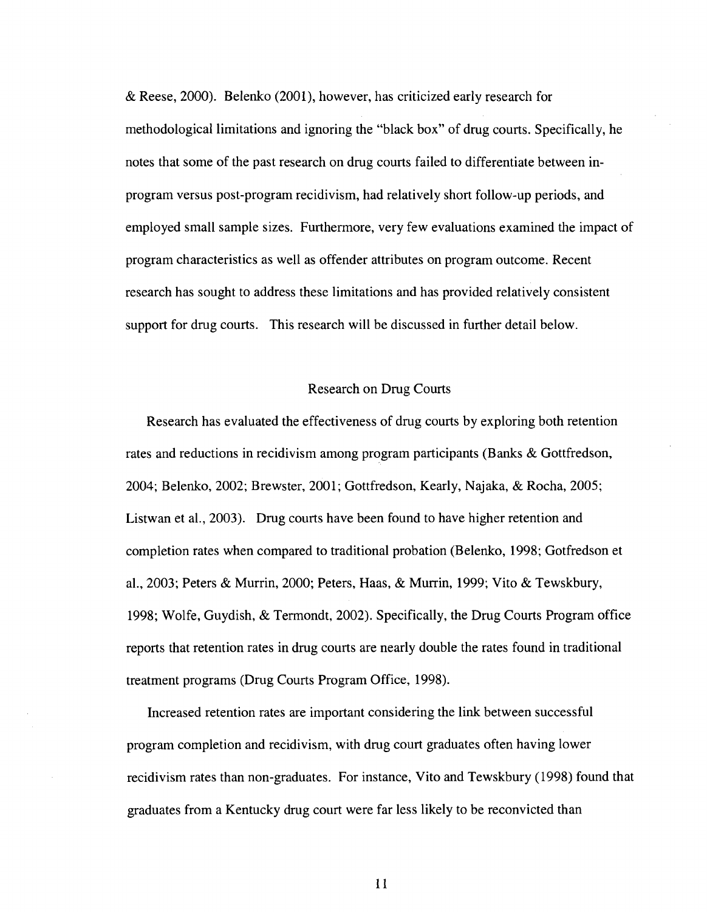& Reese, 2000). Belenko (2001), however, has criticized early research for methodological limitations and ignoring the "black box" of drug courts. Specifically, he notes that some of the past research on drug courts failed to differentiate between in-program versus post-program recidivism, had relatively short follow-up periods, and employed small sample sizes. Furthermore, very few evaluations examined the impact of program characteristics as well as offender attributes on program outcome. Recent research has sought to address these limitations and has provided relatively consistent support for drug courts. This research will be discussed in further detail below.

## Research on Drug Courts

Research has evaluated the effectiveness of drug courts by exploring both retention rates and reductions in recidivism among program participants (Banks & Gottfredson, 2004; Belenko, 2002; Brewster, 2001; Gottfredson, Kearly, Najaka, & Rocha, 2005; Listwan et al., 2003). Drug courts have been found to have higher retention and completion rates when compared to traditional probation (Belenko, 1998; Gotfredson et al., 2003; Peters & Murrin, 2000; Peters, Haas, & Murrin, 1999; Vito & Tewskbury, 1998; Wolfe, Guydish, & Termondt, 2002). Specifically, the Drug Courts Program office reports that retention rates in drug courts are nearly double the rates found in traditional treatment programs (Drug Courts Program Office, 1998).

Increased retention rates are important considering the link between successful program completion and recidivism, with drug court graduates often having lower recidivism rates than non-graduates. For instance, Vito and Tewskbury (1998) found that graduates from a Kentucky drug court were far less likely to be reconvicted than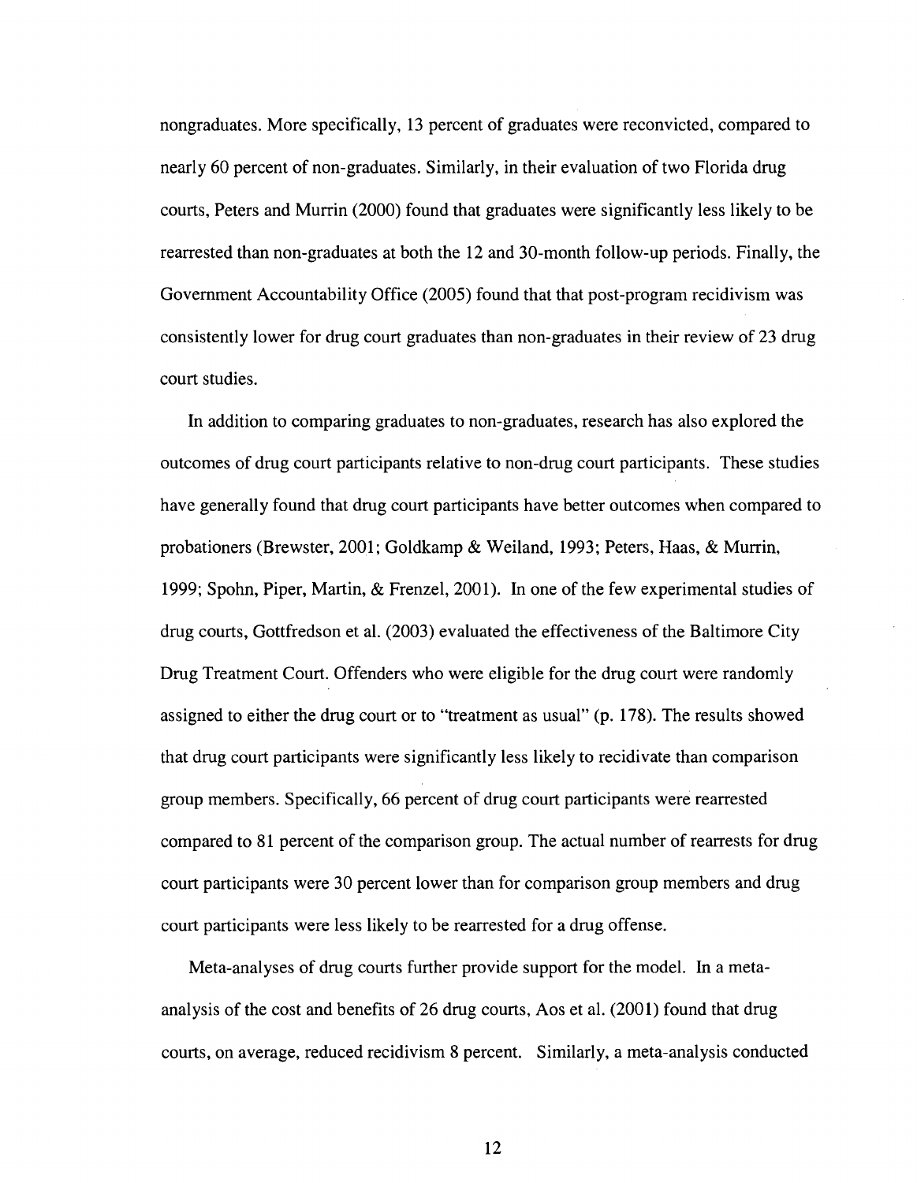nongraduates. More specifically, 13 percent of graduates were reconvicted, compared to nearly 60 percent of non-graduates. Similarly, in their evaluation of two Florida drug courts, Peters and Murrin (2000) found that graduates were significantly less likely to be rearrested than non-graduates at both the 12 and 30-month follow-up periods. Finally, the Government Accountability Office (2005) found that that post-program recidivism was consistently lower for drug court graduates than non-graduates in their review of 23 drug court studies.

In addition to comparing graduates to non-graduates, research has also explored the outcomes of drug court participants relative to non-drug court participants. These studies have generally found that drug court participants have better outcomes when compared to probationers (Brewster, 2001; Goldkamp & Weiland, 1993; Peters, Haas, & Murrin, 1999; Spohn, Piper, Martin, & Frenzel, 2001). In one of the few experimental studies of drug courts, Gottfredson et al. (2003) evaluated the effectiveness of the Baltimore City Drug Treatment Court. Offenders who were eligible for the drug court were randomly assigned to either the drug court or to "treatment as usual" (p. 178). The results showed that drug court participants were significantly less likely to recidivate than comparison group members. Specifically, 66 percent of drug court participants were rearrested compared to 81 percent of the comparison group. The actual number of rearrests for drug court participants were 30 percent lower than for comparison group members and drug court participants were less likely to be rearrested for a drug offense.

Meta-analyses of drug courts further provide support for the model. In a meta-analysis of the cost and benefits of 26 drug courts, Aos et al. (2001) found that drug courts, on average, reduced recidivism 8 percent. Similarly, a meta-analysis conducted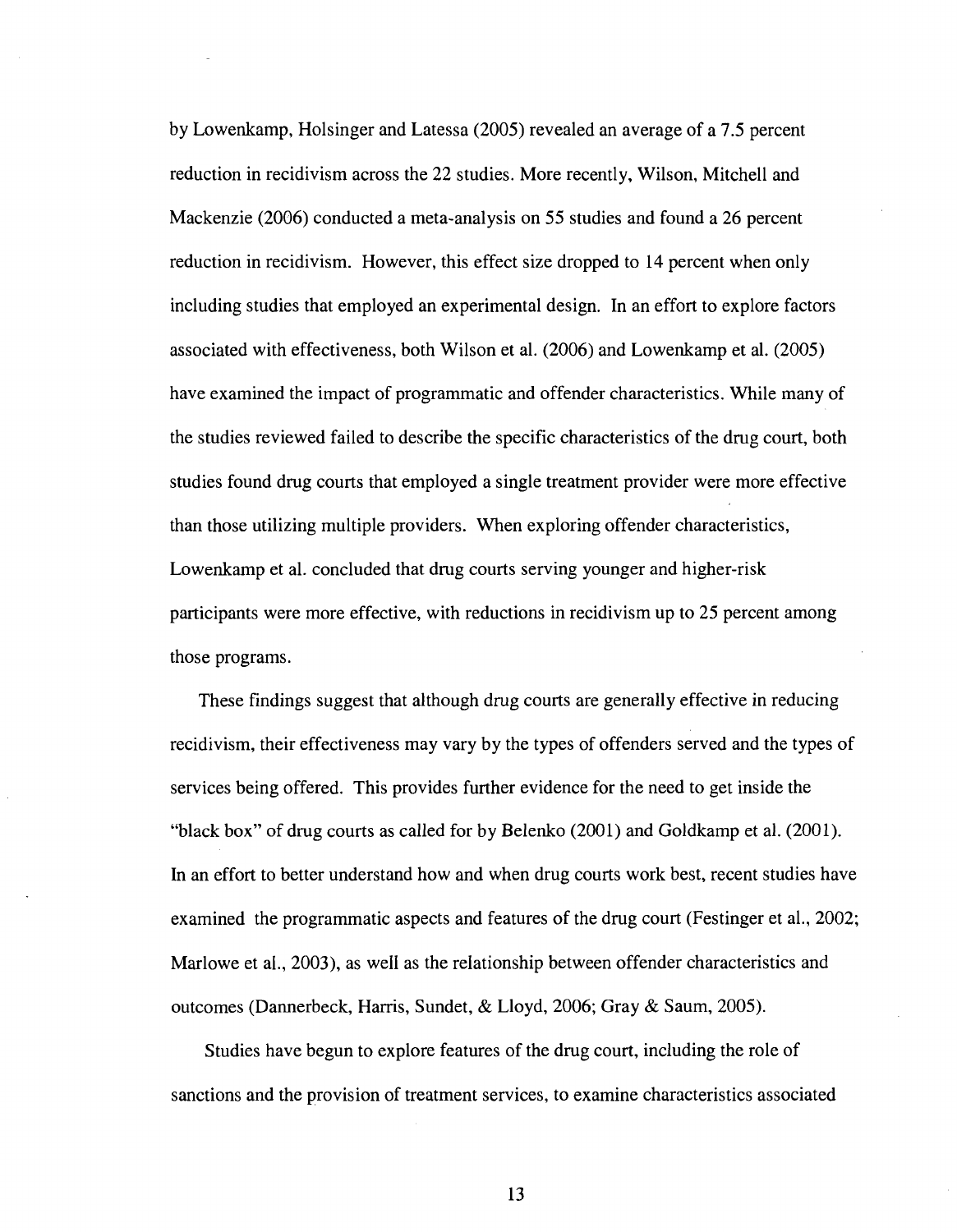by Lowenkamp, Holsinger and Latessa (2005) revealed an average of a 7.5 percent reduction in recidivism across the 22 studies. More recently, Wilson, Mitchell and Mackenzie (2006) conducted a meta-analysis on 55 studies and found a 26 percent reduction in recidivism. However, this effect size dropped to 14 percent when only including studies that employed an experimental design. In an effort to explore factors associated with effectiveness, both Wilson et al. (2006) and Lowenkamp et al. (2005) have examined the impact of programmatic and offender characteristics. While many of the studies reviewed failed to describe the specific characteristics of the drug court, both studies found drug courts that employed a single treatment provider were more effective than those utilizing multiple providers. When exploring offender characteristics, Lowenkamp et al. concluded that drug courts serving younger and higher-risk participants were more effective, with reductions in recidivism up to 25 percent among those programs.

These findings suggest that although drug courts are generally effective in reducing recidivism, their effectiveness may vary by the types of offenders served and the types of services being offered. This provides further evidence for the need to get inside the "black box" of drug courts as called for by Belenko (2001) and Goldkamp et al. (2001). In an effort to better understand how and when drug courts work best, recent studies have examined the programmatic aspects and features of the drug court (Festinger et al., 2002; Marlowe et al., 2003), as well as the relationship between offender characteristics and outcomes (Dannerbeck, Harris, Sundet, & Lloyd, 2006; Gray & Saum, 2005).

Studies have begun to explore features of the drug court, including the role of sanctions and the provision of treatment services, to examine characteristics associated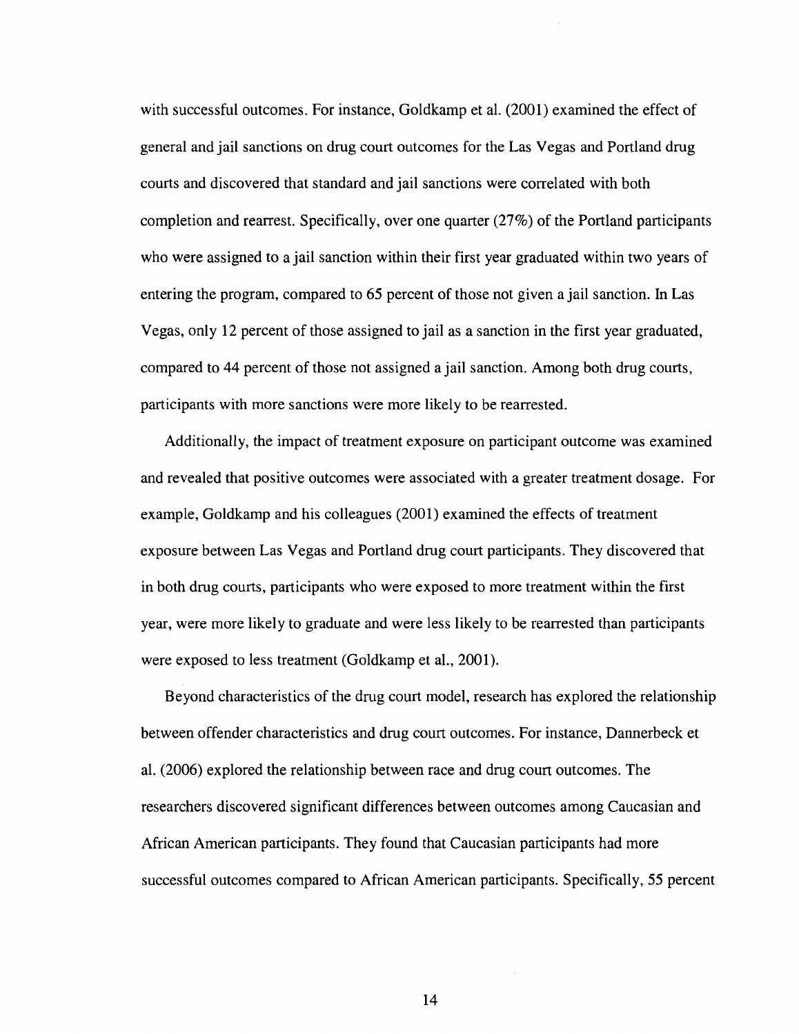with successful outcomes. For instance, Goldkamp et al. (2001) examined the effect of general and jail sanctions on drug court outcomes for the Las Vegas and Portland drug courts and discovered that standard and jail sanctions were correlated with both completion and rearrest. Specifically, over one quarter (27%) of the Portland participants who were assigned to a jail sanction within their first year graduated within two years of entering the program, compared to 65 percent of those not given a jail sanction. In Las Vegas, only 12 percent of those assigned to jail as a sanction in the first year graduated, compared to 44 percent of those not assigned a jail sanction. Among both drug courts, participants with more sanctions were more likely to be rearrested.

Additionally, the impact of treatment exposure on participant outcome was examined and revealed that positive outcomes were associated with a greater treatment dosage. For example, Goldkamp and his colleagues (2001) examined the effects of treatment exposure between Las Vegas and Portland drug court participants. They discovered that in both drug courts, participants who were exposed to more treatment within the first year, were more likely to graduate and were less likely to be rearrested than participants were exposed to less treatment (Goldkamp et al., 2001).

Beyond characteristics of the drug court model, research has explored the relationship between offender characteristics and drug court outcomes. For instance, Dannerbeck et al. (2006) explored the relationship between race and drug court outcomes. The researchers discovered significant differences between outcomes among Caucasian and African American participants. They found that Caucasian participants had more successful outcomes compared to African American participants. Specifically, 55 percent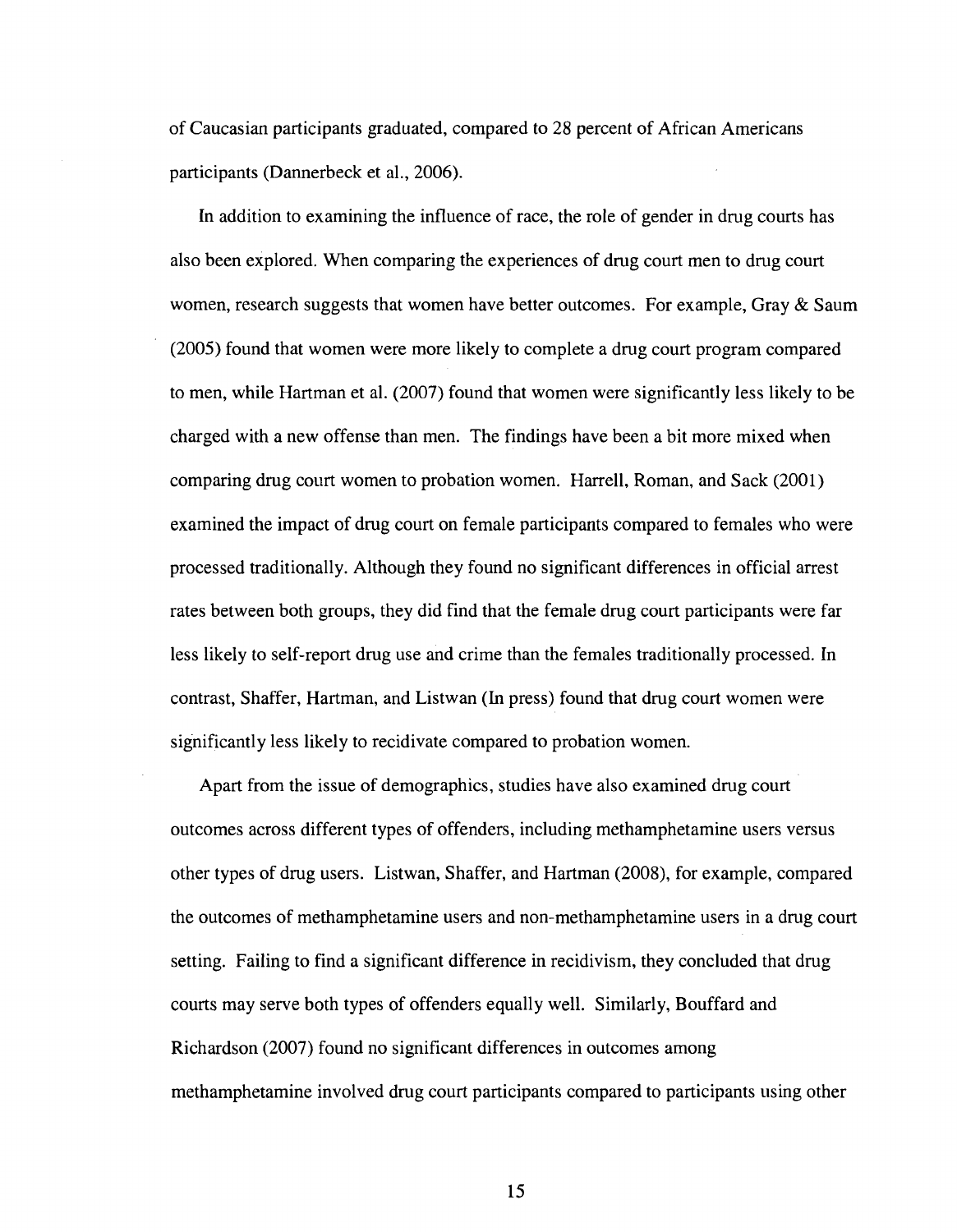of Caucasian participants graduated, compared to 28 percent of African Americans participants (Dannerbeck et al., 2006).

In addition to examining the influence of race, the role of gender in drug courts has also been explored. When comparing the experiences of drug court men to drug court women, research suggests that women have better outcomes. For example, Gray & Saum (2005) found that women were more likely to complete a drug court program compared to men, while Hartman et al. (2007) found that women were significantly less likely to be charged with a new offense than men. The findings have been a bit more mixed when comparing drug court women to probation women. Harrell, Roman, and Sack (2001) examined the impact of drug court on female participants compared to females who were processed traditionally. Although they found no significant differences in official arrest rates between both groups, they did find that the female drug court participants were far less likely to self-report drug use and crime than the females traditionally processed. In contrast, Shaffer, Hartman, and Listwan (In press) found that drug court women were significantly less likely to recidivate compared to probation women.

Apart from the issue of demographics, studies have also examined drug court outcomes across different types of offenders, including methamphetamine users versus other types of drug users. Listwan, Shaffer, and Hartman (2008), for example, compared the outcomes of methamphetamine users and non-methamphetamine users in a drug court setting. Failing to find a significant difference in recidivism, they concluded that drug courts may serve both types of offenders equally well. Similarly, Bouffard and Richardson (2007) found no significant differences in outcomes among methamphetamine involved drug court participants compared to participants using other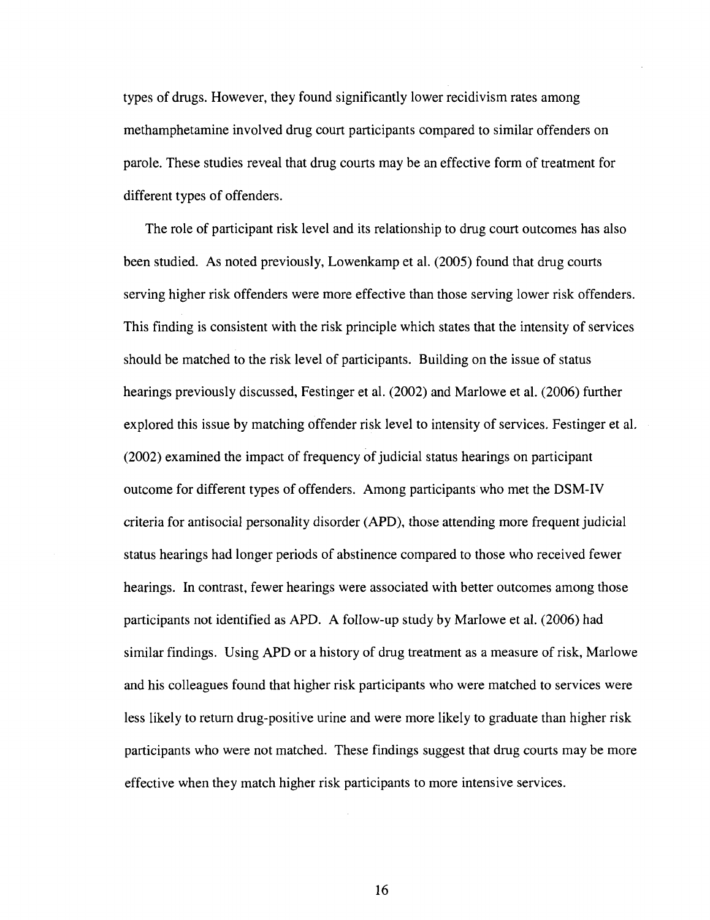types of drugs. However, they found significantly lower recidivism rates among methamphetamine involved drug court participants compared to similar offenders on parole. These studies reveal that drug courts may be an effective form of treatment for different types of offenders.

The role of participant risk level and its relationship to drug court outcomes has also been studied. As noted previously, Lowenkamp et al. (2005) found that drug courts serving higher risk offenders were more effective than those serving lower risk offenders. This finding is consistent with the risk principle which states that the intensity of services should be matched to the risk level of participants. Building on the issue of status hearings previously discussed, Festinger et al. (2002) and Marlowe et al. (2006) further explored this issue by matching offender risk level to intensity of services. Festinger et al. (2002) examined the impact of frequency of judicial status hearings on participant outcome for different types of offenders. Among participants who met the DSM-IV criteria for antisocial personality disorder (APD), those attending more frequent judicial status hearings had longer periods of abstinence compared to those who received fewer hearings. In contrast, fewer hearings were associated with better outcomes among those participants not identified as APD. A follow-up study by Marlowe et al. (2006) had similar findings. Using APD or a history of drug treatment as a measure of risk, Marlowe and his colleagues found that higher risk participants who were matched to services were less likely to return drug-positive urine and were more likely to graduate than higher risk participants who were not matched. These findings suggest that drug courts may be more effective when they match higher risk participants to more intensive services.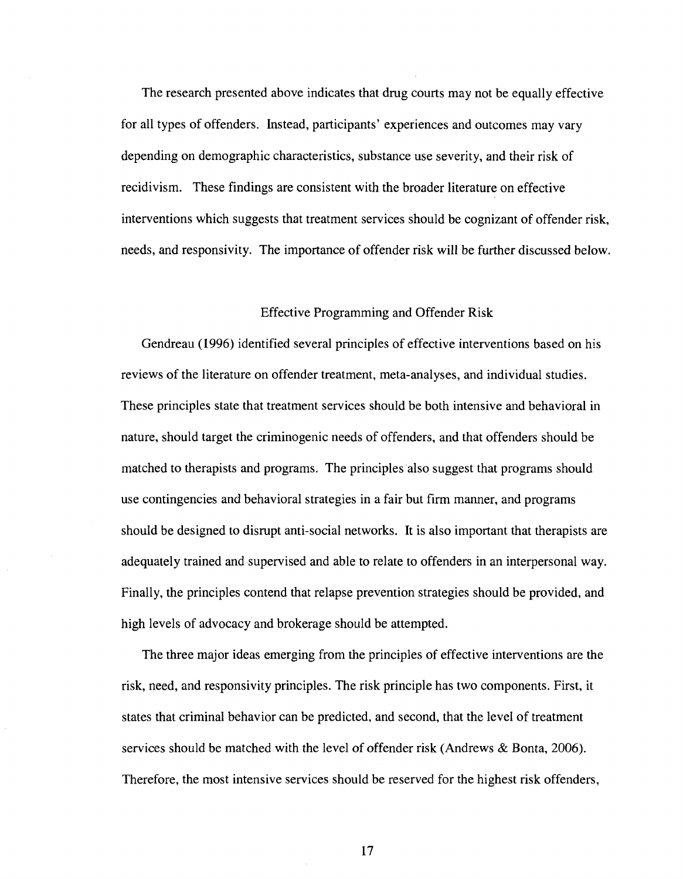The research presented above indicates that drug courts may not be equally effective for all types of offenders. Instead, participants' experiences and outcomes may vary depending on demographic characteristics, substance use severity, and their risk of recidivism. These findings are consistent with the broader literature on effective interventions which suggests that treatment services should be cognizant of offender risk, needs, and responsivity. The importance of offender risk will be further discussed below.

## Effective Programming and Offender Risk

Gendreau (1996) identified several principles of effective interventions based on his reviews of the literature on offender treatment, meta-analyses, and individual studies. These principles state that treatment services should be both intensive and behavioral in nature, should target the criminogenic needs of offenders, and that offenders should be matched to therapists and programs. The principles also suggest that programs should use contingencies and behavioral strategies in a fair but firm manner, and programs should be designed to disrupt anti-social networks. It is also important that therapists are adequately trained and supervised and able to relate to offenders in an interpersonal way. Finally, the principles contend that relapse prevention strategies should be provided, and high levels of advocacy and brokerage should be attempted.

The three major ideas emerging from the principles of effective interventions are the risk, need, and responsivity principles. The risk principle has two components. First, it states that criminal behavior can be predicted, and second, that the level of treatment services should be matched with the level of offender risk (Andrews & Bonta, 2006). Therefore, the most intensive services should be reserved for the highest risk offenders,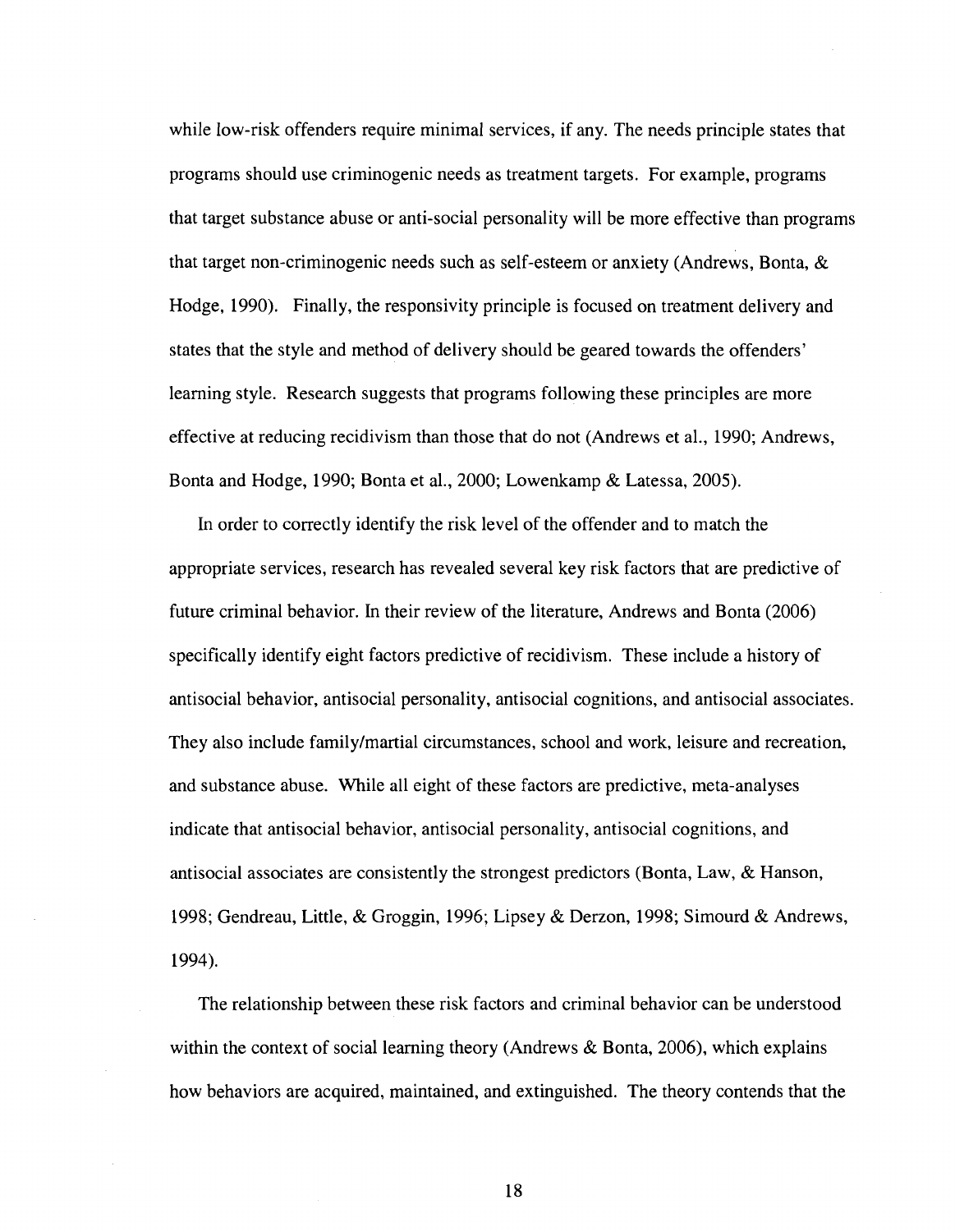while low-risk offenders require minimal services, if any. The needs principle states that programs should use criminogenic needs as treatment targets. For example, programs that target substance abuse or anti-social personality will be more effective than programs that target non-criminogenic needs such as self-esteem or anxiety (Andrews, Bonta, & Hodge, 1990). Finally, the responsivity principle is focused on treatment delivery and states that the style and method of delivery should be geared towards the offenders' learning style. Research suggests that programs following these principles are more effective at reducing recidivism than those that do not (Andrews et al., 1990; Andrews, Bonta and Hodge, 1990; Bonta et al., 2000; Lowenkamp & Latessa, 2005).

In order to correctly identify the risk level of the offender and to match the appropriate services, research has revealed several key risk factors that are predictive of future criminal behavior. In their review of the literature, Andrews and Bonta (2006) specifically identify eight factors predictive of recidivism. These include a history of antisocial behavior, antisocial personality, antisocial cognitions, and antisocial associates. They also include family/martial circumstances, school and work, leisure and recreation, and substance abuse. While all eight of these factors are predictive, meta-analyses indicate that antisocial behavior, antisocial personality, antisocial cognitions, and antisocial associates are consistently the strongest predictors (Bonta, Law, & Hanson, 1998; Gendreau, Little, & Groggin, 1996; Lipsey & Derzon, 1998; Simourd & Andrews, 1994).

The relationship between these risk factors and criminal behavior can be understood within the context of social learning theory (Andrews & Bonta, 2006), which explains how behaviors are acquired, maintained, and extinguished. The theory contends that the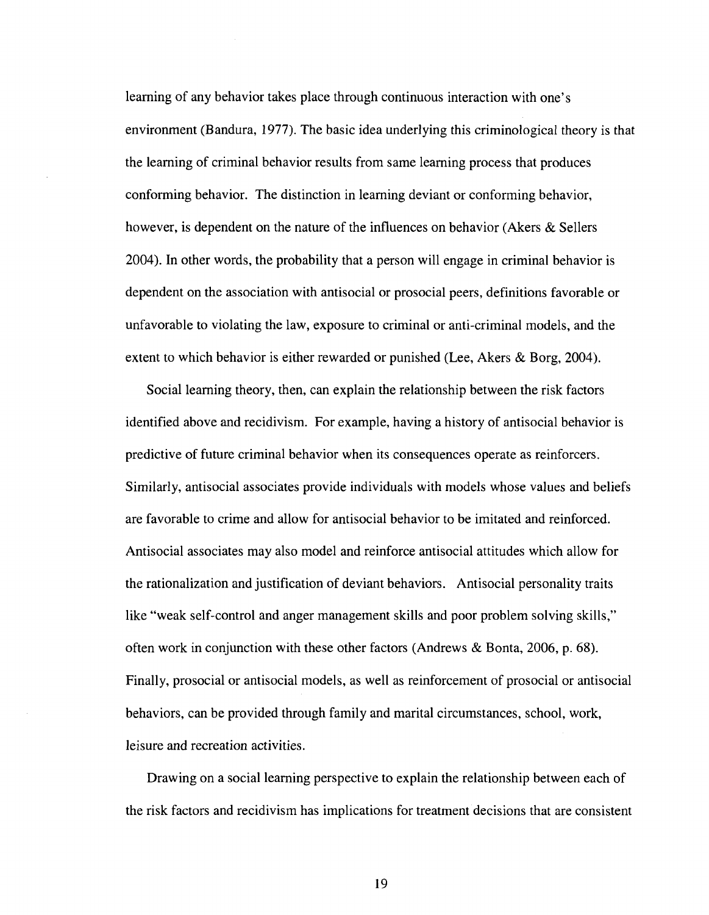learning of any behavior takes place through continuous interaction with one's environment (Bandura, 1977). The basic idea underlying this criminological theory is that the learning of criminal behavior results from same learning process that produces conforming behavior. The distinction in learning deviant or conforming behavior, however, is dependent on the nature of the influences on behavior (Akers & Sellers 2004). In other words, the probability that a person will engage in criminal behavior is dependent on the association with antisocial or prosocial peers, definitions favorable or unfavorable to violating the law, exposure to criminal or anti-criminal models, and the extent to which behavior is either rewarded or punished (Lee, Akers & Borg, 2004).

Social learning theory, then, can explain the relationship between the risk factors identified above and recidivism. For example, having a history of antisocial behavior is predictive of future criminal behavior when its consequences operate as reinforcers. Similarly, antisocial associates provide individuals with models whose values and beliefs are favorable to crime and allow for antisocial behavior to be imitated and reinforced. Antisocial associates may also model and reinforce antisocial attitudes which allow for the rationalization and justification of deviant behaviors. Antisocial personality traits like "weak self-control and anger management skills and poor problem solving skills," often work in conjunction with these other factors (Andrews & Bonta, 2006, p. 68). Finally, prosocial or antisocial models, as well as reinforcement of prosocial or antisocial behaviors, can be provided through family and marital circumstances, school, work, leisure and recreation activities.

Drawing on a social learning perspective to explain the relationship between each of the risk factors and recidivism has implications for treatment decisions that are consistent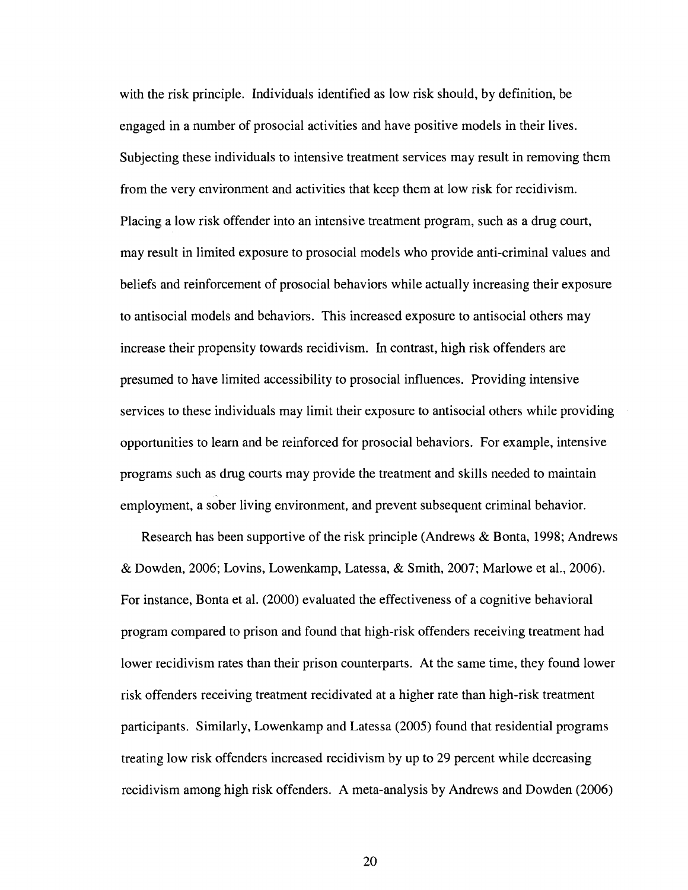with the risk principle. Individuals identified as low risk should, by definition, be engaged in a number of prosocial activities and have positive models in their lives. Subjecting these individuals to intensive treatment services may result in removing them from the very environment and activities that keep them at low risk for recidivism. Placing a low risk offender into an intensive treatment program, such as a drug court, may result in limited exposure to prosocial models who provide anti-criminal values and beliefs and reinforcement of prosocial behaviors while actually increasing their exposure to antisocial models and behaviors. This increased exposure to antisocial others may increase their propensity towards recidivism. In contrast, high risk offenders are presumed to have limited accessibility to prosocial influences. Providing intensive services to these individuals may limit their exposure to antisocial others while providing opportunities to learn and be reinforced for prosocial behaviors. For example, intensive programs such as drug courts may provide the treatment and skills needed to maintain employment, a sober living environment, and prevent subsequent criminal behavior.

Research has been supportive of the risk principle (Andrews & Bonta, 1998; Andrews & Dowden, 2006; Lovins, Lowenkamp, Latessa, & Smith, 2007; Marlowe et al., 2006). For instance, Bonta et al. (2000) evaluated the effectiveness of a cognitive behavioral program compared to prison and found that high-risk offenders receiving treatment had lower recidivism rates than their prison counterparts. At the same time, they found lower risk offenders receiving treatment recidivated at a higher rate than high-risk treatment participants. Similarly, Lowenkamp and Latessa (2005) found that residential programs treating low risk offenders increased recidivism by up to 29 percent while decreasing recidivism among high risk offenders. A meta-analysis by Andrews and Dowden (2006)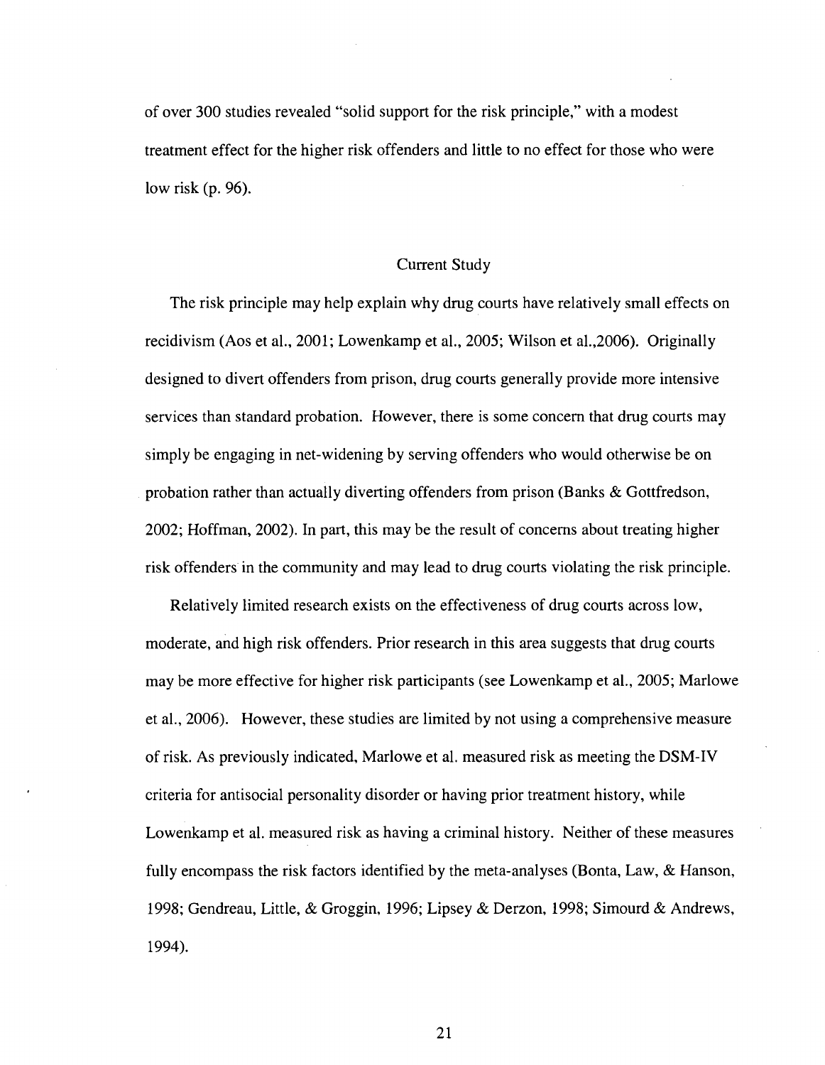of over 300 studies revealed "solid support for the risk principle," with a modest treatment effect for the higher risk offenders and little to no effect for those who were low risk (p. 96).

## Current Study

The risk principle may help explain why drug courts have relatively small effects on recidivism (Aos et al., 2001; Lowenkamp et al., 2005; Wilson et al.,2006). Originally designed to divert offenders from prison, drug courts generally provide more intensive services than standard probation. However, there is some concern that drug courts may simply be engaging in net-widening by serving offenders who would otherwise be on probation rather than actually diverting offenders from prison (Banks & Gottfredson, 2002; Hoffman, 2002). In part, this may be the result of concerns about treating higher risk offenders in the community and may lead to drug courts violating the risk principle.

Relatively limited research exists on the effectiveness of drug courts across low, moderate, and high risk offenders. Prior research in this area suggests that drug courts may be more effective for higher risk participants (see Lowenkamp et al., 2005; Marlowe et al., 2006). However, these studies are limited by not using a comprehensive measure of risk. As previously indicated, Marlowe et al. measured risk as meeting the DSM-IV criteria for antisocial personality disorder or having prior treatment history, while Lowenkamp et al. measured risk as having a criminal history. Neither of these measures fully encompass the risk factors identified by the meta-analyses (Bonta, Law, & Hanson, 1998; Gendreau, Little, & Groggin, 1996; Lipsey & Derzon, 1998; Simourd & Andrews, 1994).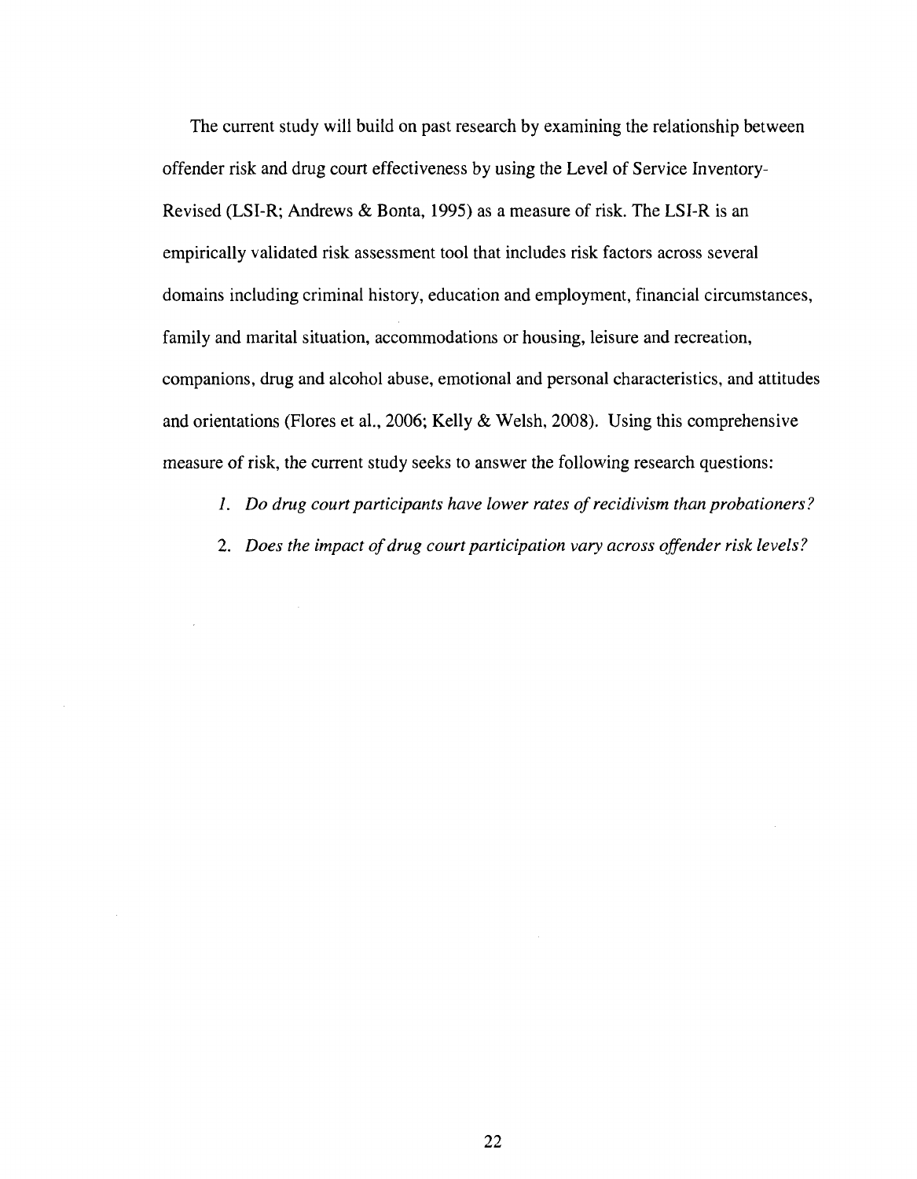The current study will build on past research by examining the relationship between offender risk and drug court effectiveness by using the Level of Service Inventory-Revised (LSI-R; Andrews & Bonta, 1995) as a measure of risk. The LSI-R is an empirically validated risk assessment tool that includes risk factors across several domains including criminal history, education and employment, financial circumstances, family and marital situation, accommodations or housing, leisure and recreation, companions, drug and alcohol abuse, emotional and personal characteristics, and attitudes and orientations (Flores et al., 2006; Kelly & Welsh, 2008). Using this comprehensive measure of risk, the current study seeks to answer the following research questions:

1. *Do drug court participants have lower rates of recidivism than probationers?*
2. *Does the impact of drug court participation vary across offender risk levels?*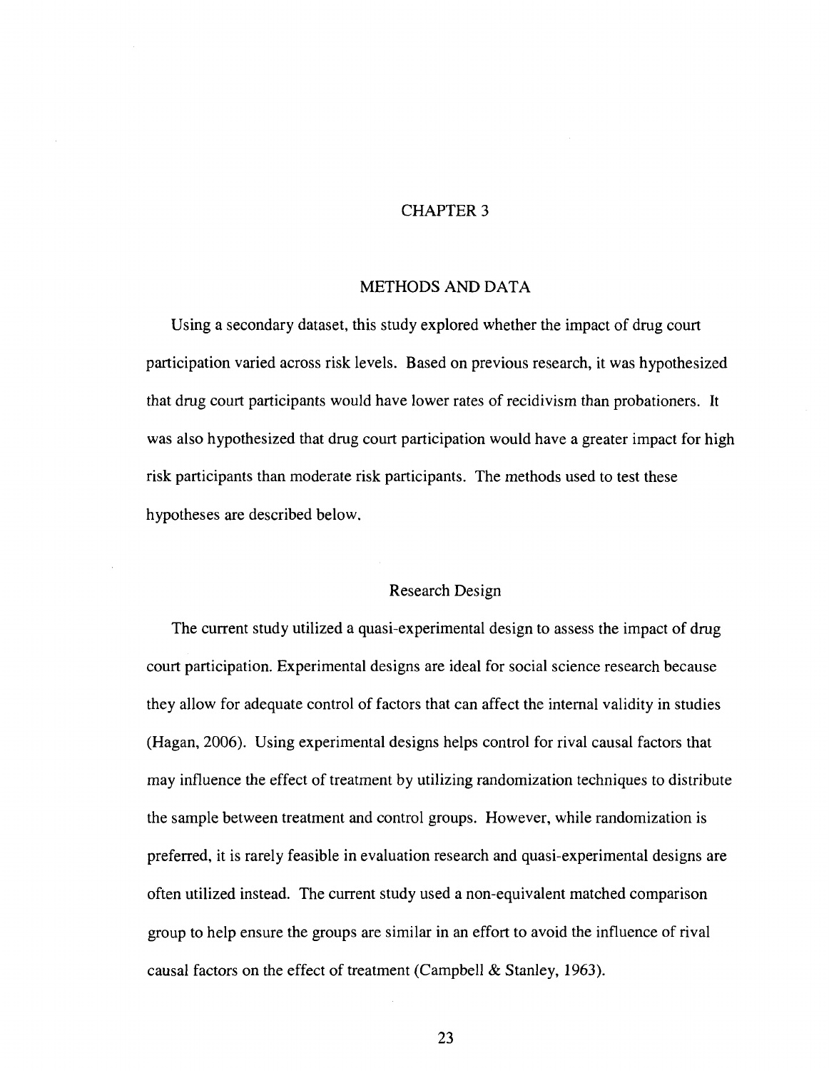# CHAPTER 3

## METHODS AND DATA

Using a secondary dataset, this study explored whether the impact of drug court participation varied across risk levels. Based on previous research, it was hypothesized that drug court participants would have lower rates of recidivism than probationers. It was also hypothesized that drug court participation would have a greater impact for high risk participants than moderate risk participants. The methods used to test these hypotheses are described below.

### Research Design

The current study utilized a quasi-experimental design to assess the impact of drug court participation. Experimental designs are ideal for social science research because they allow for adequate control of factors that can affect the internal validity in studies (Hagan, 2006). Using experimental designs helps control for rival causal factors that may influence the effect of treatment by utilizing randomization techniques to distribute the sample between treatment and control groups. However, while randomization is preferred, it is rarely feasible in evaluation research and quasi-experimental designs are often utilized instead. The current study used a non-equivalent matched comparison group to help ensure the groups are similar in an effort to avoid the influence of rival causal factors on the effect of treatment (Campbell & Stanley, 1963).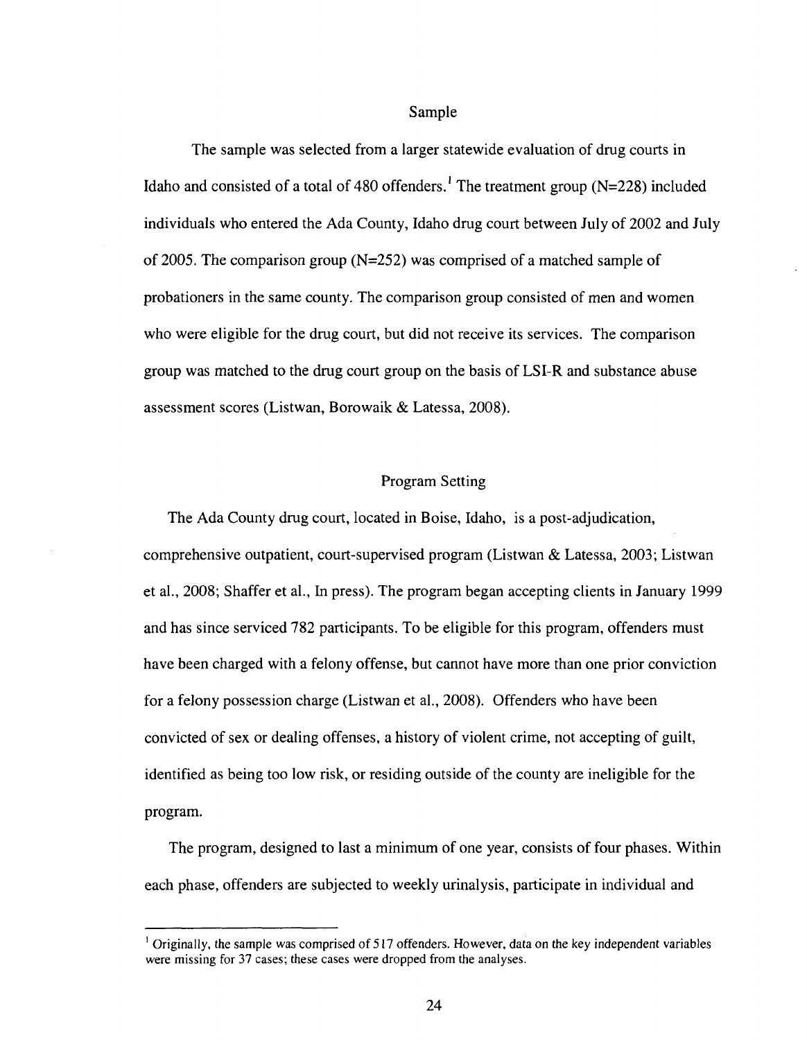## Sample

The sample was selected from a larger statewide evaluation of drug courts in Idaho and consisted of a total of 480 offenders.[1] The treatment group (N=228) included individuals who entered the Ada County, Idaho drug court between July of 2002 and July of 2005. The comparison group (N=252) was comprised of a matched sample of probationers in the same county. The comparison group consisted of men and women who were eligible for the drug court, but did not receive its services. The comparison group was matched to the drug court group on the basis of LSI-R and substance abuse assessment scores (Listwan, Borowaik & Latessa, 2008).

## Program Setting

The Ada County drug court, located in Boise, Idaho, is a post-adjudication, comprehensive outpatient, court-supervised program (Listwan & Latessa, 2003; Listwan et al., 2008; Shaffer et al., In press). The program began accepting clients in January 1999 and has since serviced 782 participants. To be eligible for this program, offenders must have been charged with a felony offense, but cannot have more than one prior conviction for a felony possession charge (Listwan et al., 2008). Offenders who have been convicted of sex or dealing offenses, a history of violent crime, not accepting of guilt, identified as being too low risk, or residing outside of the county are ineligible for the program.

The program, designed to last a minimum of one year, consists of four phases. Within each phase, offenders are subjected to weekly urinalysis, participate in individual and

[1] Originally, the sample was comprised of 517 offenders. However, data on the key independent variables were missing for 37 cases; these cases were dropped from the analyses.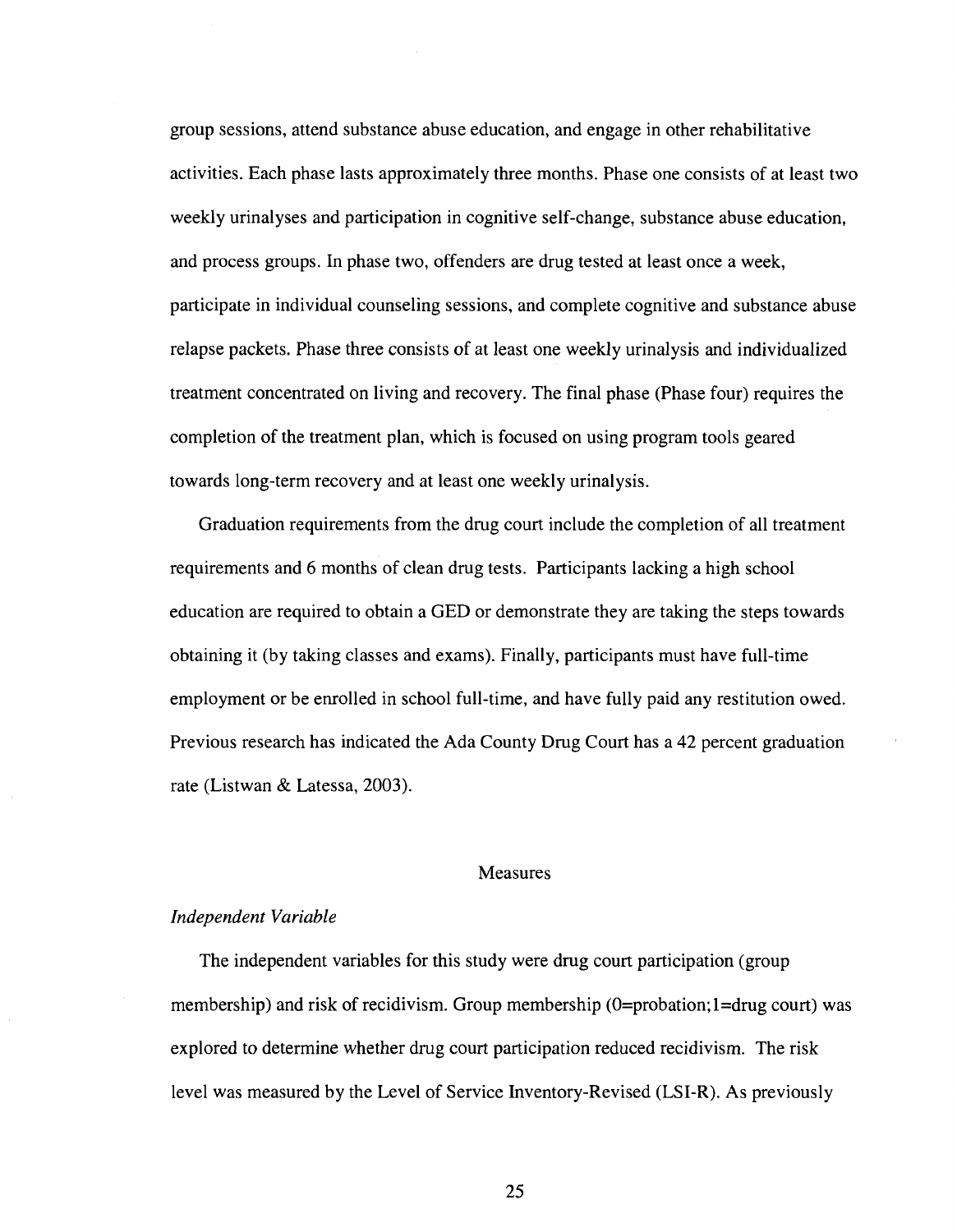group sessions, attend substance abuse education, and engage in other rehabilitative activities. Each phase lasts approximately three months. Phase one consists of at least two weekly urinalyses and participation in cognitive self-change, substance abuse education, and process groups. In phase two, offenders are drug tested at least once a week, participate in individual counseling sessions, and complete cognitive and substance abuse relapse packets. Phase three consists of at least one weekly urinalysis and individualized treatment concentrated on living and recovery. The final phase (Phase four) requires the completion of the treatment plan, which is focused on using program tools geared towards long-term recovery and at least one weekly urinalysis.

Graduation requirements from the drug court include the completion of all treatment requirements and 6 months of clean drug tests. Participants lacking a high school education are required to obtain a GED or demonstrate they are taking the steps towards obtaining it (by taking classes and exams). Finally, participants must have full-time employment or be enrolled in school full-time, and have fully paid any restitution owed. Previous research has indicated the Ada County Drug Court has a 42 percent graduation rate (Listwan & Latessa, 2003).

## Measures

### *Independent Variable*

The independent variables for this study were drug court participation (group membership) and risk of recidivism. Group membership (0=probation;1=drug court) was explored to determine whether drug court participation reduced recidivism. The risk level was measured by the Level of Service Inventory-Revised (LSI-R). As previously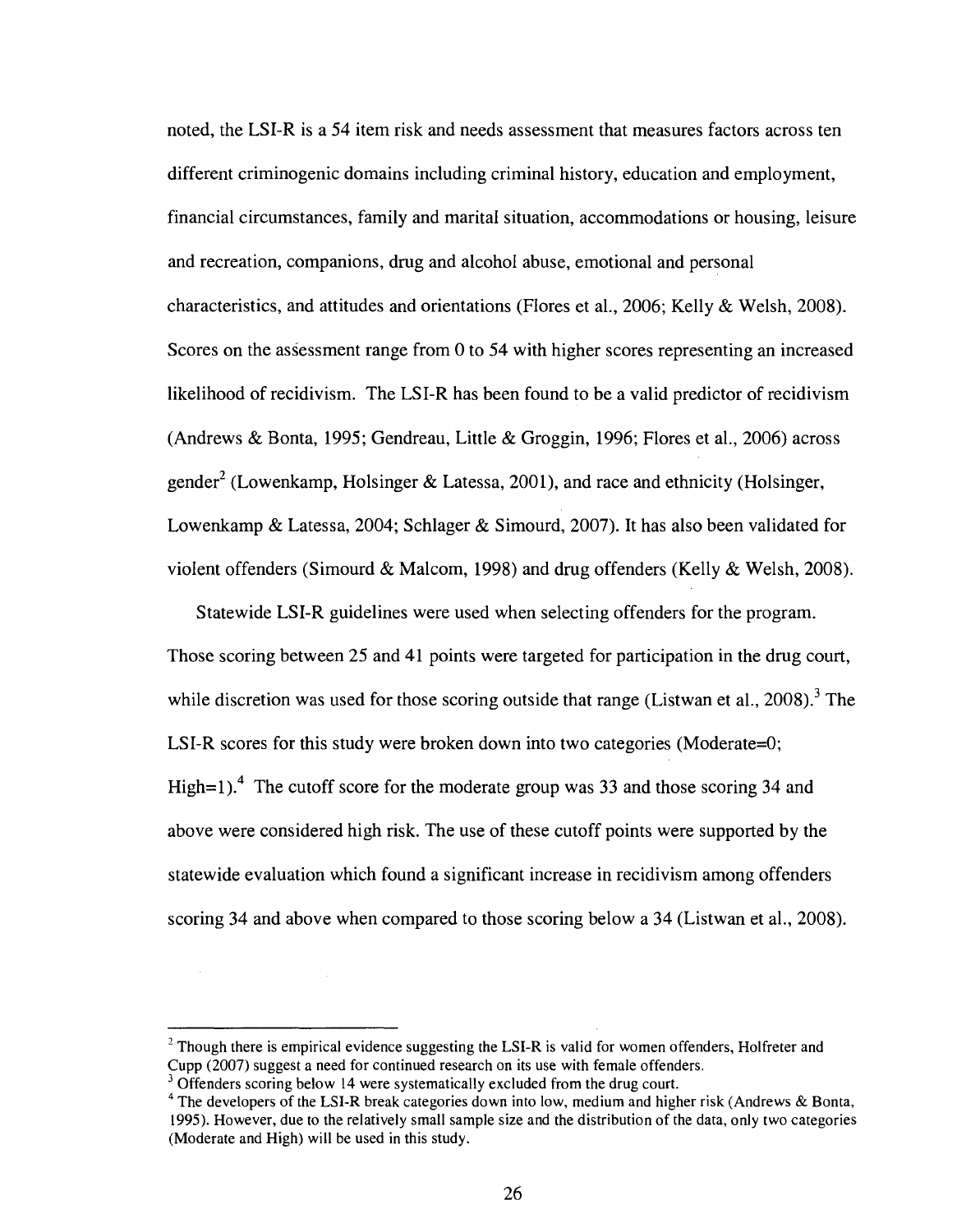noted, the LSI-R is a 54 item risk and needs assessment that measures factors across ten different criminogenic domains including criminal history, education and employment, financial circumstances, family and marital situation, accommodations or housing, leisure and recreation, companions, drug and alcohol abuse, emotional and personal characteristics, and attitudes and orientations (Flores et al., 2006; Kelly & Welsh, 2008). Scores on the assessment range from 0 to 54 with higher scores representing an increased likelihood of recidivism. The LSI-R has been found to be a valid predictor of recidivism (Andrews & Bonta, 1995; Gendreau, Little & Groggin, 1996; Flores et al., 2006) across gender[2] (Lowenkamp, Holsinger & Latessa, 2001), and race and ethnicity (Holsinger, Lowenkamp & Latessa, 2004; Schlager & Simourd, 2007). It has also been validated for violent offenders (Simourd & Malcom, 1998) and drug offenders (Kelly & Welsh, 2008).

Statewide LSI-R guidelines were used when selecting offenders for the program. Those scoring between 25 and 41 points were targeted for participation in the drug court, while discretion was used for those scoring outside that range (Listwan et al., 2008).[3] The LSI-R scores for this study were broken down into two categories (Moderate=0; High=1).[4] The cutoff score for the moderate group was 33 and those scoring 34 and above were considered high risk. The use of these cutoff points were supported by the statewide evaluation which found a significant increase in recidivism among offenders scoring 34 and above when compared to those scoring below a 34 (Listwan et al., 2008).

---

[2] Though there is empirical evidence suggesting the LSI-R is valid for women offenders, Holfreter and Cupp (2007) suggest a need for continued research on its use with female offenders.

[3] Offenders scoring below 14 were systematically excluded from the drug court.

[4] The developers of the LSI-R break categories down into low, medium and higher risk (Andrews & Bonta, 1995). However, due to the relatively small sample size and the distribution of the data, only two categories (Moderate and High) will be used in this study.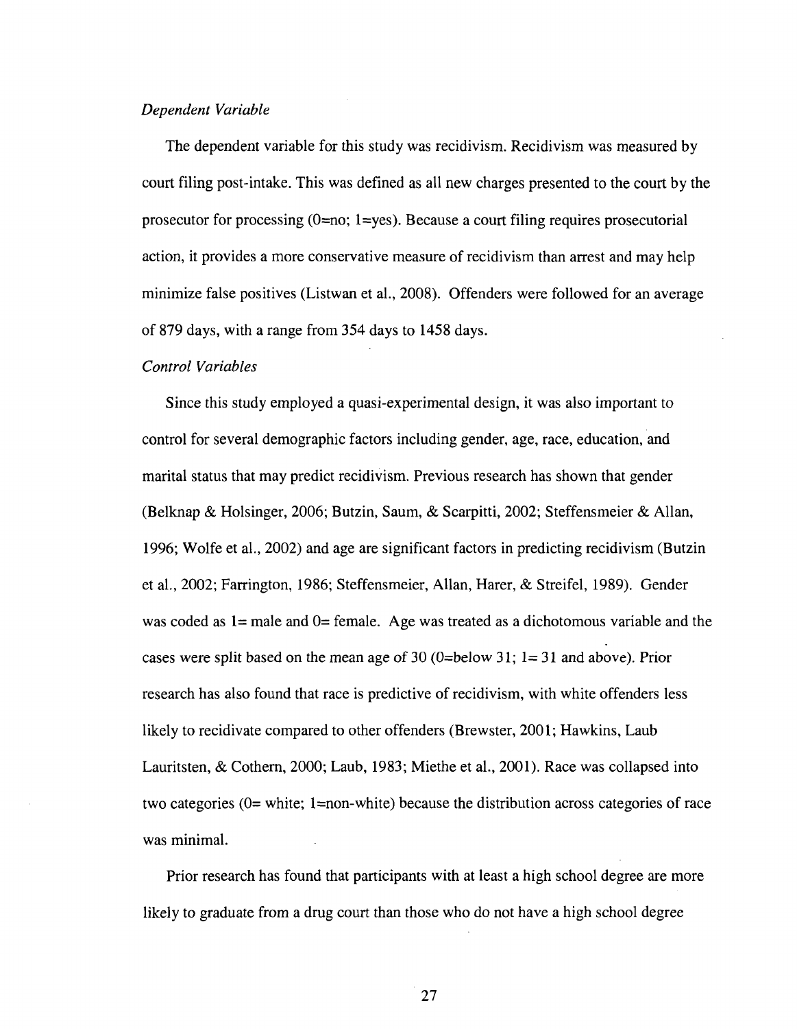*Dependent Variable*

The dependent variable for this study was recidivism. Recidivism was measured by court filing post-intake. This was defined as all new charges presented to the court by the prosecutor for processing (0=no; 1=yes). Because a court filing requires prosecutorial action, it provides a more conservative measure of recidivism than arrest and may help minimize false positives (Listwan et al., 2008). Offenders were followed for an average of 879 days, with a range from 354 days to 1458 days.

*Control Variables*

Since this study employed a quasi-experimental design, it was also important to control for several demographic factors including gender, age, race, education, and marital status that may predict recidivism. Previous research has shown that gender (Belknap & Holsinger, 2006; Butzin, Saum, & Scarpitti, 2002; Steffensmeier & Allan, 1996; Wolfe et al., 2002) and age are significant factors in predicting recidivism (Butzin et al., 2002; Farrington, 1986; Steffensmeier, Allan, Harer, & Streifel, 1989). Gender was coded as 1= male and 0= female. Age was treated as a dichotomous variable and the cases were split based on the mean age of 30 (0=below 31; 1= 31 and above). Prior research has also found that race is predictive of recidivism, with white offenders less likely to recidivate compared to other offenders (Brewster, 2001; Hawkins, Laub Lauritsten, & Cothern, 2000; Laub, 1983; Miethe et al., 2001). Race was collapsed into two categories (0= white; 1=non-white) because the distribution across categories of race was minimal.

Prior research has found that participants with at least a high school degree are more likely to graduate from a drug court than those who do not have a high school degree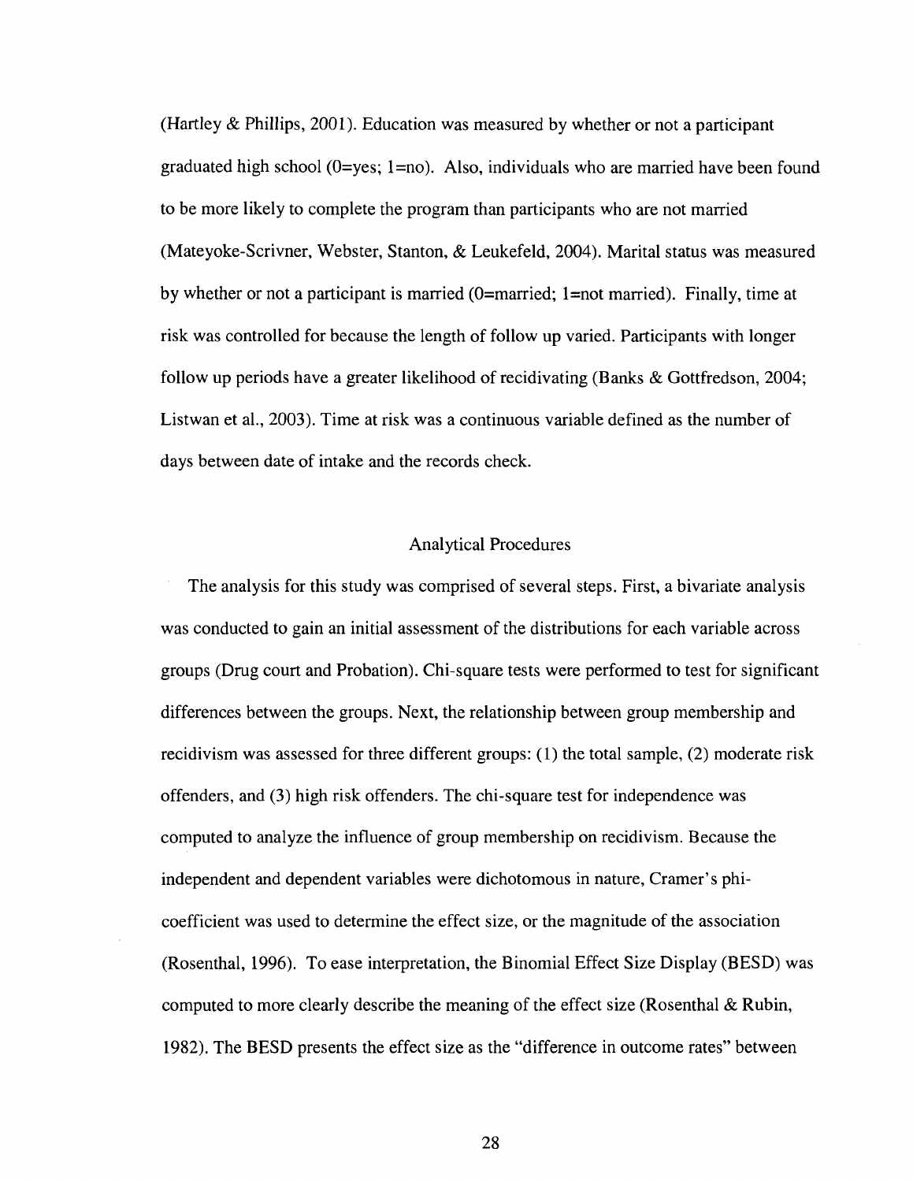(Hartley & Phillips, 2001). Education was measured by whether or not a participant graduated high school (0=yes; 1=no). Also, individuals who are married have been found to be more likely to complete the program than participants who are not married (Mateyoke-Scrivner, Webster, Stanton, & Leukefeld, 2004). Marital status was measured by whether or not a participant is married (0=married; 1=not married). Finally, time at risk was controlled for because the length of follow up varied. Participants with longer follow up periods have a greater likelihood of recidivating (Banks & Gottfredson, 2004; Listwan et al., 2003). Time at risk was a continuous variable defined as the number of days between date of intake and the records check.

## Analytical Procedures

The analysis for this study was comprised of several steps. First, a bivariate analysis was conducted to gain an initial assessment of the distributions for each variable across groups (Drug court and Probation). Chi-square tests were performed to test for significant differences between the groups. Next, the relationship between group membership and recidivism was assessed for three different groups: (1) the total sample, (2) moderate risk offenders, and (3) high risk offenders. The chi-square test for independence was computed to analyze the influence of group membership on recidivism. Because the independent and dependent variables were dichotomous in nature, Cramer's phi-coefficient was used to determine the effect size, or the magnitude of the association (Rosenthal, 1996). To ease interpretation, the Binomial Effect Size Display (BESD) was computed to more clearly describe the meaning of the effect size (Rosenthal & Rubin, 1982). The BESD presents the effect size as the "difference in outcome rates" between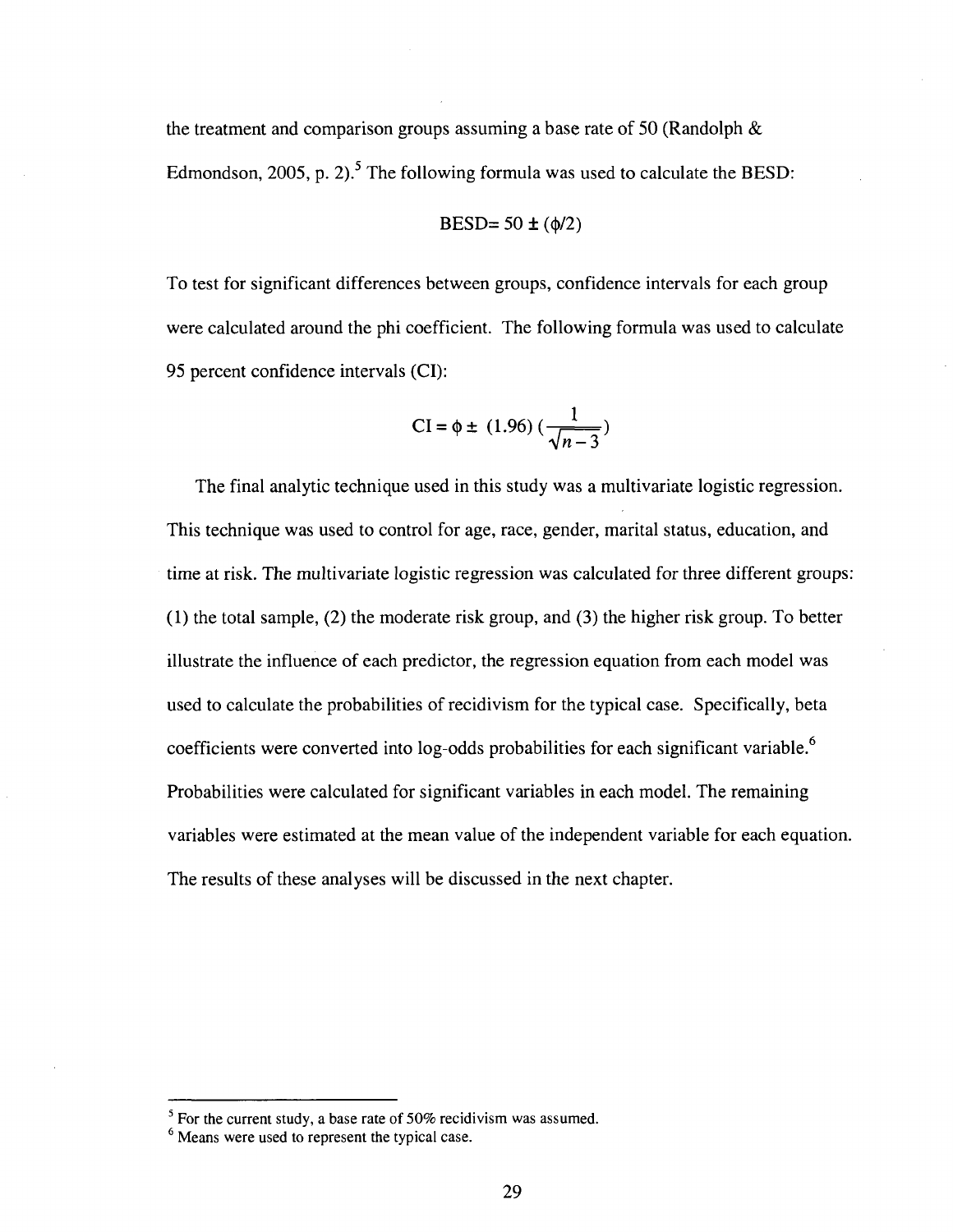the treatment and comparison groups assuming a base rate of 50 (Randolph & Edmondson, 2005, p. 2).[5] The following formula was used to calculate the BESD:

$$\text{BESD} = 50 \pm (\phi/2)$$

To test for significant differences between groups, confidence intervals for each group were calculated around the phi coefficient. The following formula was used to calculate 95 percent confidence intervals (CI):

$$\text{CI} = \phi \pm (1.96)\left(\frac{1}{\sqrt{n-3}}\right)$$

The final analytic technique used in this study was a multivariate logistic regression. This technique was used to control for age, race, gender, marital status, education, and time at risk. The multivariate logistic regression was calculated for three different groups: (1) the total sample, (2) the moderate risk group, and (3) the higher risk group. To better illustrate the influence of each predictor, the regression equation from each model was used to calculate the probabilities of recidivism for the typical case. Specifically, beta coefficients were converted into log-odds probabilities for each significant variable.[6] Probabilities were calculated for significant variables in each model. The remaining variables were estimated at the mean value of the independent variable for each equation. The results of these analyses will be discussed in the next chapter.

---

[5] For the current study, a base rate of 50% recidivism was assumed.

[6] Means were used to represent the typical case.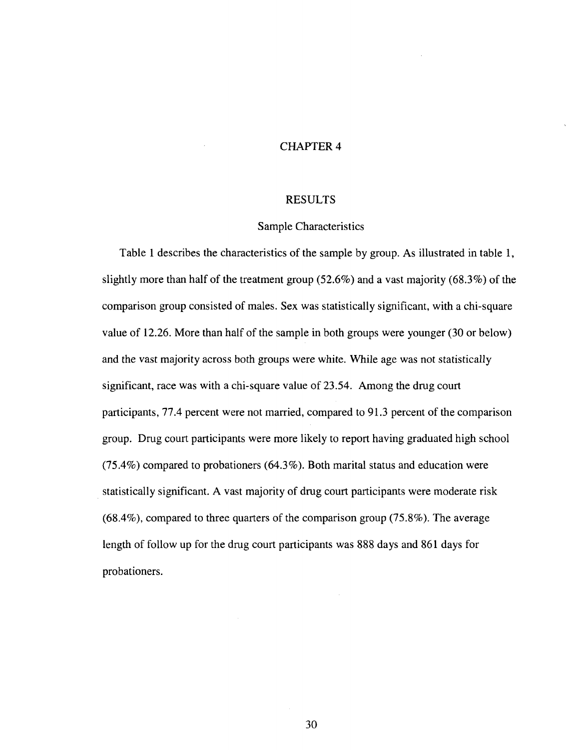# CHAPTER 4

## RESULTS

### Sample Characteristics

Table 1 describes the characteristics of the sample by group. As illustrated in table 1, slightly more than half of the treatment group (52.6%) and a vast majority (68.3%) of the comparison group consisted of males. Sex was statistically significant, with a chi-square value of 12.26. More than half of the sample in both groups were younger (30 or below) and the vast majority across both groups were white. While age was not statistically significant, race was with a chi-square value of 23.54. Among the drug court participants, 77.4 percent were not married, compared to 91.3 percent of the comparison group. Drug court participants were more likely to report having graduated high school (75.4%) compared to probationers (64.3%). Both marital status and education were statistically significant. A vast majority of drug court participants were moderate risk (68.4%), compared to three quarters of the comparison group (75.8%). The average length of follow up for the drug court participants was 888 days and 861 days for probationers.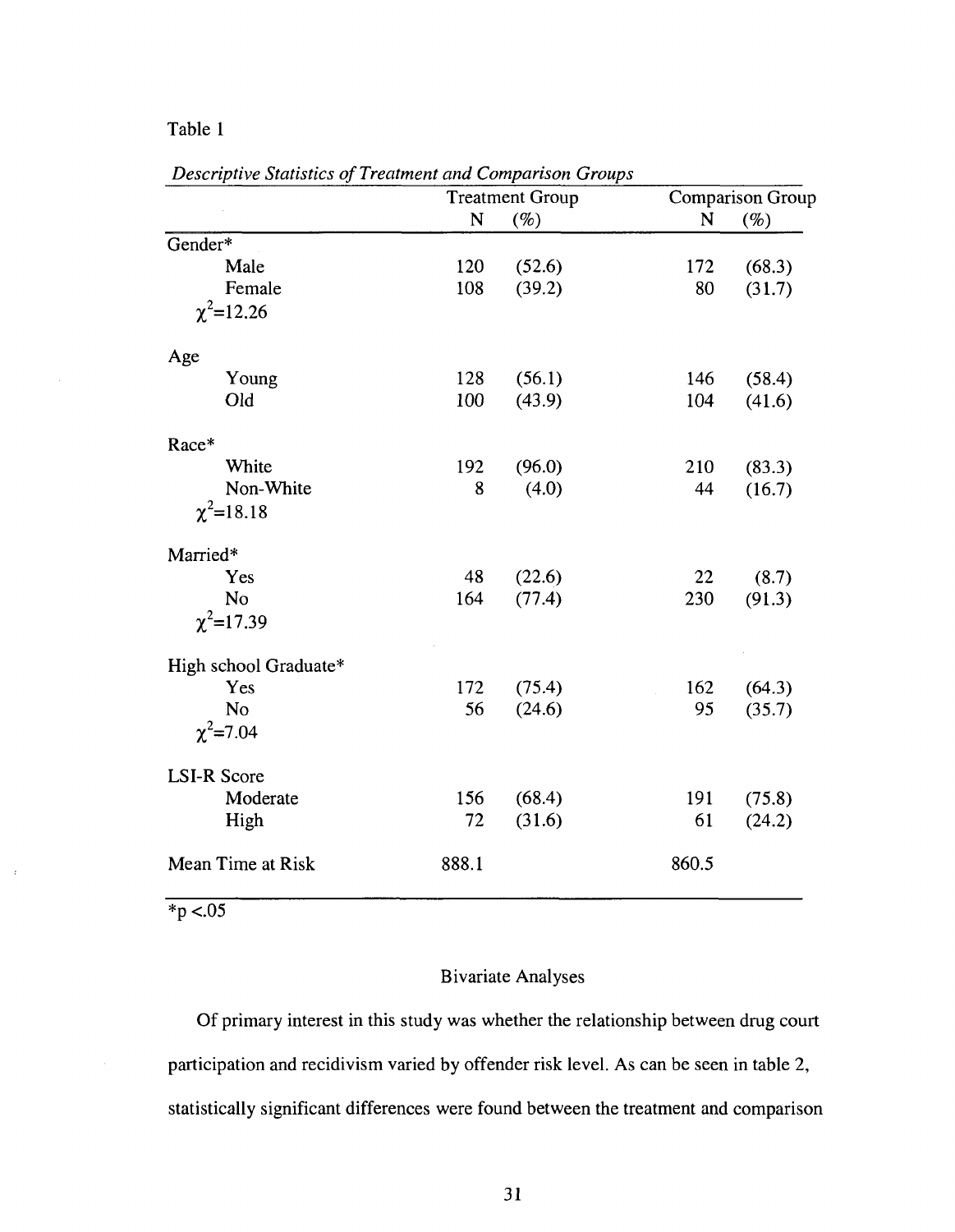Table 1

*Descriptive Statistics of Treatment and Comparison Groups*

| | Treatment Group | | Comparison Group | |
|---|---|---|---|---|
| | N | (%) | N | (%) |
| Gender* | | | | |
| Male | 120 | (52.6) | 172 | (68.3) |
| Female | 108 | (39.2) | 80 | (31.7) |
| $\chi^2$=12.26 | | | | |
| Age | | | | |
| Young | 128 | (56.1) | 146 | (58.4) |
| Old | 100 | (43.9) | 104 | (41.6) |
| Race* | | | | |
| White | 192 | (96.0) | 210 | (83.3) |
| Non-White | 8 | (4.0) | 44 | (16.7) |
| $\chi^2$=18.18 | | | | |
| Married* | | | | |
| Yes | 48 | (22.6) | 22 | (8.7) |
| No | 164 | (77.4) | 230 | (91.3) |
| $\chi^2$=17.39 | | | | |
| High school Graduate* | | | | |
| Yes | 172 | (75.4) | 162 | (64.3) |
| No | 56 | (24.6) | 95 | (35.7) |
| $\chi^2$=7.04 | | | | |
| LSI-R Score | | | | |
| Moderate | 156 | (68.4) | 191 | (75.8) |
| High | 72 | (31.6) | 61 | (24.2) |
| Mean Time at Risk | 888.1 | | 860.5 | |

*$p < .05$

## Bivariate Analyses

Of primary interest in this study was whether the relationship between drug court participation and recidivism varied by offender risk level. As can be seen in table 2, statistically significant differences were found between the treatment and comparison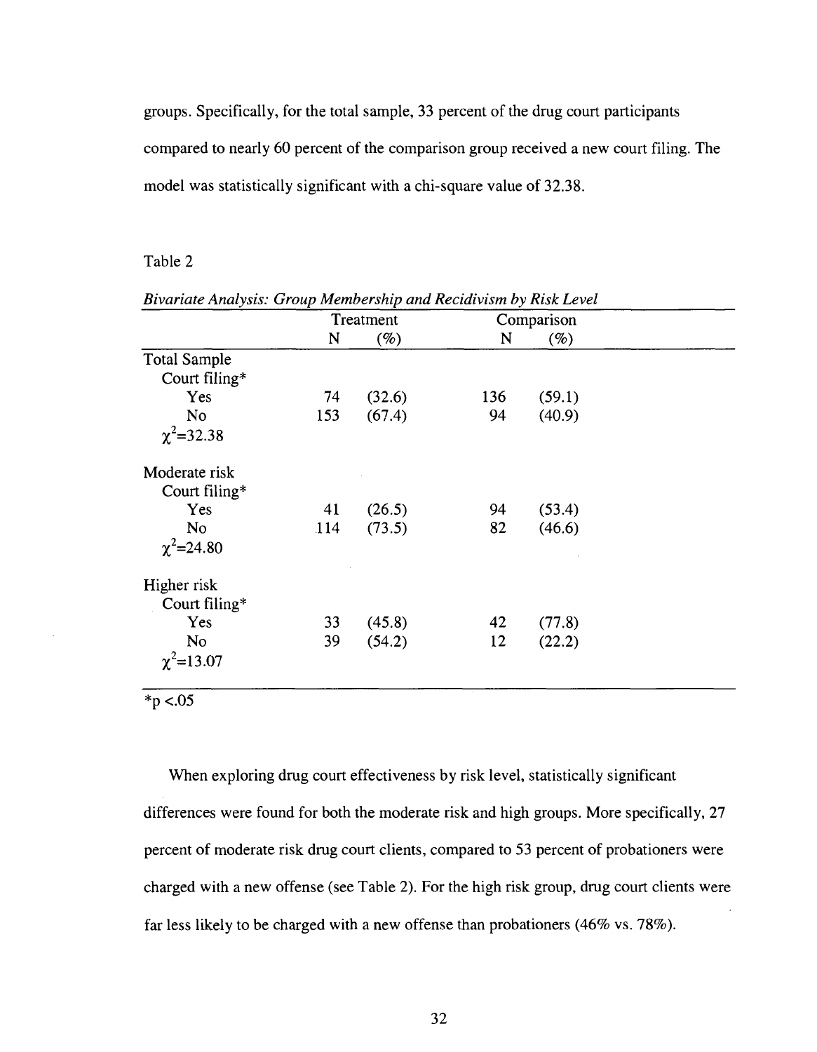groups. Specifically, for the total sample, 33 percent of the drug court participants compared to nearly 60 percent of the comparison group received a new court filing. The model was statistically significant with a chi-square value of 32.38.

Table 2

*Bivariate Analysis: Group Membership and Recidivism by Risk Level*

| | Treatment | | Comparison | |
|---|---|---|---|---|
| | N | (%) | N | (%) |
| **Total Sample** | | | | |
| Court filing* | | | | |
| Yes | 74 | (32.6) | 136 | (59.1) |
| No | 153 | (67.4) | 94 | (40.9) |
| $\chi^2$=32.38 | | | | |
| **Moderate risk** | | | | |
| Court filing* | | | | |
| Yes | 41 | (26.5) | 94 | (53.4) |
| No | 114 | (73.5) | 82 | (46.6) |
| $\chi^2$=24.80 | | | | |
| **Higher risk** | | | | |
| Court filing* | | | | |
| Yes | 33 | (45.8) | 42 | (77.8) |
| No | 39 | (54.2) | 12 | (22.2) |
| $\chi^2$=13.07 | | | | |

*p <.05

When exploring drug court effectiveness by risk level, statistically significant differences were found for both the moderate risk and high groups. More specifically, 27 percent of moderate risk drug court clients, compared to 53 percent of probationers were charged with a new offense (see Table 2). For the high risk group, drug court clients were far less likely to be charged with a new offense than probationers (46% vs. 78%).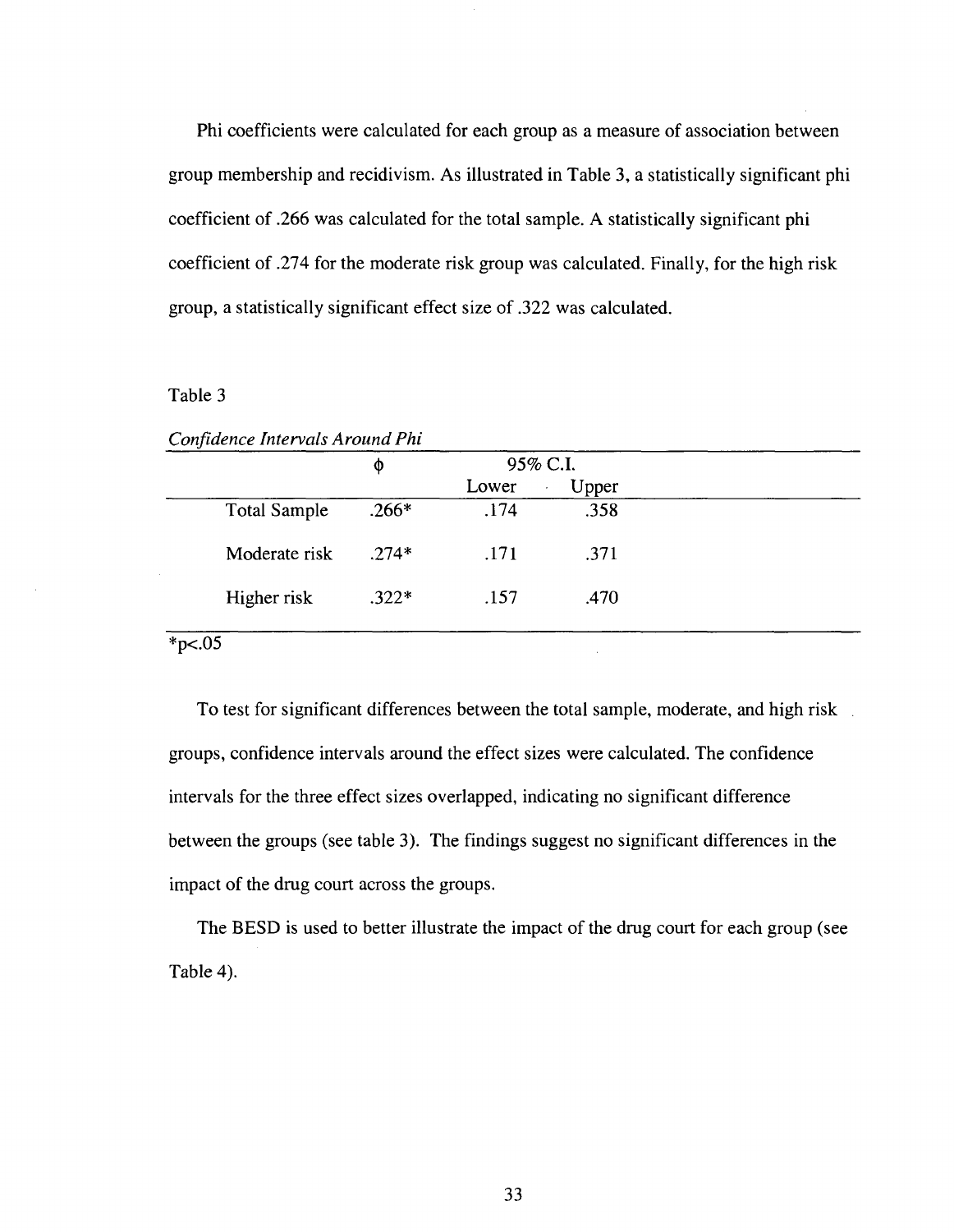Phi coefficients were calculated for each group as a measure of association between group membership and recidivism. As illustrated in Table 3, a statistically significant phi coefficient of .266 was calculated for the total sample. A statistically significant phi coefficient of .274 for the moderate risk group was calculated. Finally, for the high risk group, a statistically significant effect size of .322 was calculated.

Table 3

*Confidence Intervals Around Phi*

| | $\phi$ | 95% C.I. | |
|---|---|---|---|
| | | Lower | Upper |
| Total Sample | .266* | .174 | .358 |
| Moderate risk | .274* | .171 | .371 |
| Higher risk | .322* | .157 | .470 |

*p<.05

To test for significant differences between the total sample, moderate, and high risk groups, confidence intervals around the effect sizes were calculated. The confidence intervals for the three effect sizes overlapped, indicating no significant difference between the groups (see table 3). The findings suggest no significant differences in the impact of the drug court across the groups.

The BESD is used to better illustrate the impact of the drug court for each group (see Table 4).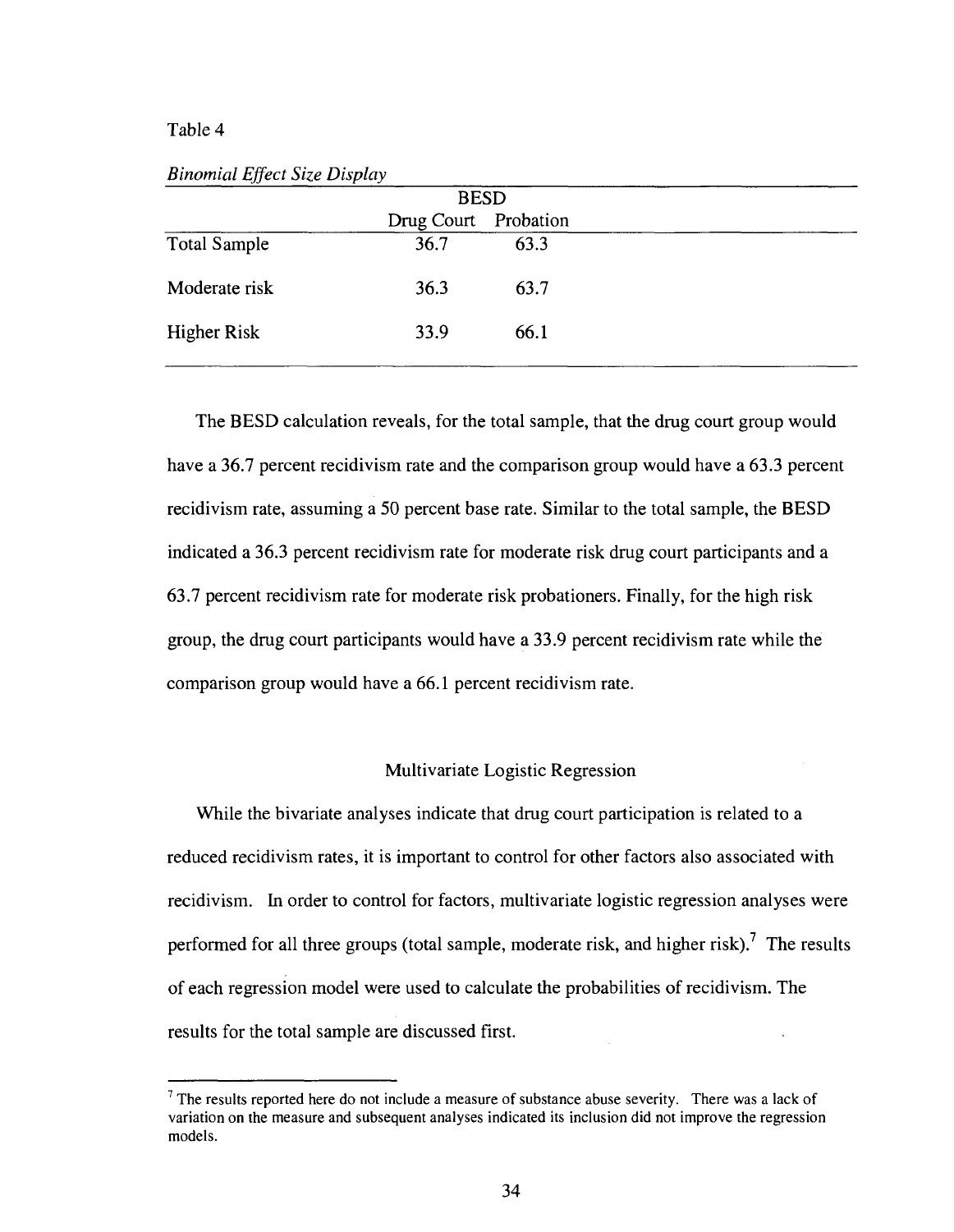Table 4

*Binomial Effect Size Display*

| | BESD | |
|---|---|---|
| | Drug Court | Probation |
| Total Sample | 36.7 | 63.3 |
| Moderate risk | 36.3 | 63.7 |
| Higher Risk | 33.9 | 66.1 |

The BESD calculation reveals, for the total sample, that the drug court group would have a 36.7 percent recidivism rate and the comparison group would have a 63.3 percent recidivism rate, assuming a 50 percent base rate. Similar to the total sample, the BESD indicated a 36.3 percent recidivism rate for moderate risk drug court participants and a 63.7 percent recidivism rate for moderate risk probationers. Finally, for the high risk group, the drug court participants would have a 33.9 percent recidivism rate while the comparison group would have a 66.1 percent recidivism rate.

## Multivariate Logistic Regression

While the bivariate analyses indicate that drug court participation is related to a reduced recidivism rates, it is important to control for other factors also associated with recidivism. In order to control for factors, multivariate logistic regression analyses were performed for all three groups (total sample, moderate risk, and higher risk).[7] The results of each regression model were used to calculate the probabilities of recidivism. The results for the total sample are discussed first.

[7] The results reported here do not include a measure of substance abuse severity. There was a lack of variation on the measure and subsequent analyses indicated its inclusion did not improve the regression models.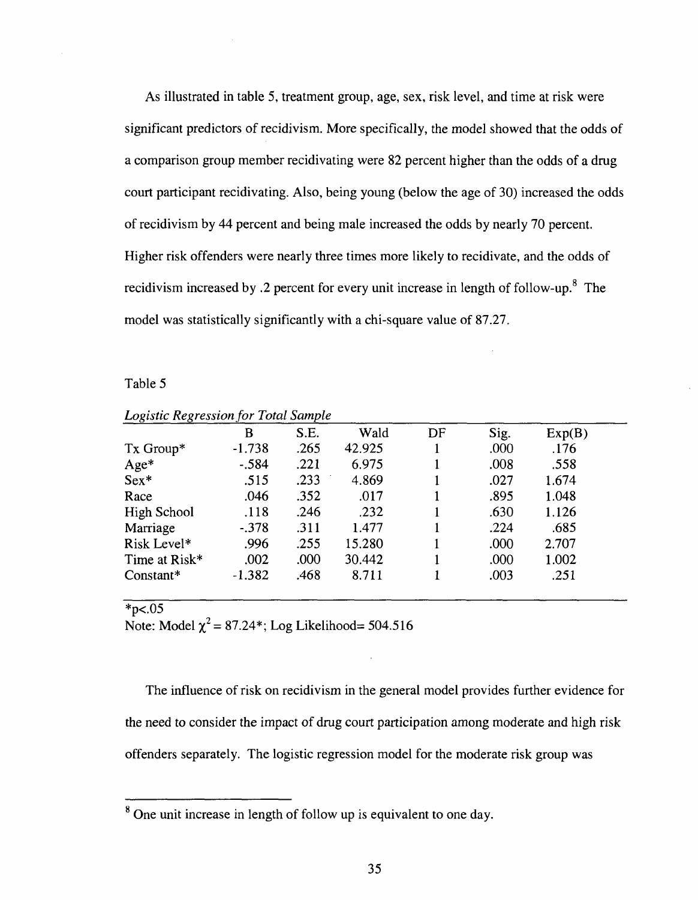As illustrated in table 5, treatment group, age, sex, risk level, and time at risk were significant predictors of recidivism. More specifically, the model showed that the odds of a comparison group member recidivating were 82 percent higher than the odds of a drug court participant recidivating. Also, being young (below the age of 30) increased the odds of recidivism by 44 percent and being male increased the odds by nearly 70 percent. Higher risk offenders were nearly three times more likely to recidivate, and the odds of recidivism increased by .2 percent for every unit increase in length of follow-up.[8] The model was statistically significantly with a chi-square value of 87.27.

Table 5

*Logistic Regression for Total Sample*

| | B | S.E. | Wald | DF | Sig. | Exp(B) |
|---|---|---|---|---|---|---|
| Tx Group* | -1.738 | .265 | 42.925 | 1 | .000 | .176 |
| Age* | -.584 | .221 | 6.975 | 1 | .008 | .558 |
| Sex* | .515 | .233 | 4.869 | 1 | .027 | 1.674 |
| Race | .046 | .352 | .017 | 1 | .895 | 1.048 |
| High School | .118 | .246 | .232 | 1 | .630 | 1.126 |
| Marriage | -.378 | .311 | 1.477 | 1 | .224 | .685 |
| Risk Level* | .996 | .255 | 15.280 | 1 | .000 | 2.707 |
| Time at Risk* | .002 | .000 | 30.442 | 1 | .000 | 1.002 |
| Constant* | -1.382 | .468 | 8.711 | 1 | .003 | .251 |

*p<.05

Note: Model $\chi^2$ = 87.24*; Log Likelihood= 504.516

The influence of risk on recidivism in the general model provides further evidence for the need to consider the impact of drug court participation among moderate and high risk offenders separately. The logistic regression model for the moderate risk group was

[8] One unit increase in length of follow up is equivalent to one day.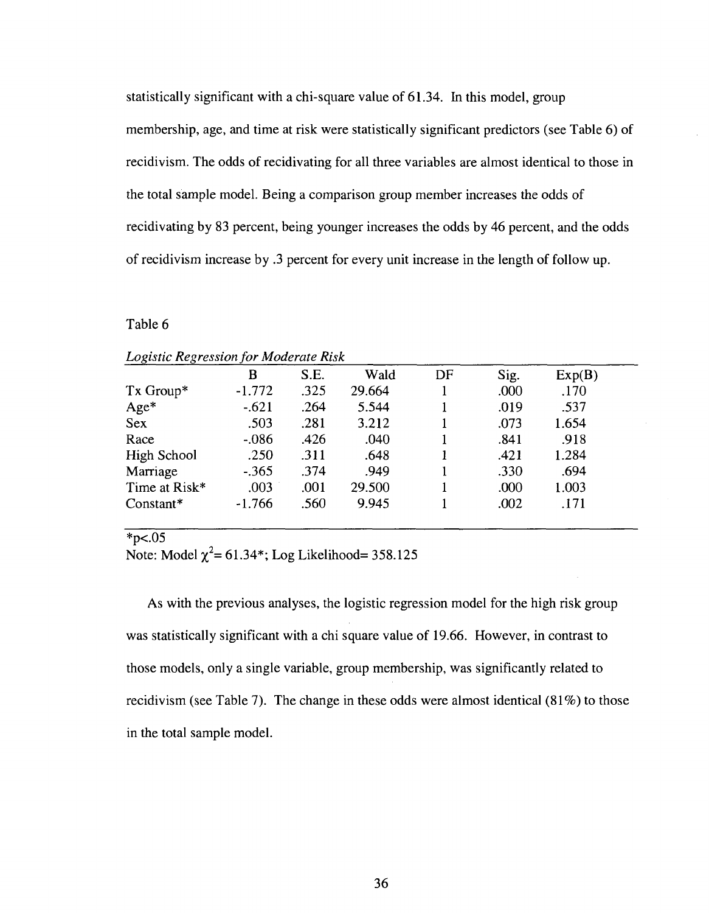statistically significant with a chi-square value of 61.34. In this model, group membership, age, and time at risk were statistically significant predictors (see Table 6) of recidivism. The odds of recidivating for all three variables are almost identical to those in the total sample model. Being a comparison group member increases the odds of recidivating by 83 percent, being younger increases the odds by 46 percent, and the odds of recidivism increase by .3 percent for every unit increase in the length of follow up.

Table 6

*Logistic Regression for Moderate Risk*

| | B | S.E. | Wald | DF | Sig. | Exp(B) |
|---|---|---|---|---|---|---|
| Tx Group* | -1.772 | .325 | 29.664 | 1 | .000 | .170 |
| Age* | -.621 | .264 | 5.544 | 1 | .019 | .537 |
| Sex | .503 | .281 | 3.212 | 1 | .073 | 1.654 |
| Race | -.086 | .426 | .040 | 1 | .841 | .918 |
| High School | .250 | .311 | .648 | 1 | .421 | 1.284 |
| Marriage | -.365 | .374 | .949 | 1 | .330 | .694 |
| Time at Risk* | .003 | .001 | 29.500 | 1 | .000 | 1.003 |
| Constant* | -1.766 | .560 | 9.945 | 1 | .002 | .171 |

*$p<.05$

Note: Model $\chi^2$= 61.34*; Log Likelihood= 358.125

As with the previous analyses, the logistic regression model for the high risk group was statistically significant with a chi square value of 19.66. However, in contrast to those models, only a single variable, group membership, was significantly related to recidivism (see Table 7). The change in these odds were almost identical (81%) to those in the total sample model.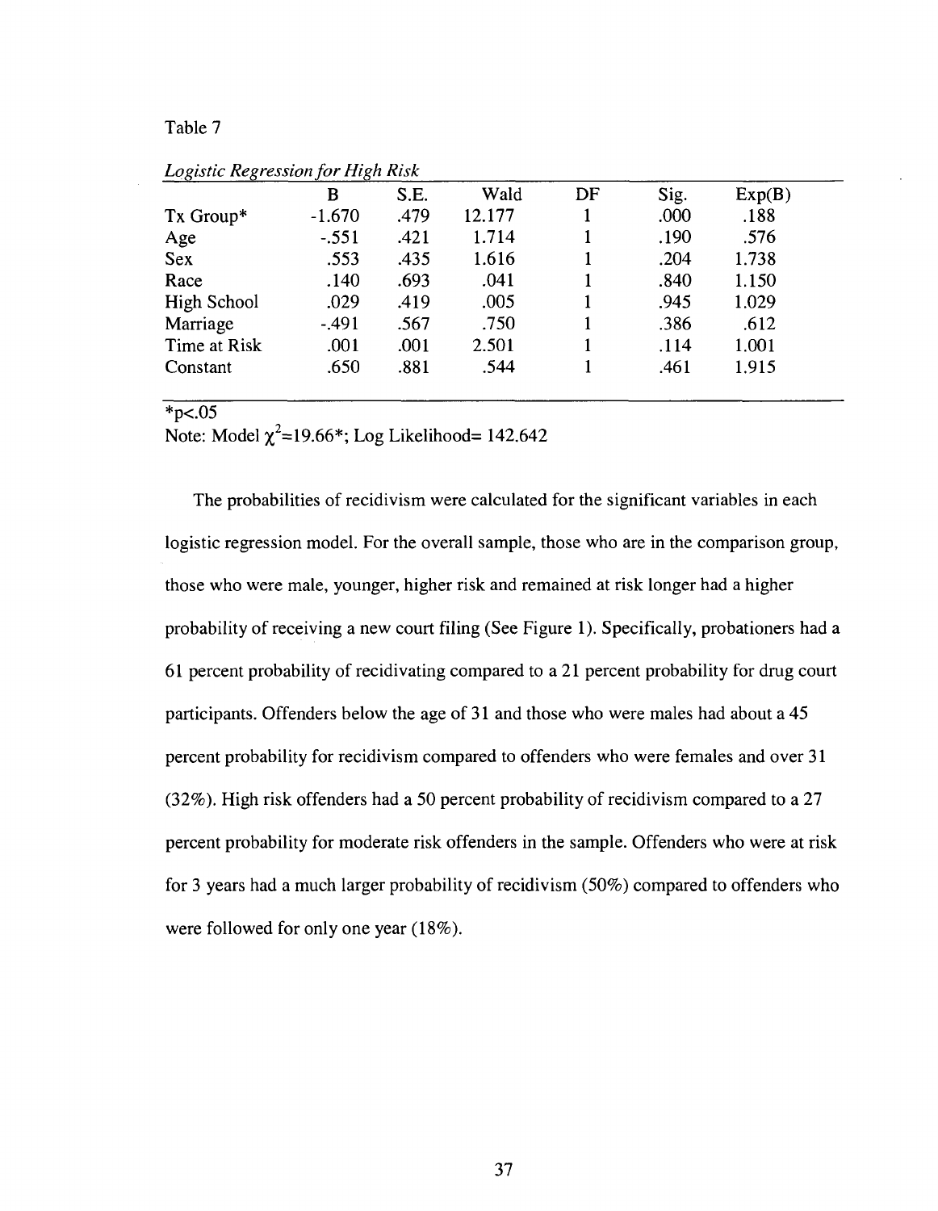Table 7

*Logistic Regression for High Risk*

| | B | S.E. | Wald | DF | Sig. | Exp(B) |
|---|---|---|---|---|---|---|
| Tx Group* | -1.670 | .479 | 12.177 | 1 | .000 | .188 |
| Age | -.551 | .421 | 1.714 | 1 | .190 | .576 |
| Sex | .553 | .435 | 1.616 | 1 | .204 | 1.738 |
| Race | .140 | .693 | .041 | 1 | .840 | 1.150 |
| High School | .029 | .419 | .005 | 1 | .945 | 1.029 |
| Marriage | -.491 | .567 | .750 | 1 | .386 | .612 |
| Time at Risk | .001 | .001 | 2.501 | 1 | .114 | 1.001 |
| Constant | .650 | .881 | .544 | 1 | .461 | 1.915 |

*$p<.05$

Note: Model $\chi^2$=19.66*; Log Likelihood= 142.642

The probabilities of recidivism were calculated for the significant variables in each logistic regression model. For the overall sample, those who are in the comparison group, those who were male, younger, higher risk and remained at risk longer had a higher probability of receiving a new court filing (See Figure 1). Specifically, probationers had a 61 percent probability of recidivating compared to a 21 percent probability for drug court participants. Offenders below the age of 31 and those who were males had about a 45 percent probability for recidivism compared to offenders who were females and over 31 (32%). High risk offenders had a 50 percent probability of recidivism compared to a 27 percent probability for moderate risk offenders in the sample. Offenders who were at risk for 3 years had a much larger probability of recidivism (50%) compared to offenders who were followed for only one year (18%).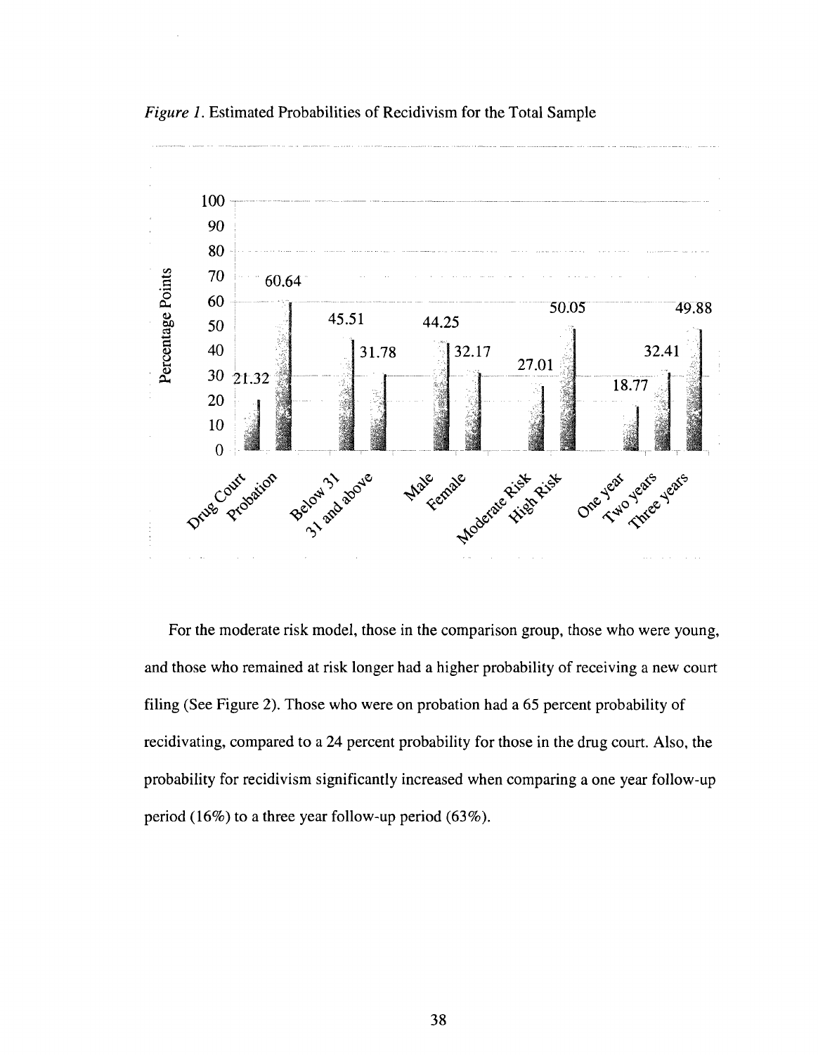*Figure 1.* Estimated Probabilities of Recidivism for the Total Sample

| | Percentage Points |
|---|---|
| Drug Court | 21.32 |
| Probation | 60.64 |
| Below 31 | 45.51 |
| 31 and above | 31.78 |
| Male | 44.25 |
| Female | 32.17 |
| Moderate Risk | 27.01 |
| High Risk | 50.05 |
| One year | 18.77 |
| Two years | 32.41 |
| Three years | 49.88 |

For the moderate risk model, those in the comparison group, those who were young, and those who remained at risk longer had a higher probability of receiving a new court filing (See Figure 2). Those who were on probation had a 65 percent probability of recidivating, compared to a 24 percent probability for those in the drug court. Also, the probability for recidivism significantly increased when comparing a one year follow-up period (16%) to a three year follow-up period (63%).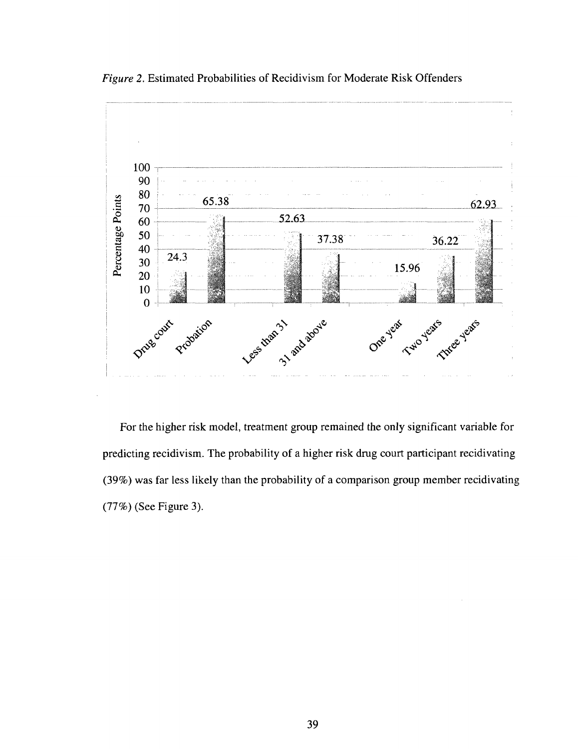*Figure 2.* Estimated Probabilities of Recidivism for Moderate Risk Offenders

| | Percentage Points |
|---|---|
| Drug court | 24.3 |
| Probation | 65.38 |
| Less than 31 | 52.63 |
| 31 and above | 37.38 |
| One year | 15.96 |
| Two years | 36.22 |
| Three years | 62.93 |

For the higher risk model, treatment group remained the only significant variable for predicting recidivism. The probability of a higher risk drug court participant recidivating (39%) was far less likely than the probability of a comparison group member recidivating (77%) (See Figure 3).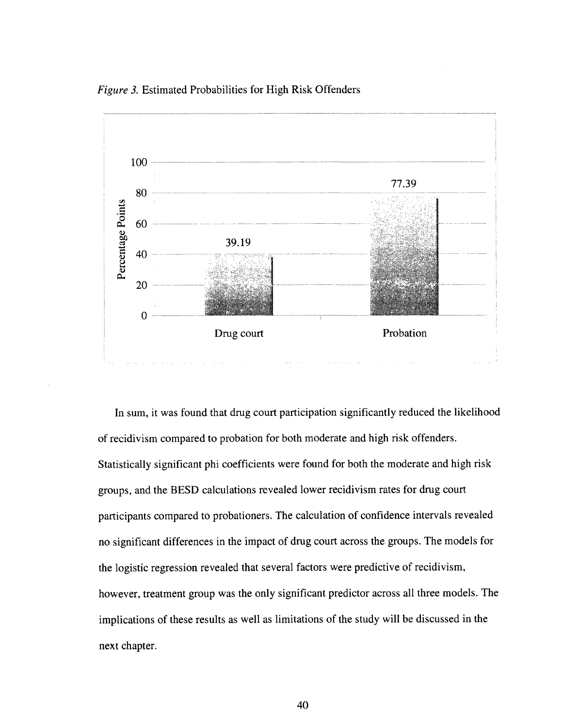*Figure 3.* Estimated Probabilities for High Risk Offenders

In sum, it was found that drug court participation significantly reduced the likelihood of recidivism compared to probation for both moderate and high risk offenders. Statistically significant phi coefficients were found for both the moderate and high risk groups, and the BESD calculations revealed lower recidivism rates for drug court participants compared to probationers. The calculation of confidence intervals revealed no significant differences in the impact of drug court across the groups. The models for the logistic regression revealed that several factors were predictive of recidivism, however, treatment group was the only significant predictor across all three models. The implications of these results as well as limitations of the study will be discussed in the next chapter.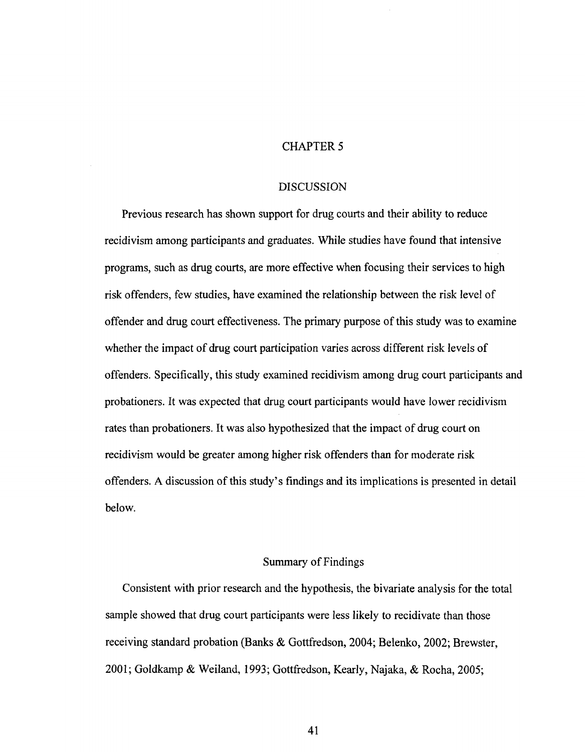# CHAPTER 5

## DISCUSSION

Previous research has shown support for drug courts and their ability to reduce recidivism among participants and graduates. While studies have found that intensive programs, such as drug courts, are more effective when focusing their services to high risk offenders, few studies, have examined the relationship between the risk level of offender and drug court effectiveness. The primary purpose of this study was to examine whether the impact of drug court participation varies across different risk levels of offenders. Specifically, this study examined recidivism among drug court participants and probationers. It was expected that drug court participants would have lower recidivism rates than probationers. It was also hypothesized that the impact of drug court on recidivism would be greater among higher risk offenders than for moderate risk offenders. A discussion of this study's findings and its implications is presented in detail below.

### Summary of Findings

Consistent with prior research and the hypothesis, the bivariate analysis for the total sample showed that drug court participants were less likely to recidivate than those receiving standard probation (Banks & Gottfredson, 2004; Belenko, 2002; Brewster, 2001; Goldkamp & Weiland, 1993; Gottfredson, Kearly, Najaka, & Rocha, 2005;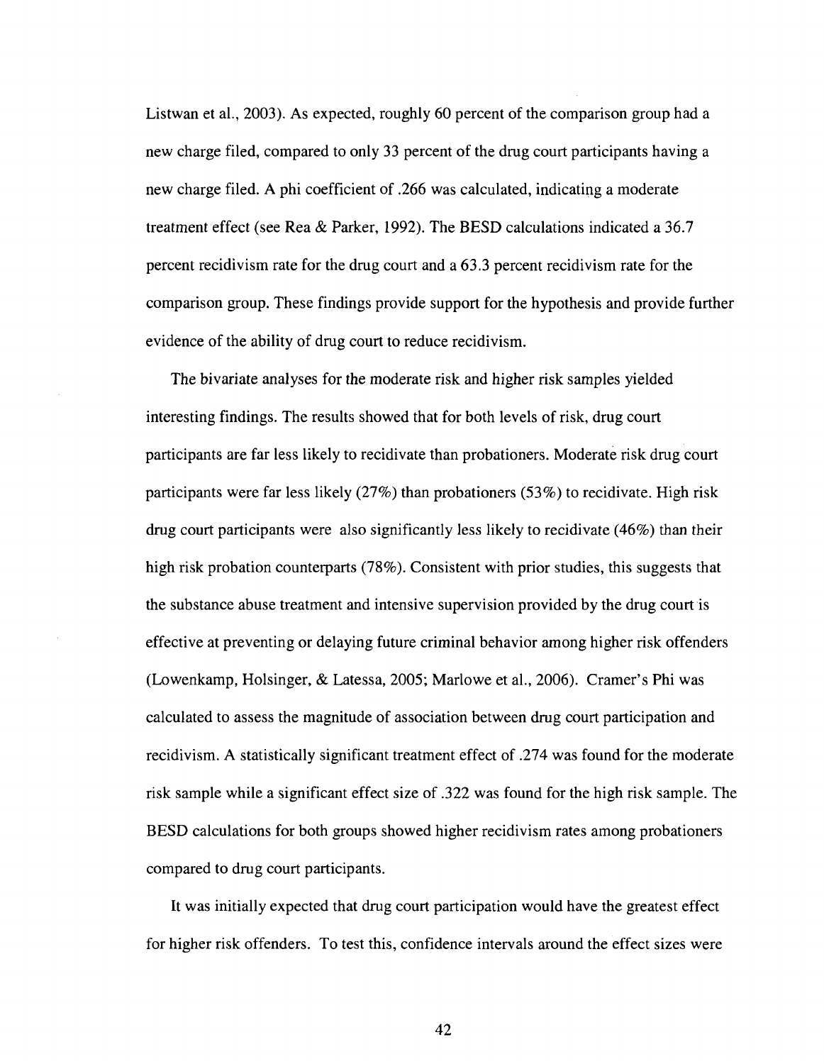Listwan et al., 2003). As expected, roughly 60 percent of the comparison group had a new charge filed, compared to only 33 percent of the drug court participants having a new charge filed. A phi coefficient of .266 was calculated, indicating a moderate treatment effect (see Rea & Parker, 1992). The BESD calculations indicated a 36.7 percent recidivism rate for the drug court and a 63.3 percent recidivism rate for the comparison group. These findings provide support for the hypothesis and provide further evidence of the ability of drug court to reduce recidivism.

The bivariate analyses for the moderate risk and higher risk samples yielded interesting findings. The results showed that for both levels of risk, drug court participants are far less likely to recidivate than probationers. Moderate risk drug court participants were far less likely (27%) than probationers (53%) to recidivate. High risk drug court participants were also significantly less likely to recidivate (46%) than their high risk probation counterparts (78%). Consistent with prior studies, this suggests that the substance abuse treatment and intensive supervision provided by the drug court is effective at preventing or delaying future criminal behavior among higher risk offenders (Lowenkamp, Holsinger, & Latessa, 2005; Marlowe et al., 2006). Cramer's Phi was calculated to assess the magnitude of association between drug court participation and recidivism. A statistically significant treatment effect of .274 was found for the moderate risk sample while a significant effect size of .322 was found for the high risk sample. The BESD calculations for both groups showed higher recidivism rates among probationers compared to drug court participants.

It was initially expected that drug court participation would have the greatest effect for higher risk offenders. To test this, confidence intervals around the effect sizes were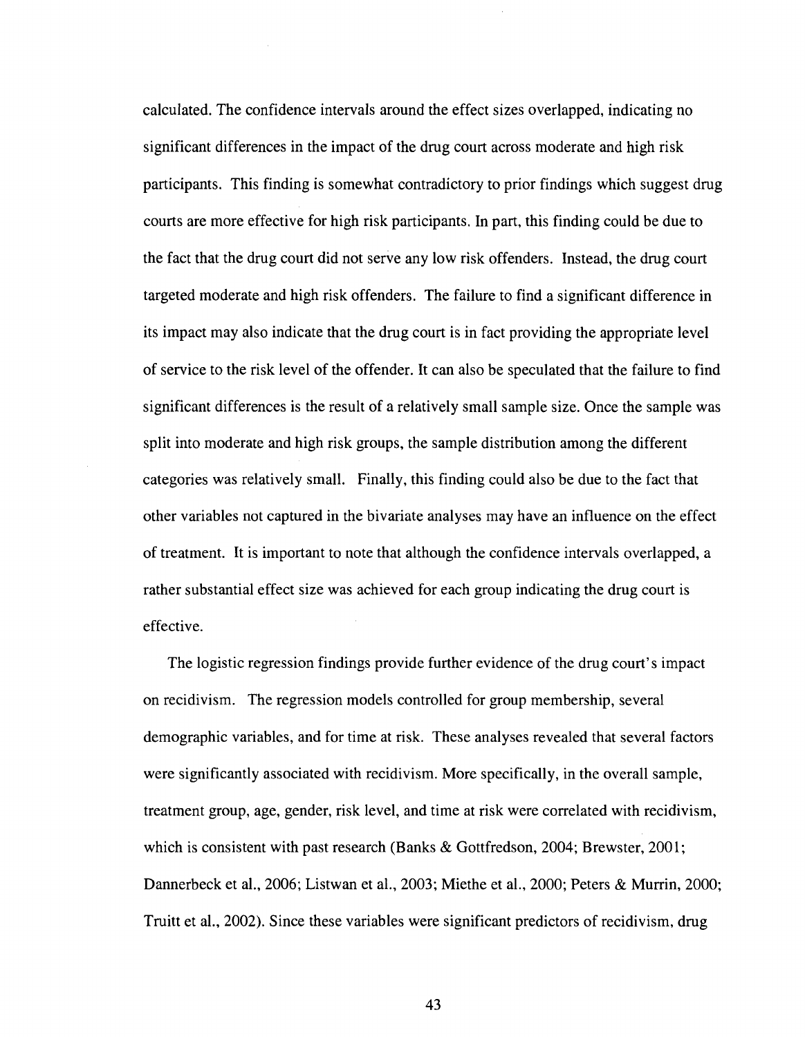calculated. The confidence intervals around the effect sizes overlapped, indicating no significant differences in the impact of the drug court across moderate and high risk participants. This finding is somewhat contradictory to prior findings which suggest drug courts are more effective for high risk participants. In part, this finding could be due to the fact that the drug court did not serve any low risk offenders. Instead, the drug court targeted moderate and high risk offenders. The failure to find a significant difference in its impact may also indicate that the drug court is in fact providing the appropriate level of service to the risk level of the offender. It can also be speculated that the failure to find significant differences is the result of a relatively small sample size. Once the sample was split into moderate and high risk groups, the sample distribution among the different categories was relatively small. Finally, this finding could also be due to the fact that other variables not captured in the bivariate analyses may have an influence on the effect of treatment. It is important to note that although the confidence intervals overlapped, a rather substantial effect size was achieved for each group indicating the drug court is effective.

The logistic regression findings provide further evidence of the drug court's impact on recidivism. The regression models controlled for group membership, several demographic variables, and for time at risk. These analyses revealed that several factors were significantly associated with recidivism. More specifically, in the overall sample, treatment group, age, gender, risk level, and time at risk were correlated with recidivism, which is consistent with past research (Banks & Gottfredson, 2004; Brewster, 2001; Dannerbeck et al., 2006; Listwan et al., 2003; Miethe et al., 2000; Peters & Murrin, 2000; Truitt et al., 2002). Since these variables were significant predictors of recidivism, drug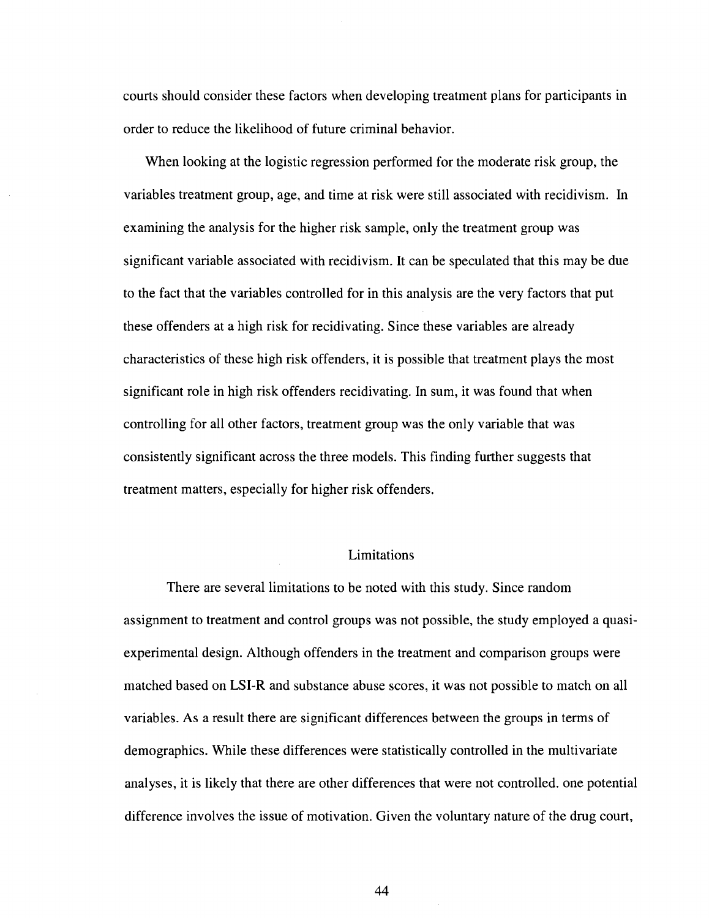courts should consider these factors when developing treatment plans for participants in order to reduce the likelihood of future criminal behavior.

When looking at the logistic regression performed for the moderate risk group, the variables treatment group, age, and time at risk were still associated with recidivism. In examining the analysis for the higher risk sample, only the treatment group was significant variable associated with recidivism. It can be speculated that this may be due to the fact that the variables controlled for in this analysis are the very factors that put these offenders at a high risk for recidivating. Since these variables are already characteristics of these high risk offenders, it is possible that treatment plays the most significant role in high risk offenders recidivating. In sum, it was found that when controlling for all other factors, treatment group was the only variable that was consistently significant across the three models. This finding further suggests that treatment matters, especially for higher risk offenders.

## Limitations

There are several limitations to be noted with this study. Since random assignment to treatment and control groups was not possible, the study employed a quasi-experimental design. Although offenders in the treatment and comparison groups were matched based on LSI-R and substance abuse scores, it was not possible to match on all variables. As a result there are significant differences between the groups in terms of demographics. While these differences were statistically controlled in the multivariate analyses, it is likely that there are other differences that were not controlled. one potential difference involves the issue of motivation. Given the voluntary nature of the drug court,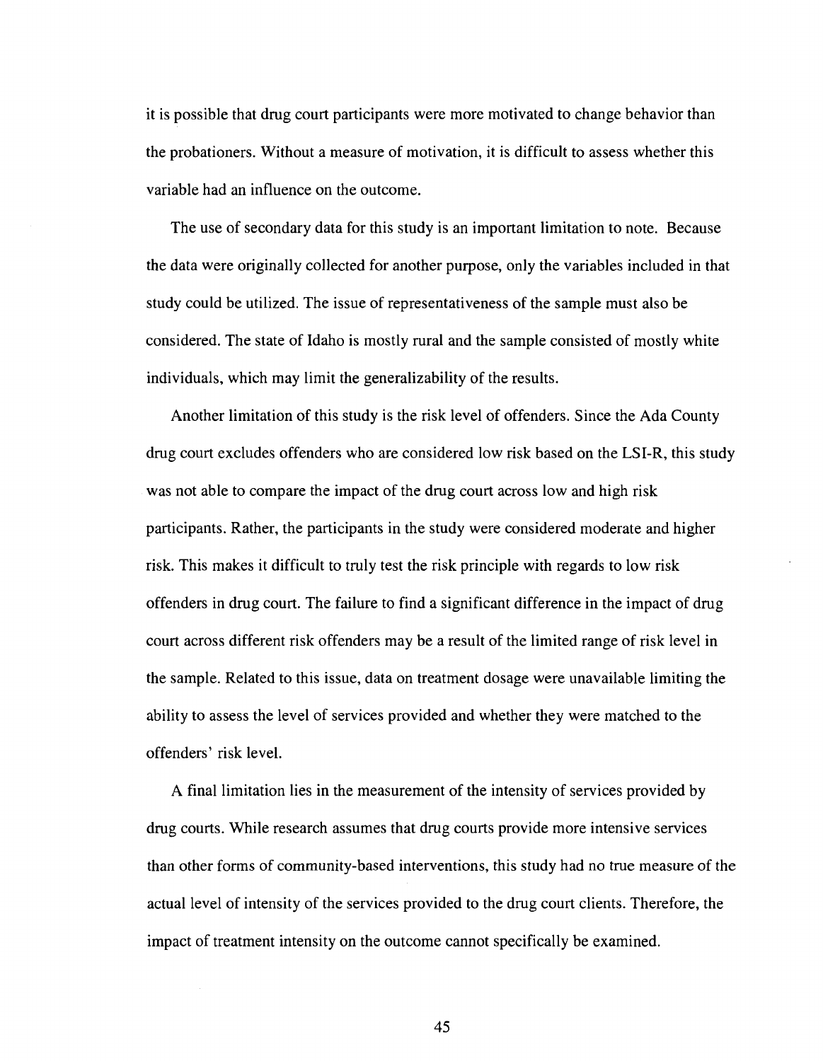it is possible that drug court participants were more motivated to change behavior than the probationers. Without a measure of motivation, it is difficult to assess whether this variable had an influence on the outcome.

The use of secondary data for this study is an important limitation to note. Because the data were originally collected for another purpose, only the variables included in that study could be utilized. The issue of representativeness of the sample must also be considered. The state of Idaho is mostly rural and the sample consisted of mostly white individuals, which may limit the generalizability of the results.

Another limitation of this study is the risk level of offenders. Since the Ada County drug court excludes offenders who are considered low risk based on the LSI-R, this study was not able to compare the impact of the drug court across low and high risk participants. Rather, the participants in the study were considered moderate and higher risk. This makes it difficult to truly test the risk principle with regards to low risk offenders in drug court. The failure to find a significant difference in the impact of drug court across different risk offenders may be a result of the limited range of risk level in the sample. Related to this issue, data on treatment dosage were unavailable limiting the ability to assess the level of services provided and whether they were matched to the offenders' risk level.

A final limitation lies in the measurement of the intensity of services provided by drug courts. While research assumes that drug courts provide more intensive services than other forms of community-based interventions, this study had no true measure of the actual level of intensity of the services provided to the drug court clients. Therefore, the impact of treatment intensity on the outcome cannot specifically be examined.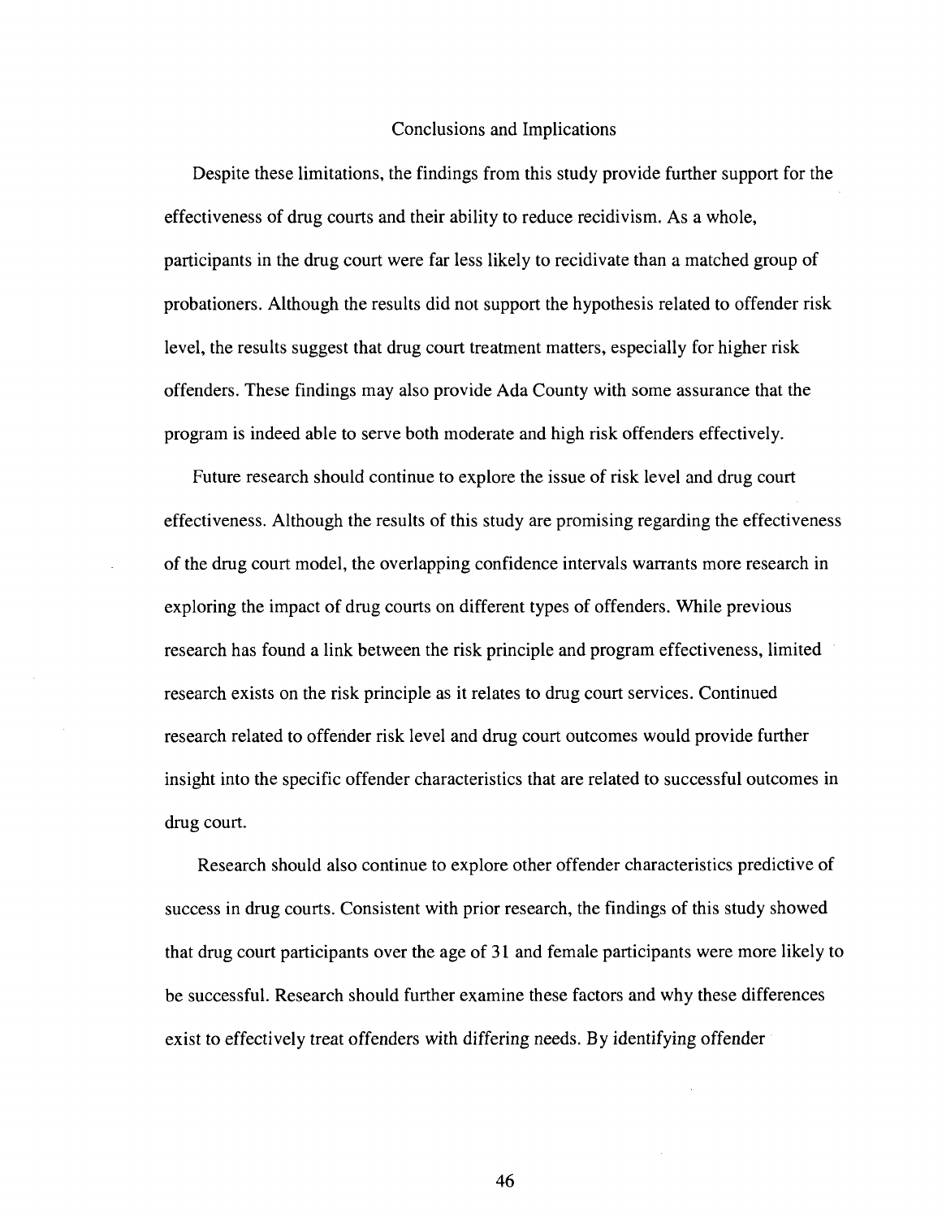## Conclusions and Implications

Despite these limitations, the findings from this study provide further support for the effectiveness of drug courts and their ability to reduce recidivism. As a whole, participants in the drug court were far less likely to recidivate than a matched group of probationers. Although the results did not support the hypothesis related to offender risk level, the results suggest that drug court treatment matters, especially for higher risk offenders. These findings may also provide Ada County with some assurance that the program is indeed able to serve both moderate and high risk offenders effectively.

Future research should continue to explore the issue of risk level and drug court effectiveness. Although the results of this study are promising regarding the effectiveness of the drug court model, the overlapping confidence intervals warrants more research in exploring the impact of drug courts on different types of offenders. While previous research has found a link between the risk principle and program effectiveness, limited research exists on the risk principle as it relates to drug court services. Continued research related to offender risk level and drug court outcomes would provide further insight into the specific offender characteristics that are related to successful outcomes in drug court.

Research should also continue to explore other offender characteristics predictive of success in drug courts. Consistent with prior research, the findings of this study showed that drug court participants over the age of 31 and female participants were more likely to be successful. Research should further examine these factors and why these differences exist to effectively treat offenders with differing needs. By identifying offender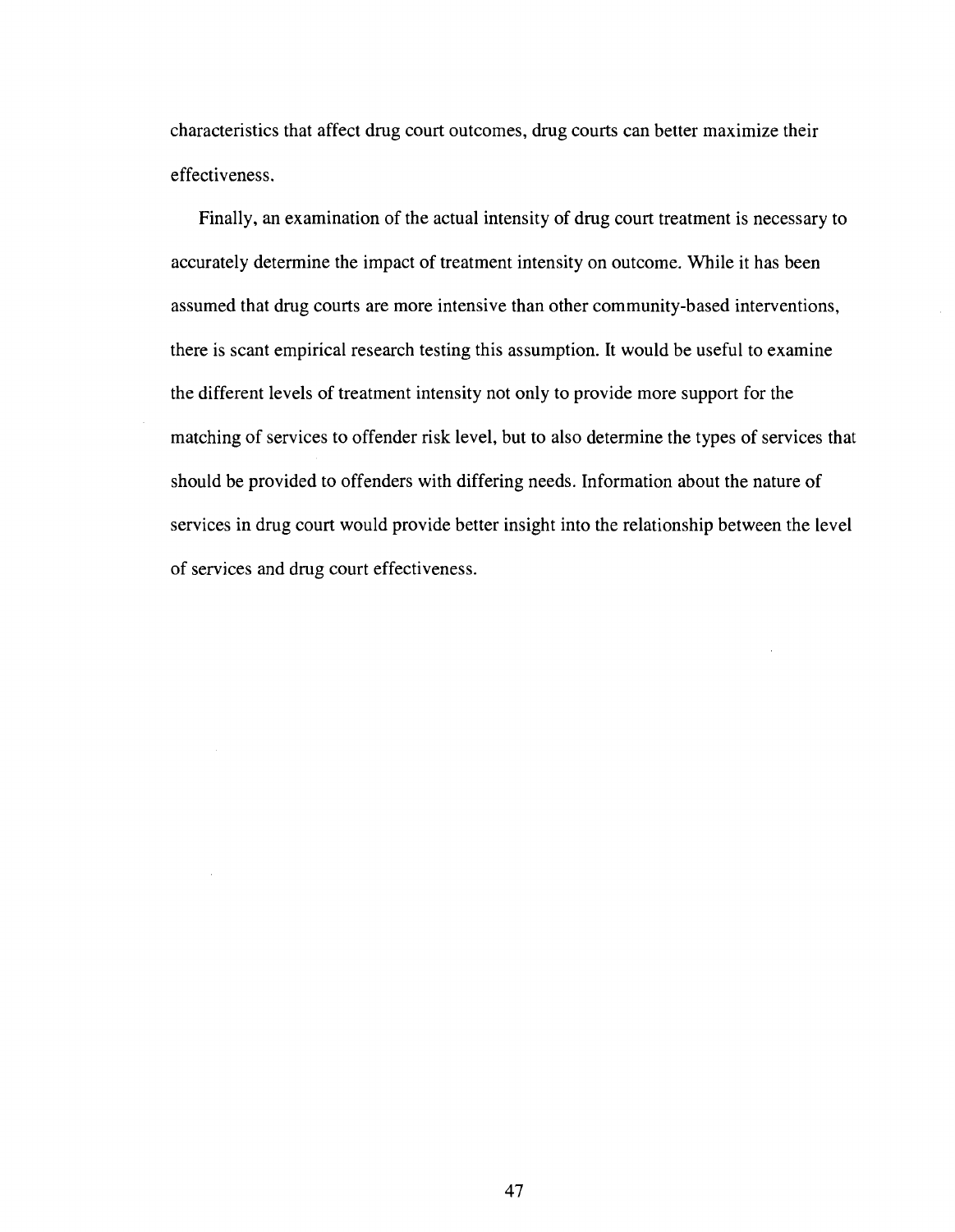characteristics that affect drug court outcomes, drug courts can better maximize their effectiveness.

Finally, an examination of the actual intensity of drug court treatment is necessary to accurately determine the impact of treatment intensity on outcome. While it has been assumed that drug courts are more intensive than other community-based interventions, there is scant empirical research testing this assumption. It would be useful to examine the different levels of treatment intensity not only to provide more support for the matching of services to offender risk level, but to also determine the types of services that should be provided to offenders with differing needs. Information about the nature of services in drug court would provide better insight into the relationship between the level of services and drug court effectiveness.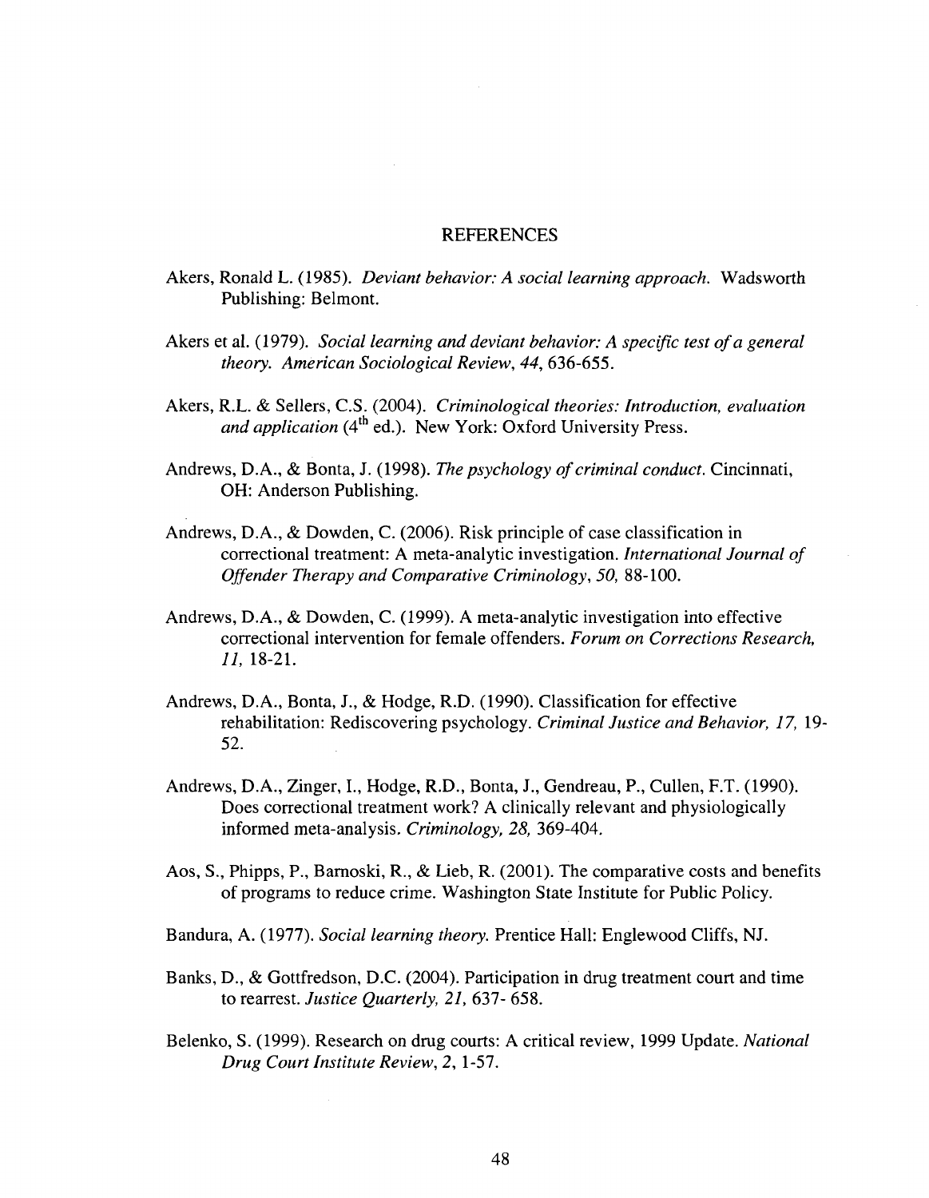# REFERENCES

Akers, Ronald L. (1985). *Deviant behavior: A social learning approach.* Wadsworth Publishing: Belmont.

Akers et al. (1979). *Social learning and deviant behavior: A specific test of a general theory. American Sociological Review, 44,* 636-655.

Akers, R.L. & Sellers, C.S. (2004). *Criminological theories: Introduction, evaluation and application* (4th ed.). New York: Oxford University Press.

Andrews, D.A., & Bonta, J. (1998). *The psychology of criminal conduct.* Cincinnati, OH: Anderson Publishing.

Andrews, D.A., & Dowden, C. (2006). Risk principle of case classification in correctional treatment: A meta-analytic investigation. *International Journal of Offender Therapy and Comparative Criminology, 50,* 88-100.

Andrews, D.A., & Dowden, C. (1999). A meta-analytic investigation into effective correctional intervention for female offenders. *Forum on Corrections Research, 11,* 18-21.

Andrews, D.A., Bonta, J., & Hodge, R.D. (1990). Classification for effective rehabilitation: Rediscovering psychology. *Criminal Justice and Behavior, 17,* 19-52.

Andrews, D.A., Zinger, I., Hodge, R.D., Bonta, J., Gendreau, P., Cullen, F.T. (1990). Does correctional treatment work? A clinically relevant and physiologically informed meta-analysis. *Criminology, 28,* 369-404.

Aos, S., Phipps, P., Barnoski, R., & Lieb, R. (2001). The comparative costs and benefits of programs to reduce crime. Washington State Institute for Public Policy.

Bandura, A. (1977). *Social learning theory.* Prentice Hall: Englewood Cliffs, NJ.

Banks, D., & Gottfredson, D.C. (2004). Participation in drug treatment court and time to rearrest. *Justice Quarterly, 21,* 637- 658.

Belenko, S. (1999). Research on drug courts: A critical review, 1999 Update. *National Drug Court Institute Review, 2,* 1-57.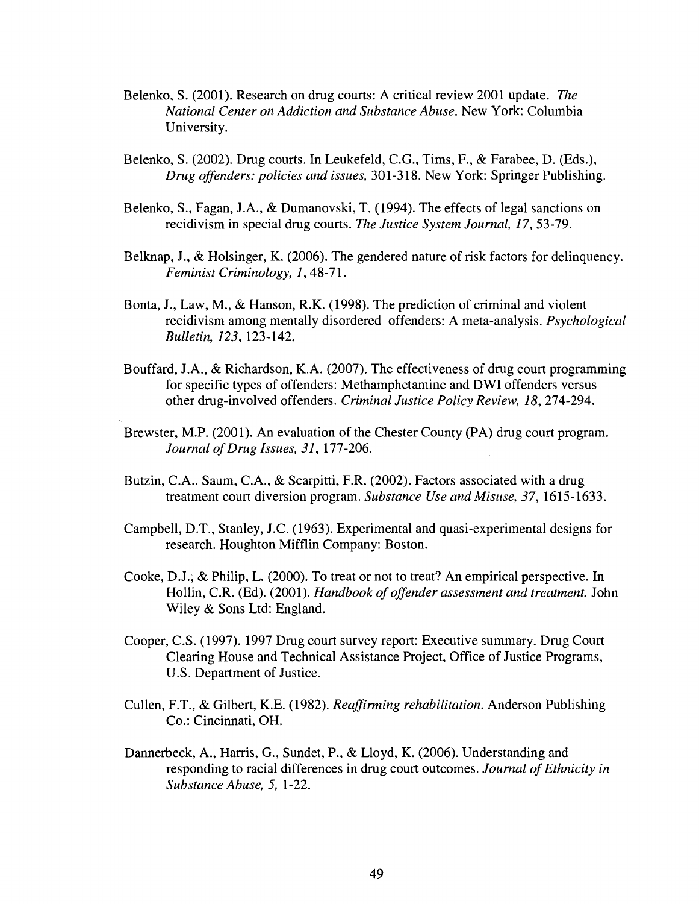Belenko, S. (2001). Research on drug courts: A critical review 2001 update. *The National Center on Addiction and Substance Abuse.* New York: Columbia University.

Belenko, S. (2002). Drug courts. In Leukefeld, C.G., Tims, F., & Farabee, D. (Eds.), *Drug offenders: policies and issues,* 301-318. New York: Springer Publishing.

Belenko, S., Fagan, J.A., & Dumanovski, T. (1994). The effects of legal sanctions on recidivism in special drug courts. *The Justice System Journal, 17,* 53-79.

Belknap, J., & Holsinger, K. (2006). The gendered nature of risk factors for delinquency. *Feminist Criminology, 1,* 48-71.

Bonta, J., Law, M., & Hanson, R.K. (1998). The prediction of criminal and violent recidivism among mentally disordered offenders: A meta-analysis. *Psychological Bulletin, 123,* 123-142.

Bouffard, J.A., & Richardson, K.A. (2007). The effectiveness of drug court programming for specific types of offenders: Methamphetamine and DWI offenders versus other drug-involved offenders. *Criminal Justice Policy Review, 18,* 274-294.

Brewster, M.P. (2001). An evaluation of the Chester County (PA) drug court program. *Journal of Drug Issues, 31,* 177-206.

Butzin, C.A., Saum, C.A., & Scarpitti, F.R. (2002). Factors associated with a drug treatment court diversion program. *Substance Use and Misuse, 37,* 1615-1633.

Campbell, D.T., Stanley, J.C. (1963). Experimental and quasi-experimental designs for research. Houghton Mifflin Company: Boston.

Cooke, D.J., & Philip, L. (2000). To treat or not to treat? An empirical perspective. In Hollin, C.R. (Ed). (2001). *Handbook of offender assessment and treatment.* John Wiley & Sons Ltd: England.

Cooper, C.S. (1997). 1997 Drug court survey report: Executive summary. Drug Court Clearing House and Technical Assistance Project, Office of Justice Programs, U.S. Department of Justice.

Cullen, F.T., & Gilbert, K.E. (1982). *Reaffirming rehabilitation.* Anderson Publishing Co.: Cincinnati, OH.

Dannerbeck, A., Harris, G., Sundet, P., & Lloyd, K. (2006). Understanding and responding to racial differences in drug court outcomes. *Journal of Ethnicity in Substance Abuse, 5,* 1-22.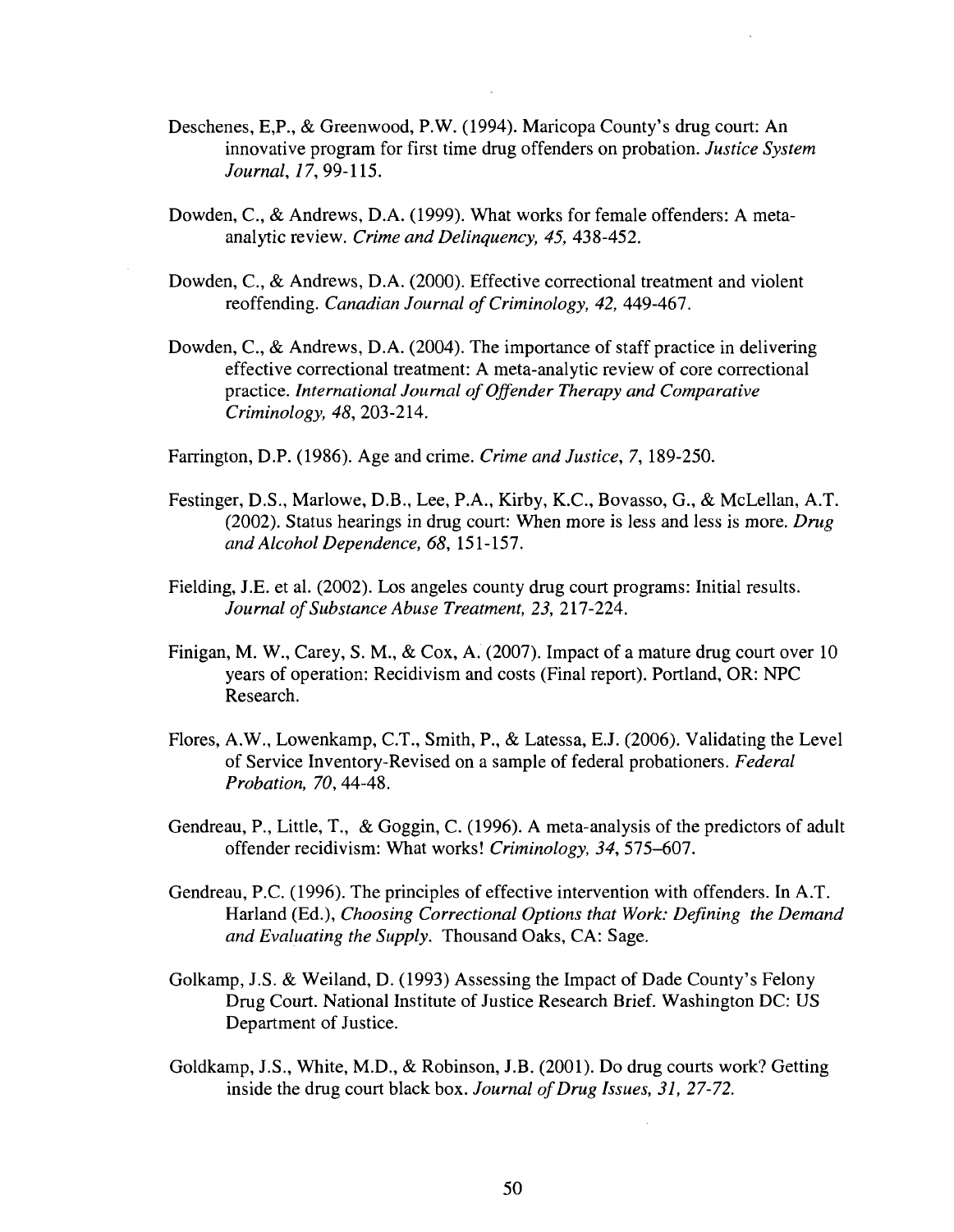Deschenes, E,P., & Greenwood, P.W. (1994). Maricopa County's drug court: An innovative program for first time drug offenders on probation. *Justice System Journal, 17*, 99-115.

Dowden, C., & Andrews, D.A. (1999). What works for female offenders: A meta-analytic review. *Crime and Delinquency, 45,* 438-452.

Dowden, C., & Andrews, D.A. (2000). Effective correctional treatment and violent reoffending. *Canadian Journal of Criminology, 42,* 449-467.

Dowden, C., & Andrews, D.A. (2004). The importance of staff practice in delivering effective correctional treatment: A meta-analytic review of core correctional practice. *International Journal of Offender Therapy and Comparative Criminology, 48*, 203-214.

Farrington, D.P. (1986). Age and crime. *Crime and Justice, 7*, 189-250.

Festinger, D.S., Marlowe, D.B., Lee, P.A., Kirby, K.C., Bovasso, G., & McLellan, A.T. (2002). Status hearings in drug court: When more is less and less is more. *Drug and Alcohol Dependence, 68*, 151-157.

Fielding, J.E. et al. (2002). Los angeles county drug court programs: Initial results. *Journal of Substance Abuse Treatment, 23,* 217-224.

Finigan, M. W., Carey, S. M., & Cox, A. (2007). Impact of a mature drug court over 10 years of operation: Recidivism and costs (Final report). Portland, OR: NPC Research.

Flores, A.W., Lowenkamp, C.T., Smith, P., & Latessa, E.J. (2006). Validating the Level of Service Inventory-Revised on a sample of federal probationers. *Federal Probation, 70*, 44-48.

Gendreau, P., Little, T., & Goggin, C. (1996). A meta-analysis of the predictors of adult offender recidivism: What works! *Criminology, 34*, 575–607.

Gendreau, P.C. (1996). The principles of effective intervention with offenders. In A.T. Harland (Ed.), *Choosing Correctional Options that Work: Defining the Demand and Evaluating the Supply.* Thousand Oaks, CA: Sage.

Golkamp, J.S. & Weiland, D. (1993) Assessing the Impact of Dade County's Felony Drug Court. National Institute of Justice Research Brief. Washington DC: US Department of Justice.

Goldkamp, J.S., White, M.D., & Robinson, J.B. (2001). Do drug courts work? Getting inside the drug court black box. *Journal of Drug Issues, 31, 27-72.*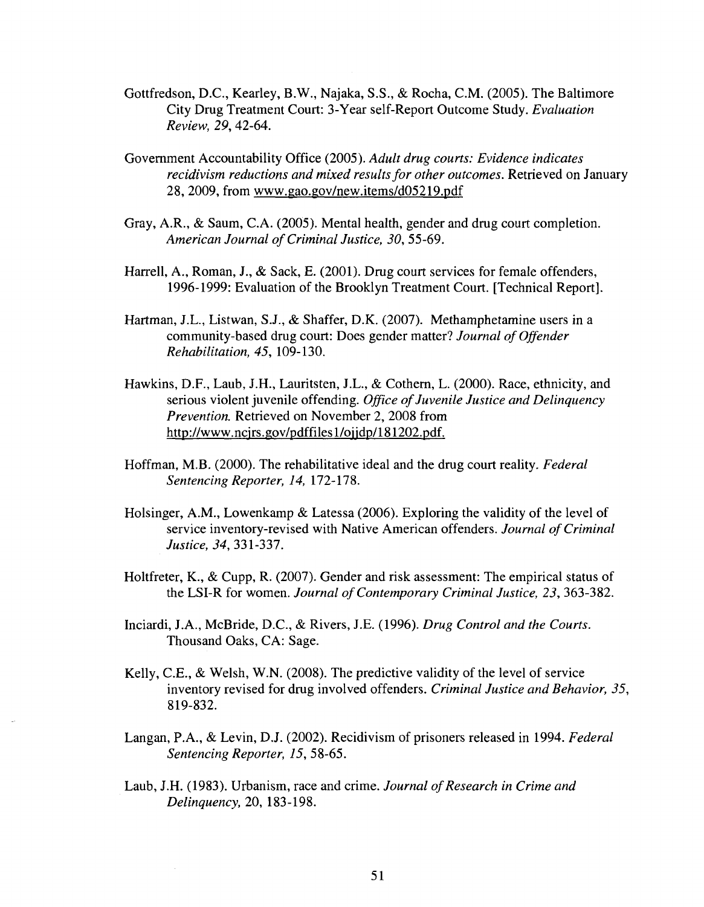Gottfredson, D.C., Kearley, B.W., Najaka, S.S., & Rocha, C.M. (2005). The Baltimore City Drug Treatment Court: 3-Year self-Report Outcome Study. *Evaluation Review, 29*, 42-64.

Government Accountability Office (2005). *Adult drug courts: Evidence indicates recidivism reductions and mixed results for other outcomes*. Retrieved on January 28, 2009, from www.gao.gov/new.items/d05219.pdf

Gray, A.R., & Saum, C.A. (2005). Mental health, gender and drug court completion. *American Journal of Criminal Justice, 30*, 55-69.

Harrell, A., Roman, J., & Sack, E. (2001). Drug court services for female offenders, 1996-1999: Evaluation of the Brooklyn Treatment Court. [Technical Report].

Hartman, J.L., Listwan, S.J., & Shaffer, D.K. (2007). Methamphetamine users in a community-based drug court: Does gender matter? *Journal of Offender Rehabilitation, 45*, 109-130.

Hawkins, D.F., Laub, J.H., Lauritsten, J.L., & Cothern, L. (2000). Race, ethnicity, and serious violent juvenile offending. *Office of Juvenile Justice and Delinquency Prevention.* Retrieved on November 2, 2008 from http://www.ncjrs.gov/pdffiles1/ojjdp/181202.pdf.

Hoffman, M.B. (2000). The rehabilitative ideal and the drug court reality. *Federal Sentencing Reporter, 14,* 172-178.

Holsinger, A.M., Lowenkamp & Latessa (2006). Exploring the validity of the level of service inventory-revised with Native American offenders. *Journal of Criminal Justice, 34*, 331-337.

Holtfreter, K., & Cupp, R. (2007). Gender and risk assessment: The empirical status of the LSI-R for women. *Journal of Contemporary Criminal Justice, 23*, 363-382.

Inciardi, J.A., McBride, D.C., & Rivers, J.E. (1996). *Drug Control and the Courts.* Thousand Oaks, CA: Sage.

Kelly, C.E., & Welsh, W.N. (2008). The predictive validity of the level of service inventory revised for drug involved offenders. *Criminal Justice and Behavior, 35*, 819-832.

Langan, P.A., & Levin, D.J. (2002). Recidivism of prisoners released in 1994. *Federal Sentencing Reporter, 15*, 58-65.

Laub, J.H. (1983). Urbanism, race and crime. *Journal of Research in Crime and Delinquency,* 20, 183-198.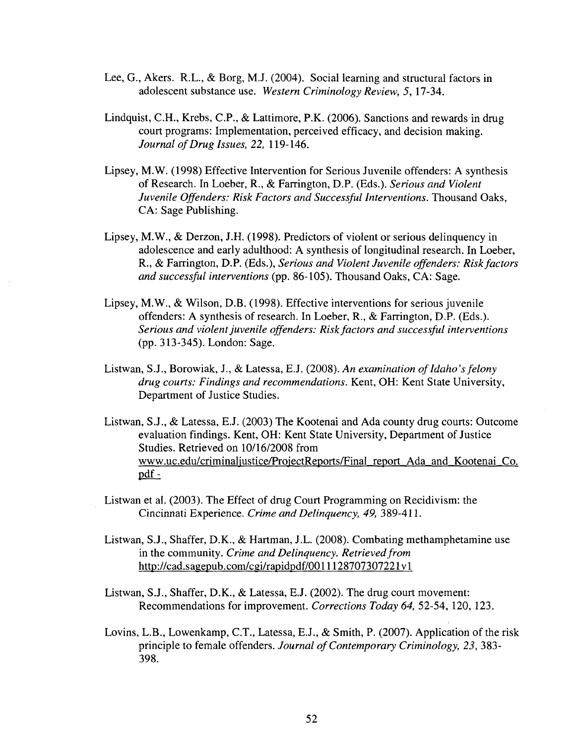Lee, G., Akers. R.L., & Borg, M.J. (2004). Social learning and structural factors in adolescent substance use. *Western Criminology Review, 5,* 17-34.

Lindquist, C.H., Krebs, C.P., & Lattimore, P.K. (2006). Sanctions and rewards in drug court programs: Implementation, perceived efficacy, and decision making. *Journal of Drug Issues, 22,* 119-146.

Lipsey, M.W. (1998) Effective Intervention for Serious Juvenile offenders: A synthesis of Research. In Loeber, R., & Farrington, D.P. (Eds.). *Serious and Violent Juvenile Offenders: Risk Factors and Successful Interventions.* Thousand Oaks, CA: Sage Publishing.

Lipsey, M.W., & Derzon, J.H. (1998). Predictors of violent or serious delinquency in adolescence and early adulthood: A synthesis of longitudinal research. In Loeber, R., & Farrington, D.P. (Eds.), *Serious and Violent Juvenile offenders: Risk factors and successful interventions* (pp. 86-105). Thousand Oaks, CA: Sage.

Lipsey, M.W., & Wilson, D.B. (1998). Effective interventions for serious juvenile offenders: A synthesis of research. In Loeber, R., & Farrington, D.P. (Eds.). *Serious and violent juvenile offenders: Risk factors and successful interventions* (pp. 313-345). London: Sage.

Listwan, S.J., Borowiak, J., & Latessa, E.J. (2008). *An examination of Idaho's felony drug courts: Findings and recommendations.* Kent, OH: Kent State University, Department of Justice Studies.

Listwan, S.J., & Latessa, E.J. (2003) The Kootenai and Ada county drug courts: Outcome evaluation findings. Kent, OH: Kent State University, Department of Justice Studies. Retrieved on 10/16/2008 from www.uc.edu/criminaljustice/ProjectReports/Final_report_Ada_and_Kootenai_Co.pdf -

Listwan et al. (2003). The Effect of drug Court Programming on Recidivism: the Cincinnati Experience. *Crime and Delinquency, 49,* 389-411.

Listwan, S.J., Shaffer, D.K., & Hartman, J.L. (2008). Combating methamphetamine use in the community. *Crime and Delinquency. Retrieved from* http://cad.sagepub.com/cgi/rapidpdf/0011128707307221v1

Listwan, S.J., Shaffer, D.K., & Latessa, E.J. (2002). The drug court movement: Recommendations for improvement. *Corrections Today 64,* 52-54, 120, 123.

Lovins, L.B., Lowenkamp, C.T., Latessa, E.J., & Smith, P. (2007). Application of the risk principle to female offenders. *Journal of Contemporary Criminology, 23,* 383-398.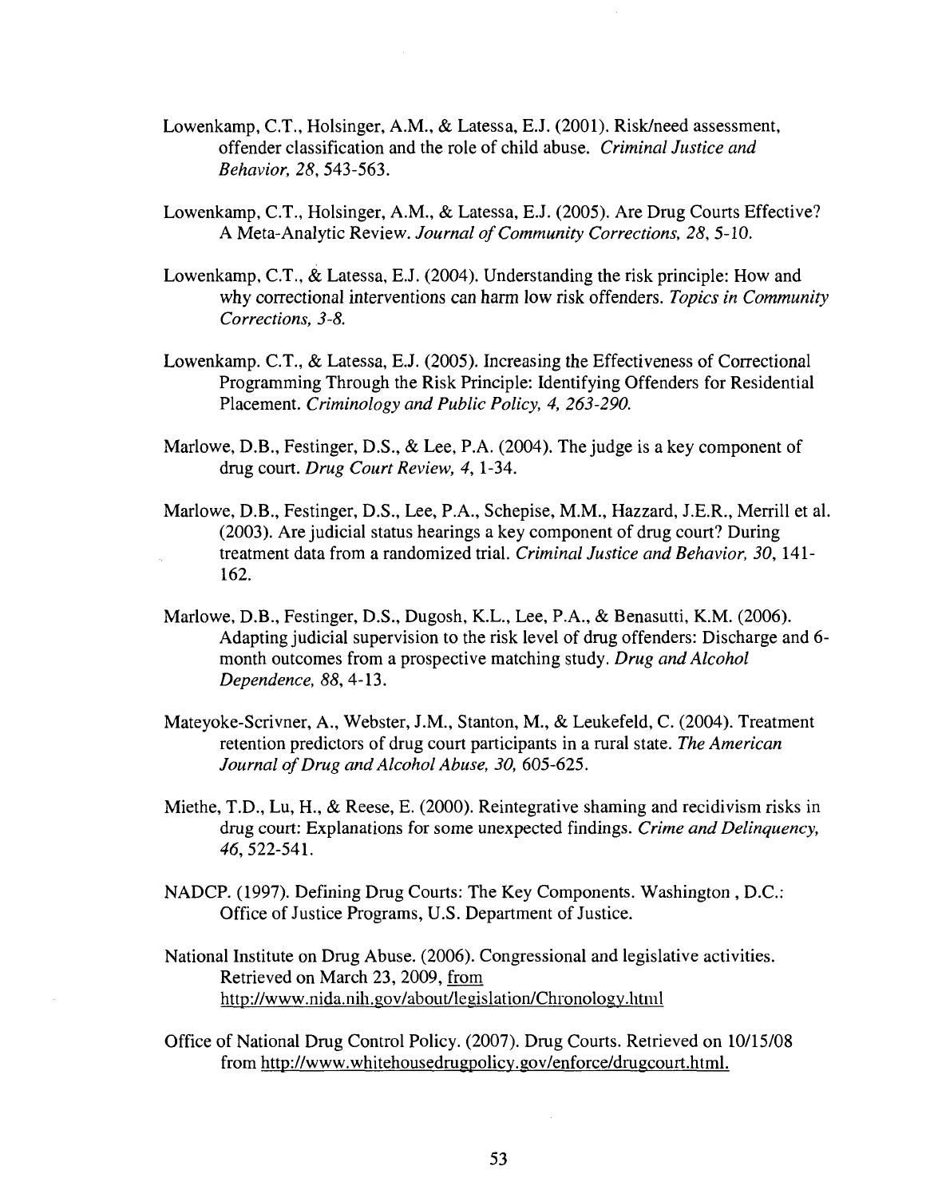Lowenkamp, C.T., Holsinger, A.M., & Latessa, E.J. (2001). Risk/need assessment, offender classification and the role of child abuse. *Criminal Justice and Behavior, 28*, 543-563.

Lowenkamp, C.T., Holsinger, A.M., & Latessa, E.J. (2005). Are Drug Courts Effective? A Meta-Analytic Review. *Journal of Community Corrections, 28*, 5-10.

Lowenkamp, C.T., & Latessa, E.J. (2004). Understanding the risk principle: How and why correctional interventions can harm low risk offenders. *Topics in Community Corrections, 3-8.*

Lowenkamp. C.T., & Latessa, E.J. (2005). Increasing the Effectiveness of Correctional Programming Through the Risk Principle: Identifying Offenders for Residential Placement. *Criminology and Public Policy, 4, 263-290.*

Marlowe, D.B., Festinger, D.S., & Lee, P.A. (2004). The judge is a key component of drug court. *Drug Court Review, 4*, 1-34.

Marlowe, D.B., Festinger, D.S., Lee, P.A., Schepise, M.M., Hazzard, J.E.R., Merrill et al. (2003). Are judicial status hearings a key component of drug court? During treatment data from a randomized trial. *Criminal Justice and Behavior, 30*, 141-162.

Marlowe, D.B., Festinger, D.S., Dugosh, K.L., Lee, P.A., & Benasutti, K.M. (2006). Adapting judicial supervision to the risk level of drug offenders: Discharge and 6-month outcomes from a prospective matching study. *Drug and Alcohol Dependence, 88*, 4-13.

Mateyoke-Scrivner, A., Webster, J.M., Stanton, M., & Leukefeld, C. (2004). Treatment retention predictors of drug court participants in a rural state. *The American Journal of Drug and Alcohol Abuse, 30,* 605-625.

Miethe, T.D., Lu, H., & Reese, E. (2000). Reintegrative shaming and recidivism risks in drug court: Explanations for some unexpected findings. *Crime and Delinquency, 46*, 522-541.

NADCP. (1997). Defining Drug Courts: The Key Components. Washington , D.C.: Office of Justice Programs, U.S. Department of Justice.

National Institute on Drug Abuse. (2006). Congressional and legislative activities. Retrieved on March 23, 2009, from http://www.nida.nih.gov/about/legislation/Chronology.html

Office of National Drug Control Policy. (2007). Drug Courts. Retrieved on 10/15/08 from http://www.whitehousedrugpolicy.gov/enforce/drugcourt.html.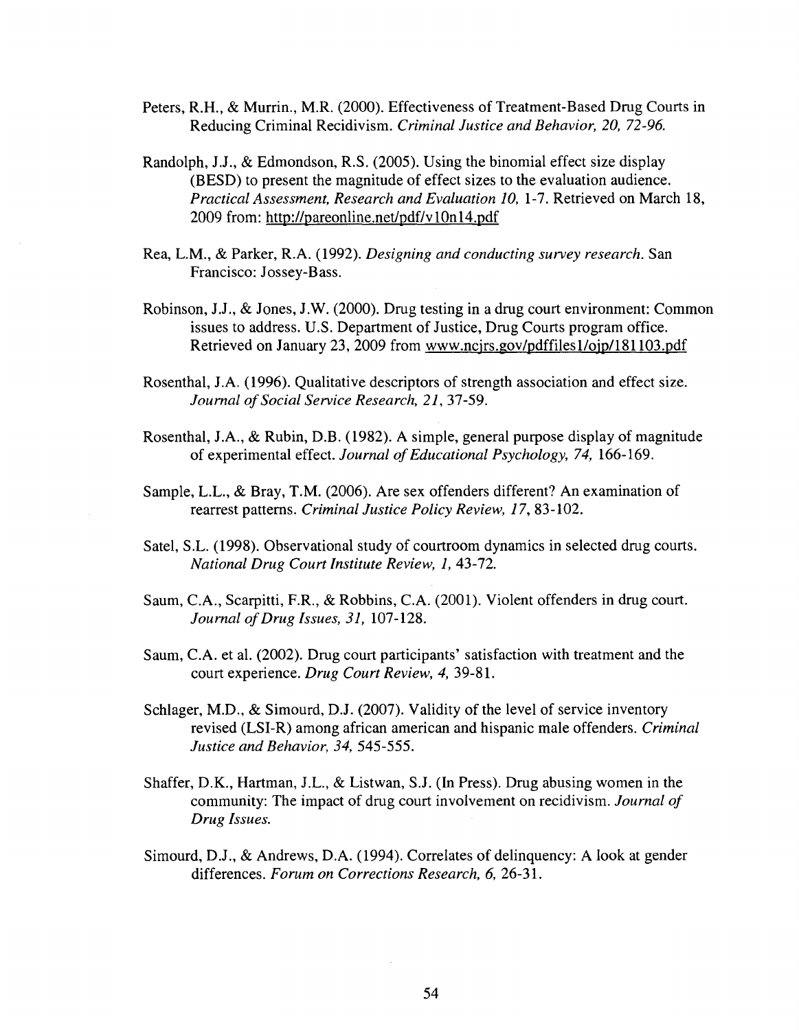Peters, R.H., & Murrin., M.R. (2000). Effectiveness of Treatment-Based Drug Courts in Reducing Criminal Recidivism. *Criminal Justice and Behavior, 20, 72-96.*

Randolph, J.J., & Edmondson, R.S. (2005). Using the binomial effect size display (BESD) to present the magnitude of effect sizes to the evaluation audience. *Practical Assessment, Research and Evaluation 10,* 1-7. Retrieved on March 18, 2009 from: http://pareonline.net/pdf/v10n14.pdf

Rea, L.M., & Parker, R.A. (1992). *Designing and conducting survey research.* San Francisco: Jossey-Bass.

Robinson, J.J., & Jones, J.W. (2000). Drug testing in a drug court environment: Common issues to address. U.S. Department of Justice, Drug Courts program office. Retrieved on January 23, 2009 from www.ncjrs.gov/pdffiles1/ojp/181103.pdf

Rosenthal, J.A. (1996). Qualitative descriptors of strength association and effect size. *Journal of Social Service Research, 21,* 37-59.

Rosenthal, J.A., & Rubin, D.B. (1982). A simple, general purpose display of magnitude of experimental effect. *Journal of Educational Psychology, 74,* 166-169.

Sample, L.L., & Bray, T.M. (2006). Are sex offenders different? An examination of rearrest patterns. *Criminal Justice Policy Review, 17,* 83-102.

Satel, S.L. (1998). Observational study of courtroom dynamics in selected drug courts. *National Drug Court Institute Review, 1,* 43-72.

Saum, C.A., Scarpitti, F.R., & Robbins, C.A. (2001). Violent offenders in drug court. *Journal of Drug Issues, 31,* 107-128.

Saum, C.A. et al. (2002). Drug court participants' satisfaction with treatment and the court experience. *Drug Court Review, 4,* 39-81.

Schlager, M.D., & Simourd, D.J. (2007). Validity of the level of service inventory revised (LSI-R) among african american and hispanic male offenders. *Criminal Justice and Behavior, 34,* 545-555.

Shaffer, D.K., Hartman, J.L., & Listwan, S.J. (In Press). Drug abusing women in the community: The impact of drug court involvement on recidivism. *Journal of Drug Issues.*

Simourd, D.J., & Andrews, D.A. (1994). Correlates of delinquency: A look at gender differences. *Forum on Corrections Research, 6,* 26-31.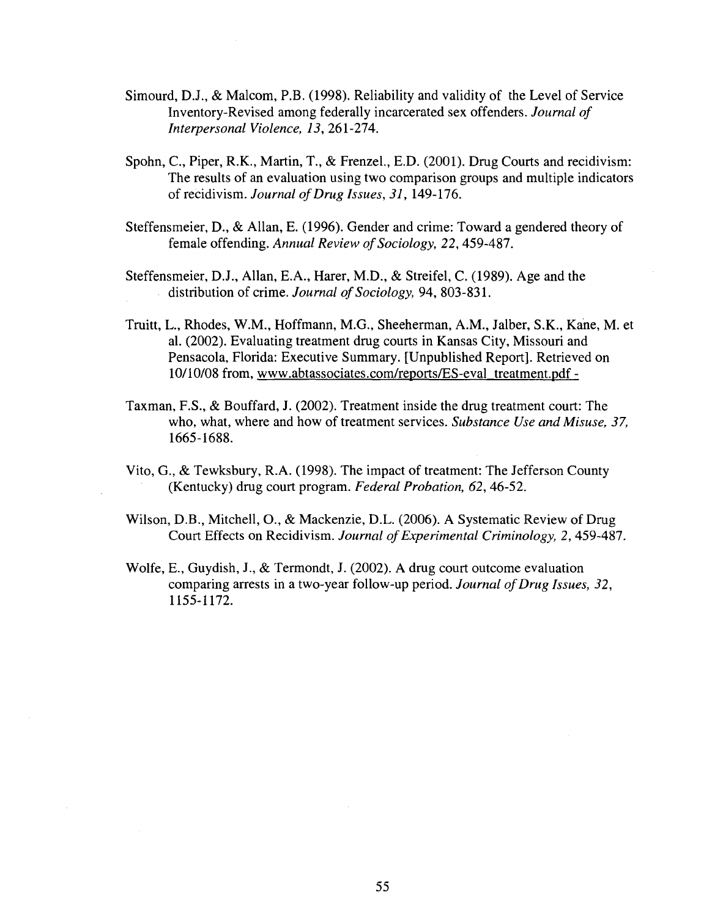Simourd, D.J., & Malcom, P.B. (1998). Reliability and validity of the Level of Service Inventory-Revised among federally incarcerated sex offenders. *Journal of Interpersonal Violence, 13*, 261-274.

Spohn, C., Piper, R.K., Martin, T., & Frenzel., E.D. (2001). Drug Courts and recidivism: The results of an evaluation using two comparison groups and multiple indicators of recidivism. *Journal of Drug Issues, 31*, 149-176.

Steffensmeier, D., & Allan, E. (1996). Gender and crime: Toward a gendered theory of female offending. *Annual Review of Sociology, 22*, 459-487.

Steffensmeier, D.J., Allan, E.A., Harer, M.D., & Streifel, C. (1989). Age and the distribution of crime. *Journal of Sociology,* 94, 803-831.

Truitt, L., Rhodes, W.M., Hoffmann, M.G., Sheeherman, A.M., Jalber, S.K., Kane, M. et al. (2002). Evaluating treatment drug courts in Kansas City, Missouri and Pensacola, Florida: Executive Summary. [Unpublished Report]. Retrieved on 10/10/08 from, www.abtassociates.com/reports/ES-eval_treatment.pdf -

Taxman, F.S., & Bouffard, J. (2002). Treatment inside the drug treatment court: The who, what, where and how of treatment services. *Substance Use and Misuse, 37*, 1665-1688.

Vito, G., & Tewksbury, R.A. (1998). The impact of treatment: The Jefferson County (Kentucky) drug court program. *Federal Probation, 62*, 46-52.

Wilson, D.B., Mitchell, O., & Mackenzie, D.L. (2006). A Systematic Review of Drug Court Effects on Recidivism. *Journal of Experimental Criminology, 2*, 459-487.

Wolfe, E., Guydish, J., & Termondt, J. (2002). A drug court outcome evaluation comparing arrests in a two-year follow-up period. *Journal of Drug Issues, 32*, 1155-1172.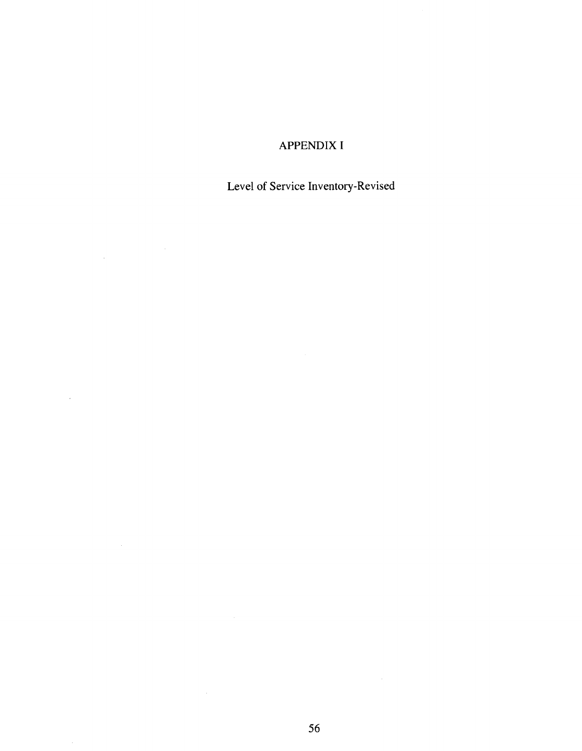# APPENDIX I

Level of Service Inventory-Revised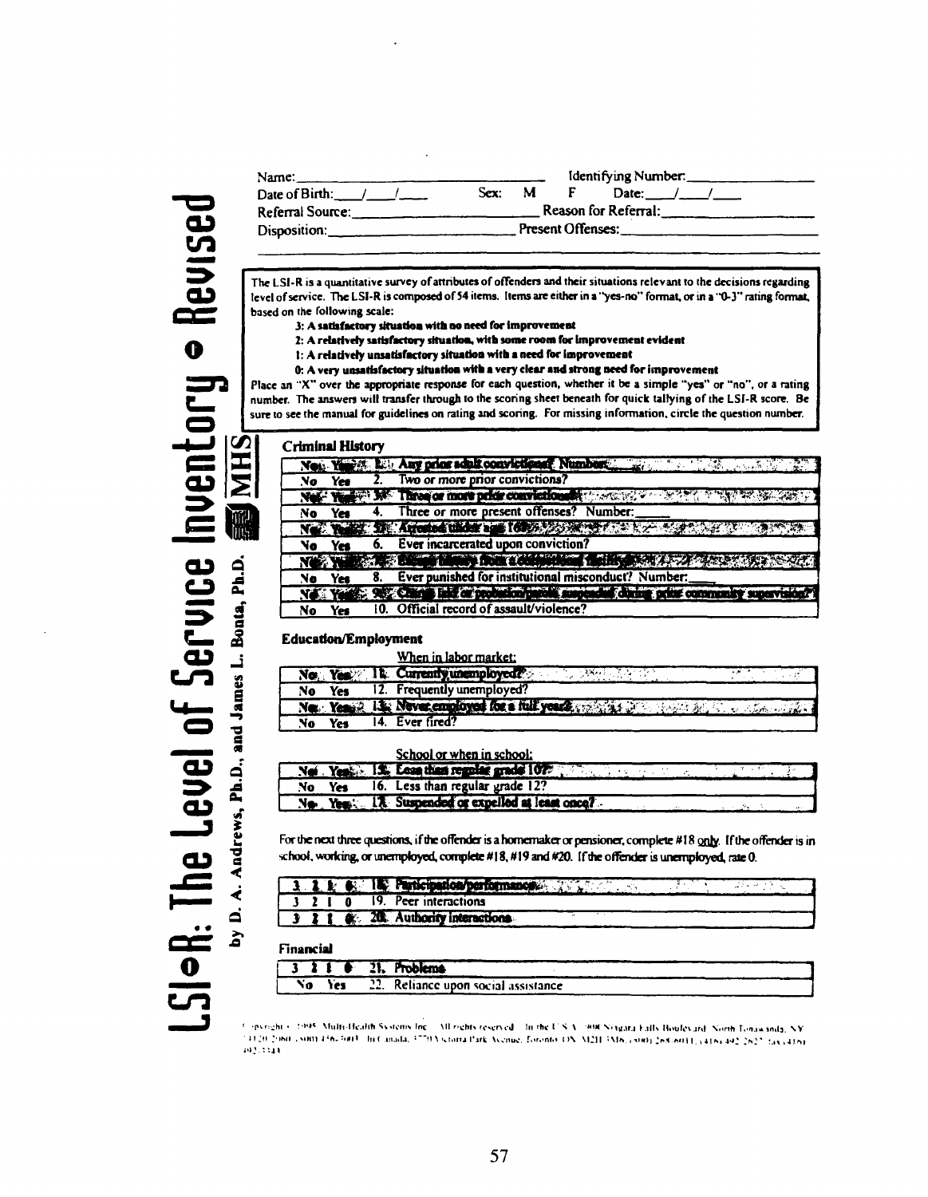# LSI-R: The Level of Service Inventory • Revised

by D. A. Andrews, Ph.D., and James L. Bonta, Ph.D.

MHS

Name:\_\_\_\_\_\_\_\_\_\_\_\_\_\_\_\_\_\_\_\_\_\_\_\_ Identifying Number:\_\_\_\_\_\_\_\_\_\_\_\_\_\_\_

Date of Birth: \_\_\_/\_\_\_/\_\_\_ Sex: M F Date: \_\_\_/\_\_\_/\_\_\_

Referral Source:\_\_\_\_\_\_\_\_\_\_\_\_\_\_\_\_\_\_\_\_ Reason for Referral:\_\_\_\_\_\_\_\_\_\_\_\_\_\_\_

Disposition:\_\_\_\_\_\_\_\_\_\_\_\_\_\_\_\_\_\_\_\_ Present Offenses:\_\_\_\_\_\_\_\_\_\_\_\_\_\_\_

The LSI-R is a quantitative survey of attributes of offenders and their situations relevant to the decisions regarding level of service. The LSI-R is composed of 54 items. Items are either in a "yes-no" format, or in a "0-3" rating format, based on the following scale:

- **3: A satisfactory situation with no need for improvement**
- **2: A relatively satisfactory situation, with some room for improvement evident**
- **1: A relatively unsatisfactory situation with a need for improvement**
- **0: A very unsatisfactory situation with a very clear and strong need for improvement**

Place an "X" over the appropriate response for each question, whether it be a simple "yes" or "no", or a rating number. The answers will transfer through to the scoring sheet beneath for quick tallying of the LSI-R score. Be sure to see the manual for guidelines on rating and scoring. For missing information, circle the question number.

**Criminal History**

| | | | |
|---|---|---|---|
| No | Yes | 1. | Any prior adult convictions? Number:\_\_\_\_ |
| No | Yes | 2. | Two or more prior convictions? |
| No | Yes | 3. | Three or more prior convictions? |
| No | Yes | 4. | Three or more present offenses? Number:\_\_\_\_ |
| No | Yes | 5. | Arrested under age 16? |
| No | Yes | 6. | Ever incarcerated upon conviction? |
| No | Yes | 7. | Escape history from a correctional facility? |
| No | Yes | 8. | Ever punished for institutional misconduct? Number:\_\_\_\_ |
| No | Yes | 9. | Charge laid or probation/parole suspended during prior community supervision? |
| No | Yes | 10. | Official record of assault/violence? |

**Education/Employment**

When in labor market:

| | | | |
|---|---|---|---|
| No | Yes | 11. | Currently unemployed? |
| No | Yes | 12. | Frequently unemployed? |
| No | Yes | 13. | Never employed for a full year? |
| No | Yes | 14. | Ever fired? |

School or when in school:

| | | | |
|---|---|---|---|
| No | Yes | 15. | Less than regular grade 10? |
| No | Yes | 16. | Less than regular grade 12? |
| No | Yes | 17. | Suspended or expelled at least once? |

For the next three questions, if the offender is a homemaker or pensioner, complete #18 only. If the offender is in school, working, or unemployed, complete #18, #19 and #20. If the offender is unemployed, rate 0.

| | | | | | |
|---|---|---|---|---|---|
| 3 | 2 | 1 | 0 | 18. | Participation/performance |
| 3 | 2 | 1 | 0 | 19. | Peer interactions |
| 3 | 2 | 1 | 0 | 20. | Authority interactions |

**Financial**

| | | | | | |
|---|---|---|---|---|---|
| 3 | 2 | 1 | 0 | 21. | Problems |
| No | Yes | | | 22. | Reliance upon social assistance |

Copyright © 1995 Multi-Health Systems Inc. All rights reserved. In the U.S.A.: 908 Niagara Falls Boulevard, North Tonawanda, NY 14120-2060, (800) 456-3003. In Canada: 3770 Victoria Park Avenue, Toronto, ON M2H 3M6, (800) 268-6011, (416) 492-2627, fax (416) 492-3343.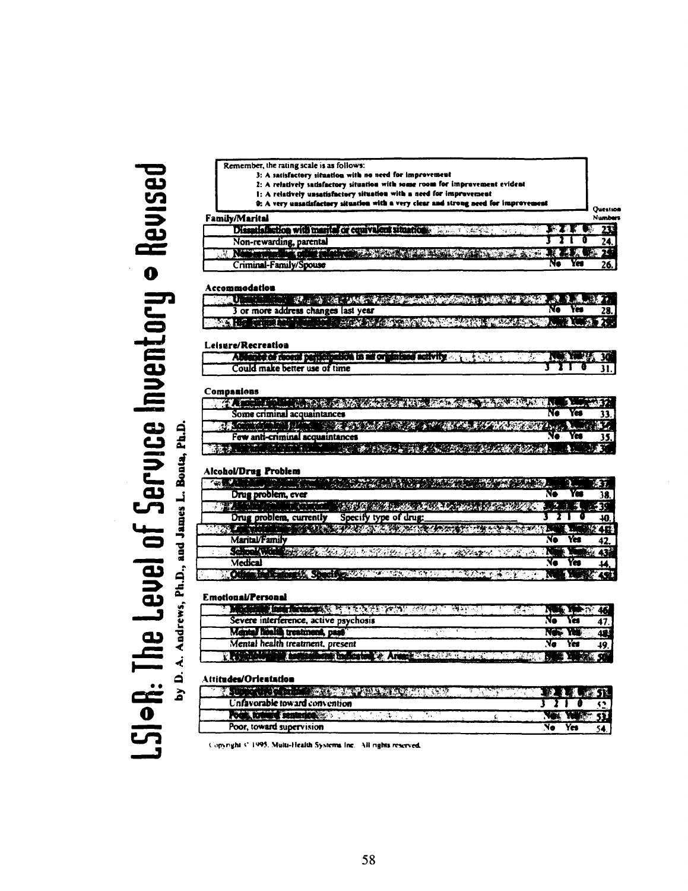# LSI-R: The Level of Service Inventory – Revised

by D. A. Andrews, Ph.D., and James L. Bonta, Ph.D.

Remember, the rating scale is as follows:

- **3: A satisfactory situation with no need for improvement**
- **2: A relatively satisfactory situation with some room for improvement evident**
- **1: A relatively unsatisfactory situation with a need for improvement**
- **0: A very unsatisfactory situation with a very clear and strong need for improvement**

### Family/Marital

| Item | Rating | Question Numbers |
|---|---|---|
| Dissatisfaction with marital or equivalent situation | 3 2 1 0 | 23. |
| Non-rewarding, parental | 3 2 1 0 | 24. |
| Non-rewarding, other relatives | 3 2 1 0 | 25. |
| Criminal-Family/Spouse | No Yes | 26. |

### Accommodation

| Item | Rating | Question Numbers |
|---|---|---|
| Unsatisfactory | 3 2 1 0 | 27. |
| 3 or more address changes last year | No Yes | 28. |
| High crime neighborhood | No Yes | 29. |

### Leisure/Recreation

| Item | Rating | Question Numbers |
|---|---|---|
| Absence of recent participation in an organized activity | No Yes | 30. |
| Could make better use of time | 3 2 1 0 | 31. |

### Companions

| Item | Rating | Question Numbers |
|---|---|---|
| A social isolate | No Yes | 32. |
| Some criminal acquaintances | No Yes | 33. |
| Some criminal friends | No Yes | 34. |
| Few anti-criminal acquaintances | No Yes | 35. |
| Few anti-criminal friends | No Yes | 36. |

### Alcohol/Drug Problem

| Item | Rating | Question Numbers |
|---|---|---|
| Alcohol problem, ever | No Yes | 37. |
| Drug problem, ever | No Yes | 38. |
| Alcohol problem, currently | 3 2 1 0 | 39. |
| Drug problem, currently Specify type of drug:________ | 3 2 1 0 | 40. |
| Law violations | No Yes | 41. |
| Marital/Family | No Yes | 42. |
| School/Work | No Yes | 43. |
| Medical | No Yes | 44. |
| Other indicators Specify: | No Yes | 45. |

### Emotional/Personal

| Item | Rating | Question Numbers |
|---|---|---|
| Moderate interference | No Yes | 46. |
| Severe interference, active psychosis | No Yes | 47. |
| Mental health treatment, past | No Yes | 48. |
| Mental health treatment, present | No Yes | 49. |
| Psychological assessment indicated Area: | No Yes | 50. |

### Attitudes/Orientation

| Item | Rating | Question Numbers |
|---|---|---|
| Supportive of crime | 3 2 1 0 | 51. |
| Unfavorable toward convention | 3 2 1 0 | 52. |
| Poor, toward sentence | No Yes | 53. |
| Poor, toward supervision | No Yes | 54. |

Copyright © 1995, Multi-Health Systems Inc. All rights reserved.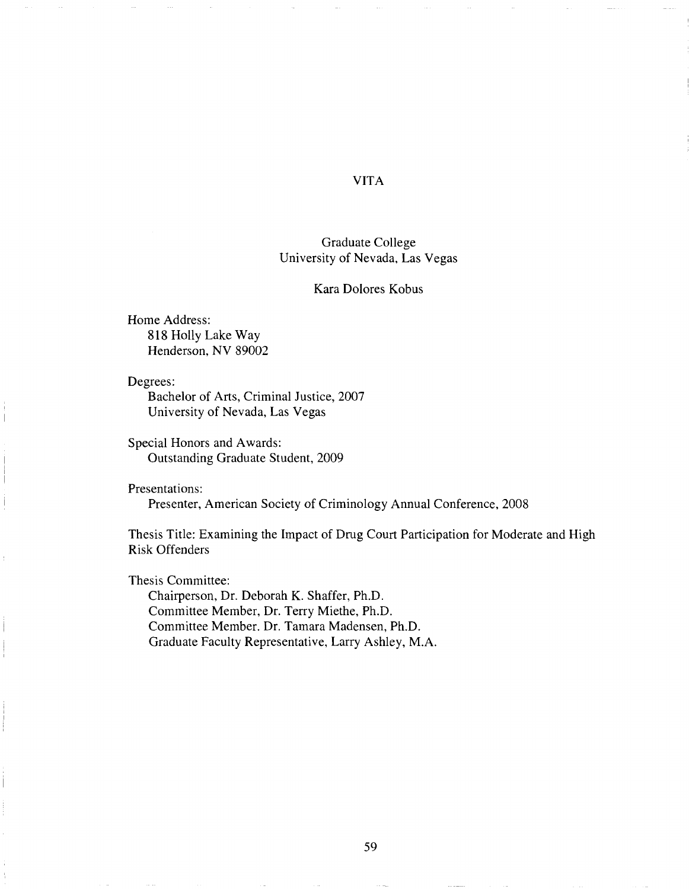# VITA

Graduate College
University of Nevada, Las Vegas

Kara Dolores Kobus

Home Address:
818 Holly Lake Way
Henderson, NV 89002

Degrees:
Bachelor of Arts, Criminal Justice, 2007
University of Nevada, Las Vegas

Special Honors and Awards:
Outstanding Graduate Student, 2009

Presentations:
Presenter, American Society of Criminology Annual Conference, 2008

Thesis Title: Examining the Impact of Drug Court Participation for Moderate and High Risk Offenders

Thesis Committee:
Chairperson, Dr. Deborah K. Shaffer, Ph.D.
Committee Member, Dr. Terry Miethe, Ph.D.
Committee Member. Dr. Tamara Madensen, Ph.D.
Graduate Faculty Representative, Larry Ashley, M.A.